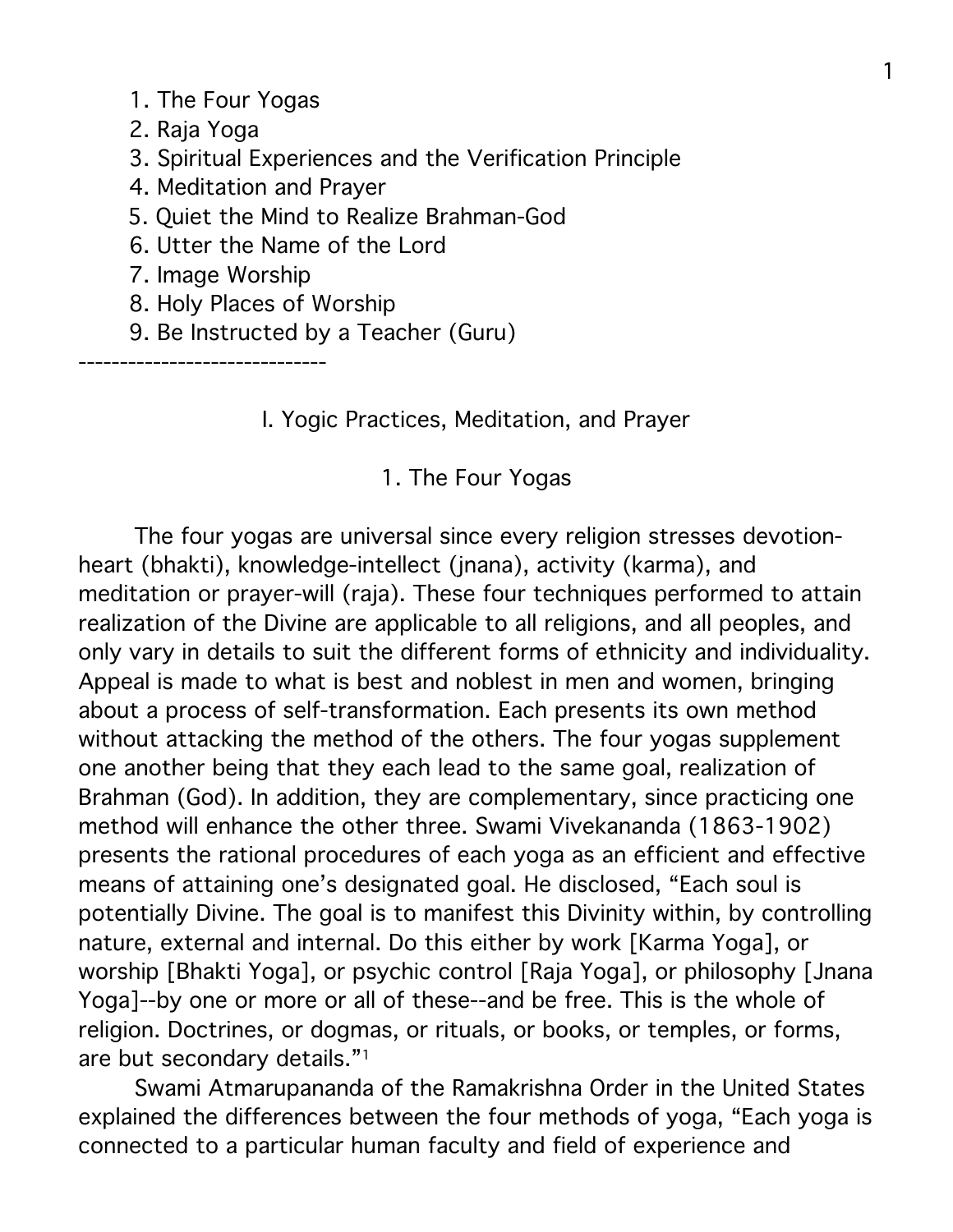1. The Four Yogas
2. Raja Yoga
3. Spiritual Experiences and the Verification Principle
4. Meditation and Prayer
5. Quiet the Mind to Realize Brahman-God
6. Utter the Name of the Lord
7. Image Worship
8. Holy Places of Worship
9. Be Instructed by a Teacher (Guru)

------------------------------

## I. Yogic Practices, Meditation, and Prayer

### 1. The Four Yogas

The four yogas are universal since every religion stresses devotion-heart (bhakti), knowledge-intellect (jnana), activity (karma), and meditation or prayer-will (raja). These four techniques performed to attain realization of the Divine are applicable to all religions, and all peoples, and only vary in details to suit the different forms of ethnicity and individuality. Appeal is made to what is best and noblest in men and women, bringing about a process of self-transformation. Each presents its own method without attacking the method of the others. The four yogas supplement one another being that they each lead to the same goal, realization of Brahman (God). In addition, they are complementary, since practicing one method will enhance the other three. Swami Vivekananda (1863-1902) presents the rational procedures of each yoga as an efficient and effective means of attaining one's designated goal. He disclosed, "Each soul is potentially Divine. The goal is to manifest this Divinity within, by controlling nature, external and internal. Do this either by work [Karma Yoga], or worship [Bhakti Yoga], or psychic control [Raja Yoga], or philosophy [Jnana Yoga]--by one or more or all of these--and be free. This is the whole of religion. Doctrines, or dogmas, or rituals, or books, or temples, or forms, are but secondary details."[1]

Swami Atmarupananda of the Ramakrishna Order in the United States explained the differences between the four methods of yoga, "Each yoga is connected to a particular human faculty and field of experience and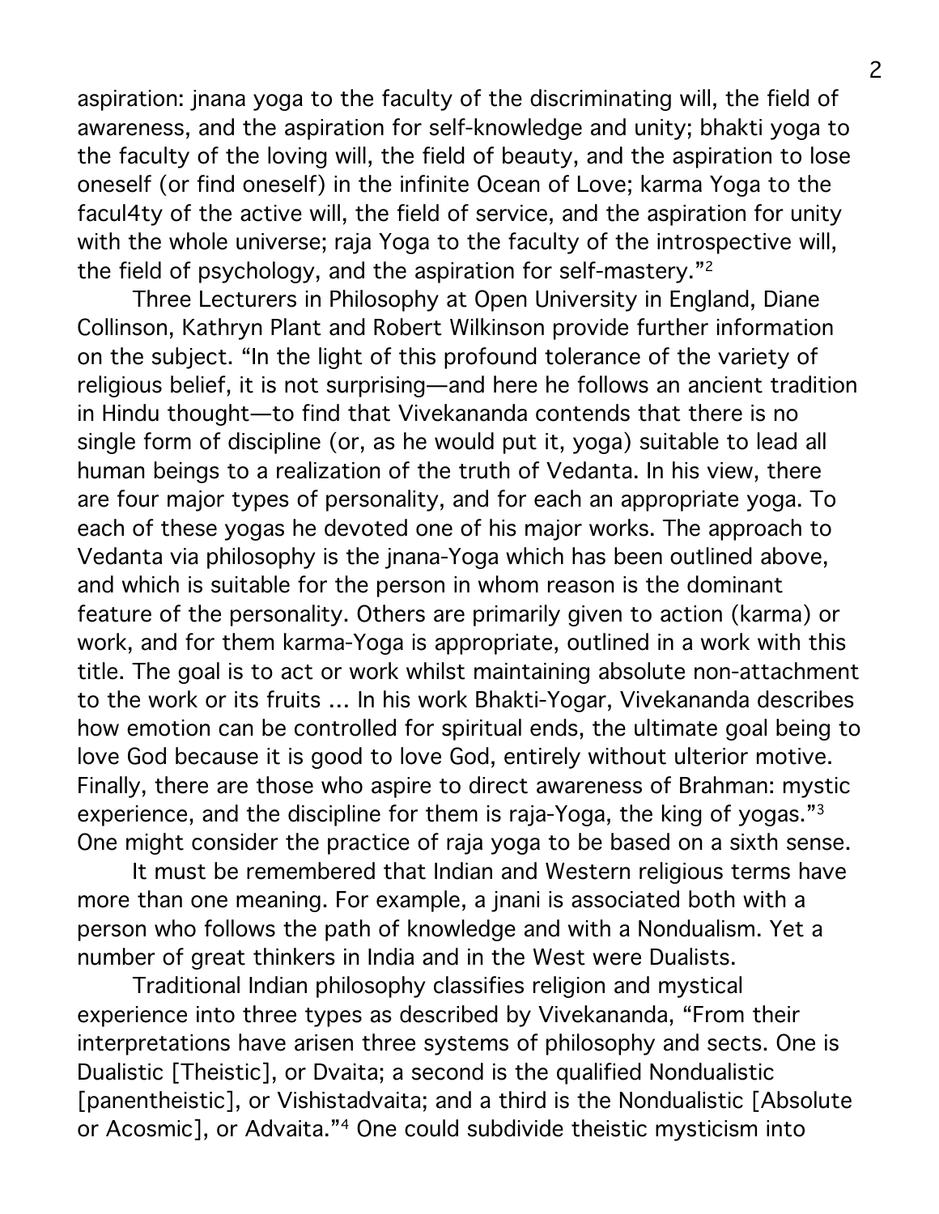aspiration: jnana yoga to the faculty of the discriminating will, the field of awareness, and the aspiration for self-knowledge and unity; bhakti yoga to the faculty of the loving will, the field of beauty, and the aspiration to lose oneself (or find oneself) in the infinite Ocean of Love; karma Yoga to the facul4ty of the active will, the field of service, and the aspiration for unity with the whole universe; raja Yoga to the faculty of the introspective will, the field of psychology, and the aspiration for self-mastery."[2]

Three Lecturers in Philosophy at Open University in England, Diane Collinson, Kathryn Plant and Robert Wilkinson provide further information on the subject. "In the light of this profound tolerance of the variety of religious belief, it is not surprising—and here he follows an ancient tradition in Hindu thought—to find that Vivekananda contends that there is no single form of discipline (or, as he would put it, yoga) suitable to lead all human beings to a realization of the truth of Vedanta. In his view, there are four major types of personality, and for each an appropriate yoga. To each of these yogas he devoted one of his major works. The approach to Vedanta via philosophy is the jnana-Yoga which has been outlined above, and which is suitable for the person in whom reason is the dominant feature of the personality. Others are primarily given to action (karma) or work, and for them karma-Yoga is appropriate, outlined in a work with this title. The goal is to act or work whilst maintaining absolute non-attachment to the work or its fruits ... In his work Bhakti-Yogar, Vivekananda describes how emotion can be controlled for spiritual ends, the ultimate goal being to love God because it is good to love God, entirely without ulterior motive. Finally, there are those who aspire to direct awareness of Brahman: mystic experience, and the discipline for them is raja-Yoga, the king of yogas."[3] One might consider the practice of raja yoga to be based on a sixth sense.

It must be remembered that Indian and Western religious terms have more than one meaning. For example, a jnani is associated both with a person who follows the path of knowledge and with a Nondualism. Yet a number of great thinkers in India and in the West were Dualists.

Traditional Indian philosophy classifies religion and mystical experience into three types as described by Vivekananda, "From their interpretations have arisen three systems of philosophy and sects. One is Dualistic [Theistic], or Dvaita; a second is the qualified Nondualistic [panentheistic], or Vishistadvaita; and a third is the Nondualistic [Absolute or Acosmic], or Advaita."[4] One could subdivide theistic mysticism into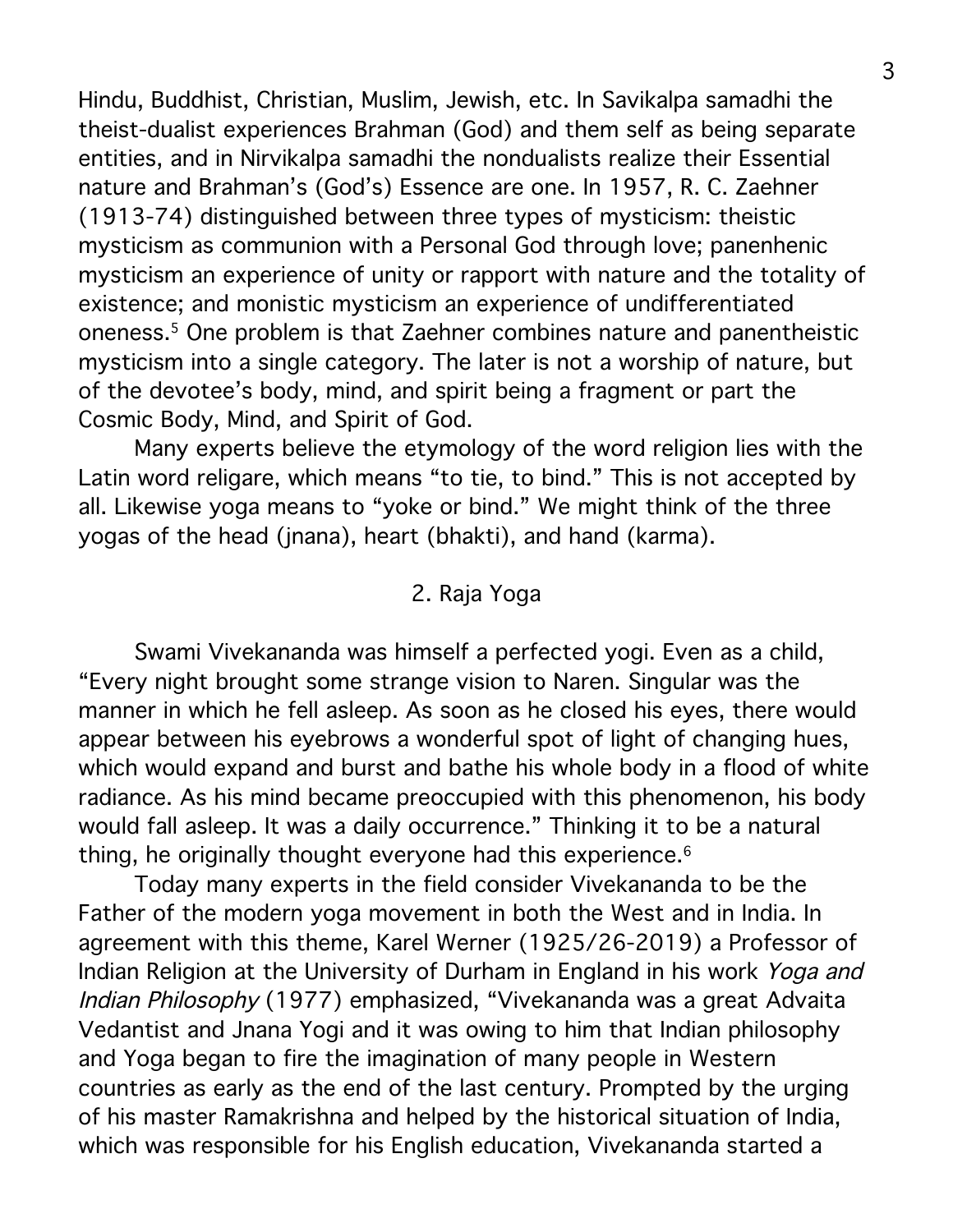Hindu, Buddhist, Christian, Muslim, Jewish, etc. In Savikalpa samadhi the theist-dualist experiences Brahman (God) and them self as being separate entities, and in Nirvikalpa samadhi the nondualists realize their Essential nature and Brahman's (God's) Essence are one. In 1957, R. C. Zaehner (1913-74) distinguished between three types of mysticism: theistic mysticism as communion with a Personal God through love; panenhenic mysticism an experience of unity or rapport with nature and the totality of existence; and monistic mysticism an experience of undifferentiated oneness.[5] One problem is that Zaehner combines nature and panentheistic mysticism into a single category. The later is not a worship of nature, but of the devotee's body, mind, and spirit being a fragment or part the Cosmic Body, Mind, and Spirit of God.

Many experts believe the etymology of the word religion lies with the Latin word religare, which means "to tie, to bind." This is not accepted by all. Likewise yoga means to "yoke or bind." We might think of the three yogas of the head (jnana), heart (bhakti), and hand (karma).

## 2. Raja Yoga

Swami Vivekananda was himself a perfected yogi. Even as a child, "Every night brought some strange vision to Naren. Singular was the manner in which he fell asleep. As soon as he closed his eyes, there would appear between his eyebrows a wonderful spot of light of changing hues, which would expand and burst and bathe his whole body in a flood of white radiance. As his mind became preoccupied with this phenomenon, his body would fall asleep. It was a daily occurrence." Thinking it to be a natural thing, he originally thought everyone had this experience.[6]

Today many experts in the field consider Vivekananda to be the Father of the modern yoga movement in both the West and in India. In agreement with this theme, Karel Werner (1925/26-2019) a Professor of Indian Religion at the University of Durham in England in his work *Yoga and Indian Philosophy* (1977) emphasized, "Vivekananda was a great Advaita Vedantist and Jnana Yogi and it was owing to him that Indian philosophy and Yoga began to fire the imagination of many people in Western countries as early as the end of the last century. Prompted by the urging of his master Ramakrishna and helped by the historical situation of India, which was responsible for his English education, Vivekananda started a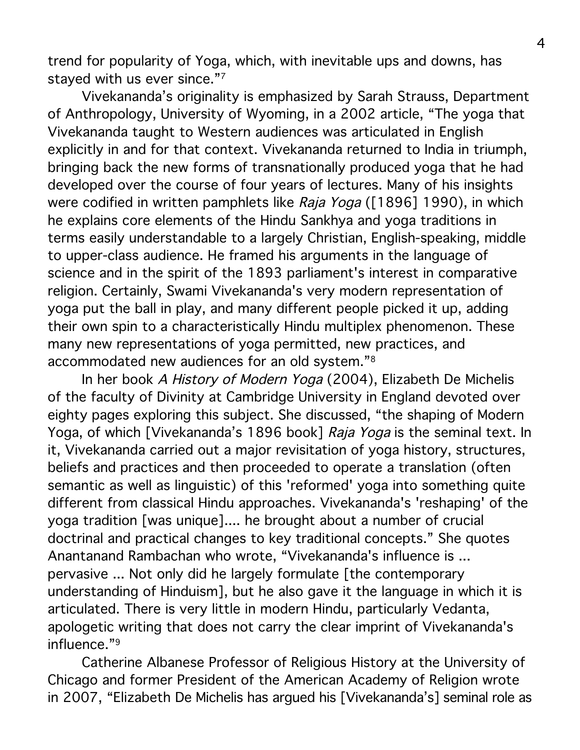trend for popularity of Yoga, which, with inevitable ups and downs, has stayed with us ever since."[7]

Vivekananda's originality is emphasized by Sarah Strauss, Department of Anthropology, University of Wyoming, in a 2002 article, "The yoga that Vivekananda taught to Western audiences was articulated in English explicitly in and for that context. Vivekananda returned to India in triumph, bringing back the new forms of transnationally produced yoga that he had developed over the course of four years of lectures. Many of his insights were codified in written pamphlets like *Raja Yoga* ([1896] 1990), in which he explains core elements of the Hindu Sankhya and yoga traditions in terms easily understandable to a largely Christian, English-speaking, middle to upper-class audience. He framed his arguments in the language of science and in the spirit of the 1893 parliament's interest in comparative religion. Certainly, Swami Vivekananda's very modern representation of yoga put the ball in play, and many different people picked it up, adding their own spin to a characteristically Hindu multiplex phenomenon. These many new representations of yoga permitted, new practices, and accommodated new audiences for an old system."[8]

In her book *A History of Modern Yoga* (2004), Elizabeth De Michelis of the faculty of Divinity at Cambridge University in England devoted over eighty pages exploring this subject. She discussed, "the shaping of Modern Yoga, of which [Vivekananda's 1896 book] *Raja Yoga* is the seminal text. In it, Vivekananda carried out a major revisitation of yoga history, structures, beliefs and practices and then proceeded to operate a translation (often semantic as well as linguistic) of this 'reformed' yoga into something quite different from classical Hindu approaches. Vivekananda's 'reshaping' of the yoga tradition [was unique].... he brought about a number of crucial doctrinal and practical changes to key traditional concepts." She quotes Anantanand Rambachan who wrote, "Vivekananda's influence is ... pervasive ... Not only did he largely formulate [the contemporary understanding of Hinduism], but he also gave it the language in which it is articulated. There is very little in modern Hindu, particularly Vedanta, apologetic writing that does not carry the clear imprint of Vivekananda's influence."[9]

Catherine Albanese Professor of Religious History at the University of Chicago and former President of the American Academy of Religion wrote in 2007, "Elizabeth De Michelis has argued his [Vivekananda's] seminal role as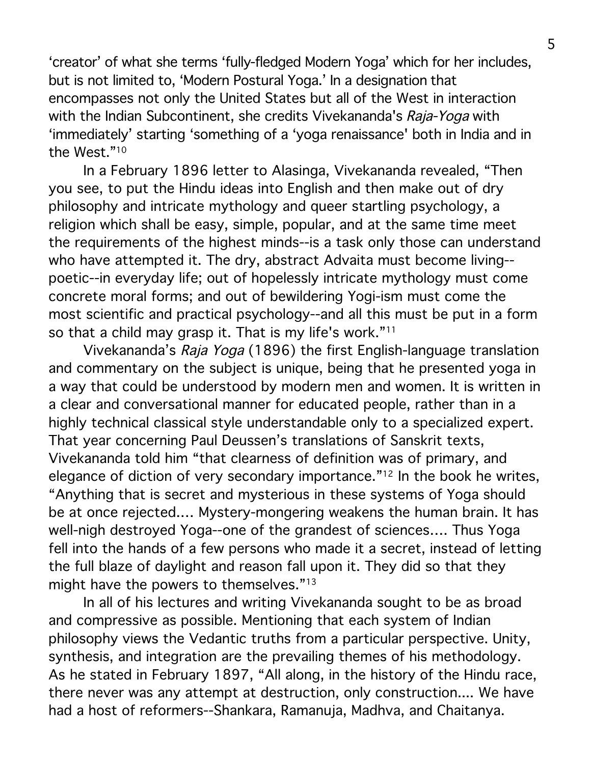'creator' of what she terms 'fully-fledged Modern Yoga' which for her includes, but is not limited to, 'Modern Postural Yoga.' In a designation that encompasses not only the United States but all of the West in interaction with the Indian Subcontinent, she credits Vivekananda's *Raja-Yoga* with 'immediately' starting 'something of a 'yoga renaissance' both in India and in the West."[10]

In a February 1896 letter to Alasinga, Vivekananda revealed, "Then you see, to put the Hindu ideas into English and then make out of dry philosophy and intricate mythology and queer startling psychology, a religion which shall be easy, simple, popular, and at the same time meet the requirements of the highest minds--is a task only those can understand who have attempted it. The dry, abstract Advaita must become living--poetic--in everyday life; out of hopelessly intricate mythology must come concrete moral forms; and out of bewildering Yogi-ism must come the most scientific and practical psychology--and all this must be put in a form so that a child may grasp it. That is my life's work."[11]

Vivekananda's *Raja Yoga* (1896) the first English-language translation and commentary on the subject is unique, being that he presented yoga in a way that could be understood by modern men and women. It is written in a clear and conversational manner for educated people, rather than in a highly technical classical style understandable only to a specialized expert. That year concerning Paul Deussen's translations of Sanskrit texts, Vivekananda told him "that clearness of definition was of primary, and elegance of diction of very secondary importance."[12] In the book he writes, "Anything that is secret and mysterious in these systems of Yoga should be at once rejected.... Mystery-mongering weakens the human brain. It has well-nigh destroyed Yoga--one of the grandest of sciences.... Thus Yoga fell into the hands of a few persons who made it a secret, instead of letting the full blaze of daylight and reason fall upon it. They did so that they might have the powers to themselves."[13]

In all of his lectures and writing Vivekananda sought to be as broad and compressive as possible. Mentioning that each system of Indian philosophy views the Vedantic truths from a particular perspective. Unity, synthesis, and integration are the prevailing themes of his methodology. As he stated in February 1897, "All along, in the history of the Hindu race, there never was any attempt at destruction, only construction.... We have had a host of reformers--Shankara, Ramanuja, Madhva, and Chaitanya.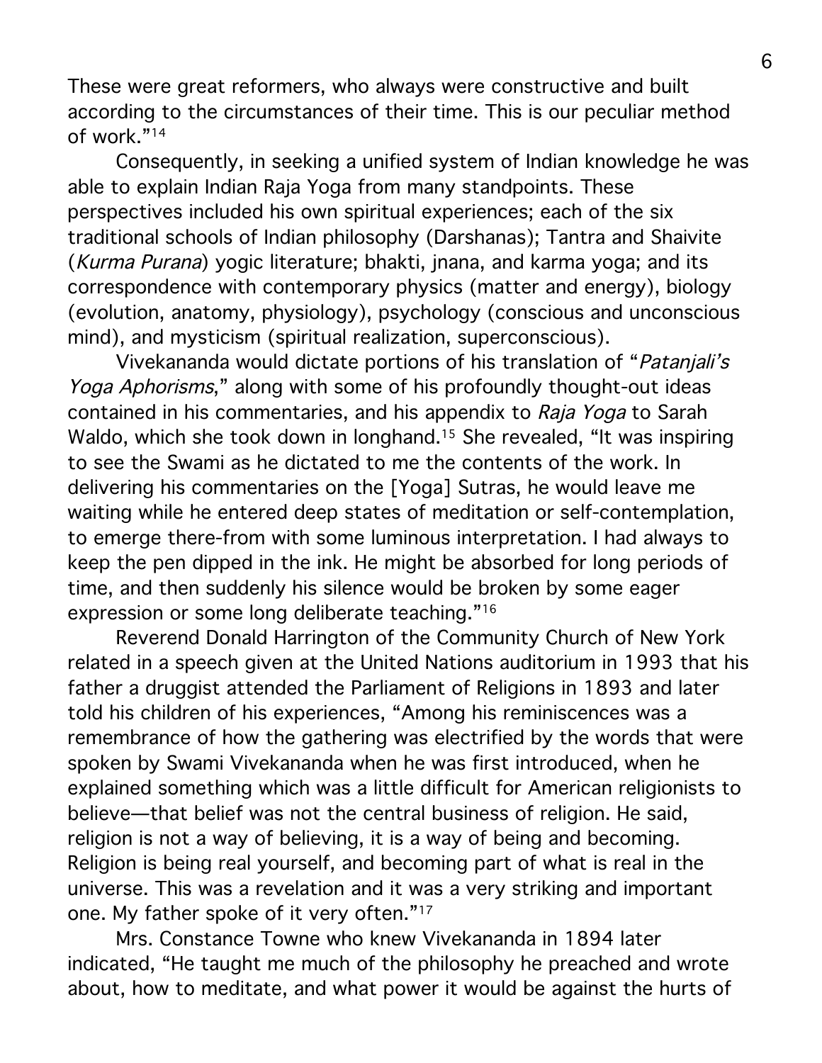These were great reformers, who always were constructive and built according to the circumstances of their time. This is our peculiar method of work."[14]

Consequently, in seeking a unified system of Indian knowledge he was able to explain Indian Raja Yoga from many standpoints. These perspectives included his own spiritual experiences; each of the six traditional schools of Indian philosophy (Darshanas); Tantra and Shaivite (*Kurma Purana*) yogic literature; bhakti, jnana, and karma yoga; and its correspondence with contemporary physics (matter and energy), biology (evolution, anatomy, physiology), psychology (conscious and unconscious mind), and mysticism (spiritual realization, superconscious).

Vivekananda would dictate portions of his translation of "*Patanjali's Yoga Aphorisms*," along with some of his profoundly thought-out ideas contained in his commentaries, and his appendix to *Raja Yoga* to Sarah Waldo, which she took down in longhand.[15] She revealed, "It was inspiring to see the Swami as he dictated to me the contents of the work. In delivering his commentaries on the [Yoga] Sutras, he would leave me waiting while he entered deep states of meditation or self-contemplation, to emerge there-from with some luminous interpretation. I had always to keep the pen dipped in the ink. He might be absorbed for long periods of time, and then suddenly his silence would be broken by some eager expression or some long deliberate teaching."[16]

Reverend Donald Harrington of the Community Church of New York related in a speech given at the United Nations auditorium in 1993 that his father a druggist attended the Parliament of Religions in 1893 and later told his children of his experiences, "Among his reminiscences was a remembrance of how the gathering was electrified by the words that were spoken by Swami Vivekananda when he was first introduced, when he explained something which was a little difficult for American religionists to believe—that belief was not the central business of religion. He said, religion is not a way of believing, it is a way of being and becoming. Religion is being real yourself, and becoming part of what is real in the universe. This was a revelation and it was a very striking and important one. My father spoke of it very often."[17]

Mrs. Constance Towne who knew Vivekananda in 1894 later indicated, "He taught me much of the philosophy he preached and wrote about, how to meditate, and what power it would be against the hurts of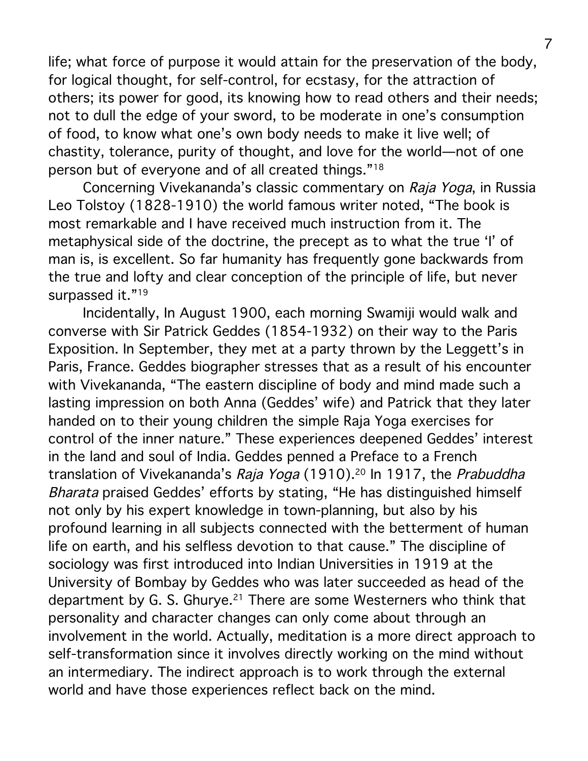life; what force of purpose it would attain for the preservation of the body, for logical thought, for self-control, for ecstasy, for the attraction of others; its power for good, its knowing how to read others and their needs; not to dull the edge of your sword, to be moderate in one's consumption of food, to know what one's own body needs to make it live well; of chastity, tolerance, purity of thought, and love for the world—not of one person but of everyone and of all created things."[18]

Concerning Vivekananda's classic commentary on *Raja Yoga*, in Russia Leo Tolstoy (1828-1910) the world famous writer noted, "The book is most remarkable and I have received much instruction from it. The metaphysical side of the doctrine, the precept as to what the true 'I' of man is, is excellent. So far humanity has frequently gone backwards from the true and lofty and clear conception of the principle of life, but never surpassed it."[19]

Incidentally, In August 1900, each morning Swamiji would walk and converse with Sir Patrick Geddes (1854-1932) on their way to the Paris Exposition. In September, they met at a party thrown by the Leggett's in Paris, France. Geddes biographer stresses that as a result of his encounter with Vivekananda, "The eastern discipline of body and mind made such a lasting impression on both Anna (Geddes' wife) and Patrick that they later handed on to their young children the simple Raja Yoga exercises for control of the inner nature." These experiences deepened Geddes' interest in the land and soul of India. Geddes penned a Preface to a French translation of Vivekananda's *Raja Yoga* (1910).[20] In 1917, the *Prabuddha Bharata* praised Geddes' efforts by stating, "He has distinguished himself not only by his expert knowledge in town-planning, but also by his profound learning in all subjects connected with the betterment of human life on earth, and his selfless devotion to that cause." The discipline of sociology was first introduced into Indian Universities in 1919 at the University of Bombay by Geddes who was later succeeded as head of the department by G. S. Ghurye.[21] There are some Westerners who think that personality and character changes can only come about through an involvement in the world. Actually, meditation is a more direct approach to self-transformation since it involves directly working on the mind without an intermediary. The indirect approach is to work through the external world and have those experiences reflect back on the mind.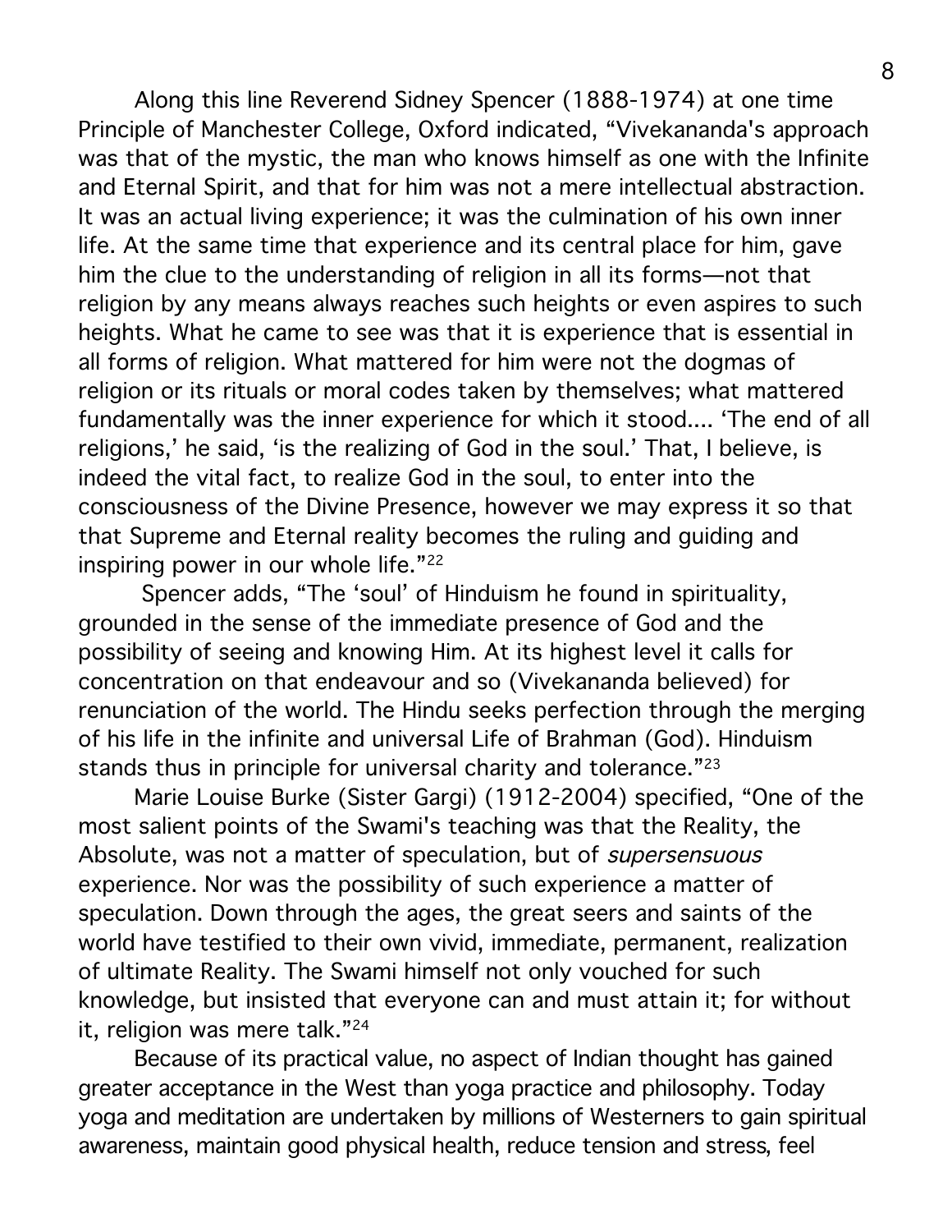Along this line Reverend Sidney Spencer (1888-1974) at one time Principle of Manchester College, Oxford indicated, "Vivekananda's approach was that of the mystic, the man who knows himself as one with the Infinite and Eternal Spirit, and that for him was not a mere intellectual abstraction. It was an actual living experience; it was the culmination of his own inner life. At the same time that experience and its central place for him, gave him the clue to the understanding of religion in all its forms—not that religion by any means always reaches such heights or even aspires to such heights. What he came to see was that it is experience that is essential in all forms of religion. What mattered for him were not the dogmas of religion or its rituals or moral codes taken by themselves; what mattered fundamentally was the inner experience for which it stood.... 'The end of all religions,' he said, 'is the realizing of God in the soul.' That, I believe, is indeed the vital fact, to realize God in the soul, to enter into the consciousness of the Divine Presence, however we may express it so that that Supreme and Eternal reality becomes the ruling and guiding and inspiring power in our whole life."[22]

Spencer adds, "The 'soul' of Hinduism he found in spirituality, grounded in the sense of the immediate presence of God and the possibility of seeing and knowing Him. At its highest level it calls for concentration on that endeavour and so (Vivekananda believed) for renunciation of the world. The Hindu seeks perfection through the merging of his life in the infinite and universal Life of Brahman (God). Hinduism stands thus in principle for universal charity and tolerance."[23]

Marie Louise Burke (Sister Gargi) (1912-2004) specified, "One of the most salient points of the Swami's teaching was that the Reality, the Absolute, was not a matter of speculation, but of *supersensuous* experience. Nor was the possibility of such experience a matter of speculation. Down through the ages, the great seers and saints of the world have testified to their own vivid, immediate, permanent, realization of ultimate Reality. The Swami himself not only vouched for such knowledge, but insisted that everyone can and must attain it; for without it, religion was mere talk."[24]

Because of its practical value, no aspect of Indian thought has gained greater acceptance in the West than yoga practice and philosophy. Today yoga and meditation are undertaken by millions of Westerners to gain spiritual awareness, maintain good physical health, reduce tension and stress, feel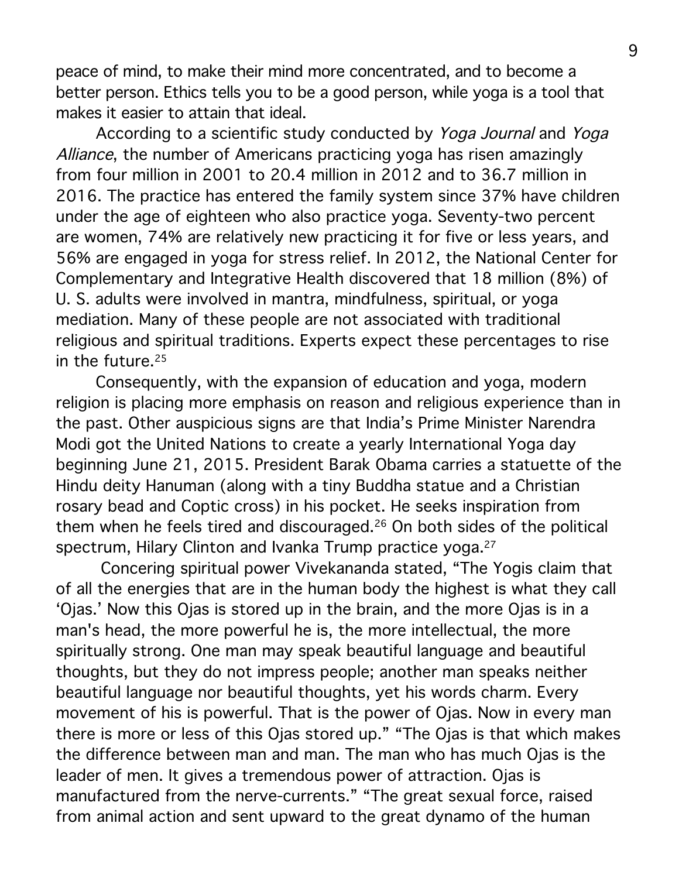peace of mind, to make their mind more concentrated, and to become a better person. Ethics tells you to be a good person, while yoga is a tool that makes it easier to attain that ideal.

According to a scientific study conducted by *Yoga Journal* and *Yoga Alliance*, the number of Americans practicing yoga has risen amazingly from four million in 2001 to 20.4 million in 2012 and to 36.7 million in 2016. The practice has entered the family system since 37% have children under the age of eighteen who also practice yoga. Seventy-two percent are women, 74% are relatively new practicing it for five or less years, and 56% are engaged in yoga for stress relief. In 2012, the National Center for Complementary and Integrative Health discovered that 18 million (8%) of U. S. adults were involved in mantra, mindfulness, spiritual, or yoga mediation. Many of these people are not associated with traditional religious and spiritual traditions. Experts expect these percentages to rise in the future.[25]

Consequently, with the expansion of education and yoga, modern religion is placing more emphasis on reason and religious experience than in the past. Other auspicious signs are that India's Prime Minister Narendra Modi got the United Nations to create a yearly International Yoga day beginning June 21, 2015. President Barak Obama carries a statuette of the Hindu deity Hanuman (along with a tiny Buddha statue and a Christian rosary bead and Coptic cross) in his pocket. He seeks inspiration from them when he feels tired and discouraged.[26] On both sides of the political spectrum, Hilary Clinton and Ivanka Trump practice yoga.[27]

Concering spiritual power Vivekananda stated, "The Yogis claim that of all the energies that are in the human body the highest is what they call 'Ojas.' Now this Ojas is stored up in the brain, and the more Ojas is in a man's head, the more powerful he is, the more intellectual, the more spiritually strong. One man may speak beautiful language and beautiful thoughts, but they do not impress people; another man speaks neither beautiful language nor beautiful thoughts, yet his words charm. Every movement of his is powerful. That is the power of Ojas. Now in every man there is more or less of this Ojas stored up." "The Ojas is that which makes the difference between man and man. The man who has much Ojas is the leader of men. It gives a tremendous power of attraction. Ojas is manufactured from the nerve-currents." "The great sexual force, raised from animal action and sent upward to the great dynamo of the human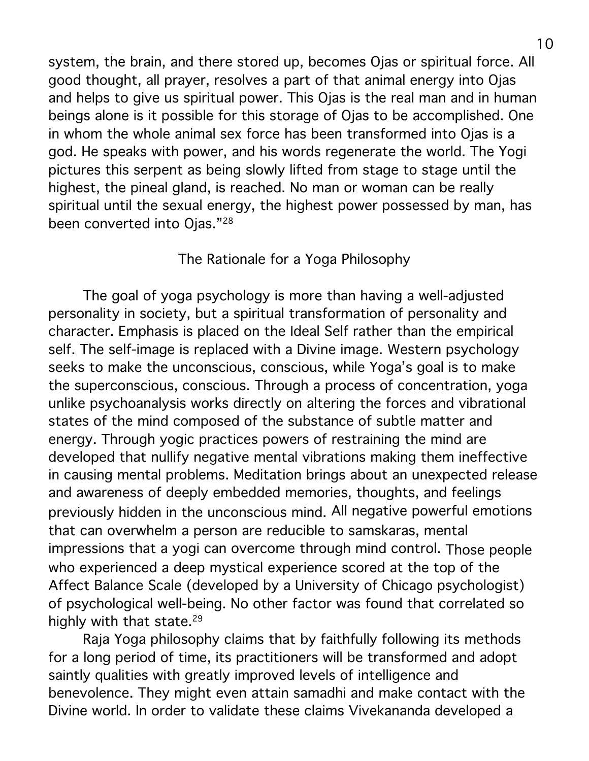system, the brain, and there stored up, becomes Ojas or spiritual force. All good thought, all prayer, resolves a part of that animal energy into Ojas and helps to give us spiritual power. This Ojas is the real man and in human beings alone is it possible for this storage of Ojas to be accomplished. One in whom the whole animal sex force has been transformed into Ojas is a god. He speaks with power, and his words regenerate the world. The Yogi pictures this serpent as being slowly lifted from stage to stage until the highest, the pineal gland, is reached. No man or woman can be really spiritual until the sexual energy, the highest power possessed by man, has been converted into Ojas."[28]

## The Rationale for a Yoga Philosophy

The goal of yoga psychology is more than having a well-adjusted personality in society, but a spiritual transformation of personality and character. Emphasis is placed on the Ideal Self rather than the empirical self. The self-image is replaced with a Divine image. Western psychology seeks to make the unconscious, conscious, while Yoga's goal is to make the superconscious, conscious. Through a process of concentration, yoga unlike psychoanalysis works directly on altering the forces and vibrational states of the mind composed of the substance of subtle matter and energy. Through yogic practices powers of restraining the mind are developed that nullify negative mental vibrations making them ineffective in causing mental problems. Meditation brings about an unexpected release and awareness of deeply embedded memories, thoughts, and feelings previously hidden in the unconscious mind. All negative powerful emotions that can overwhelm a person are reducible to samskaras, mental impressions that a yogi can overcome through mind control. Those people who experienced a deep mystical experience scored at the top of the Affect Balance Scale (developed by a University of Chicago psychologist) of psychological well-being. No other factor was found that correlated so highly with that state.[29]

Raja Yoga philosophy claims that by faithfully following its methods for a long period of time, its practitioners will be transformed and adopt saintly qualities with greatly improved levels of intelligence and benevolence. They might even attain samadhi and make contact with the Divine world. In order to validate these claims Vivekananda developed a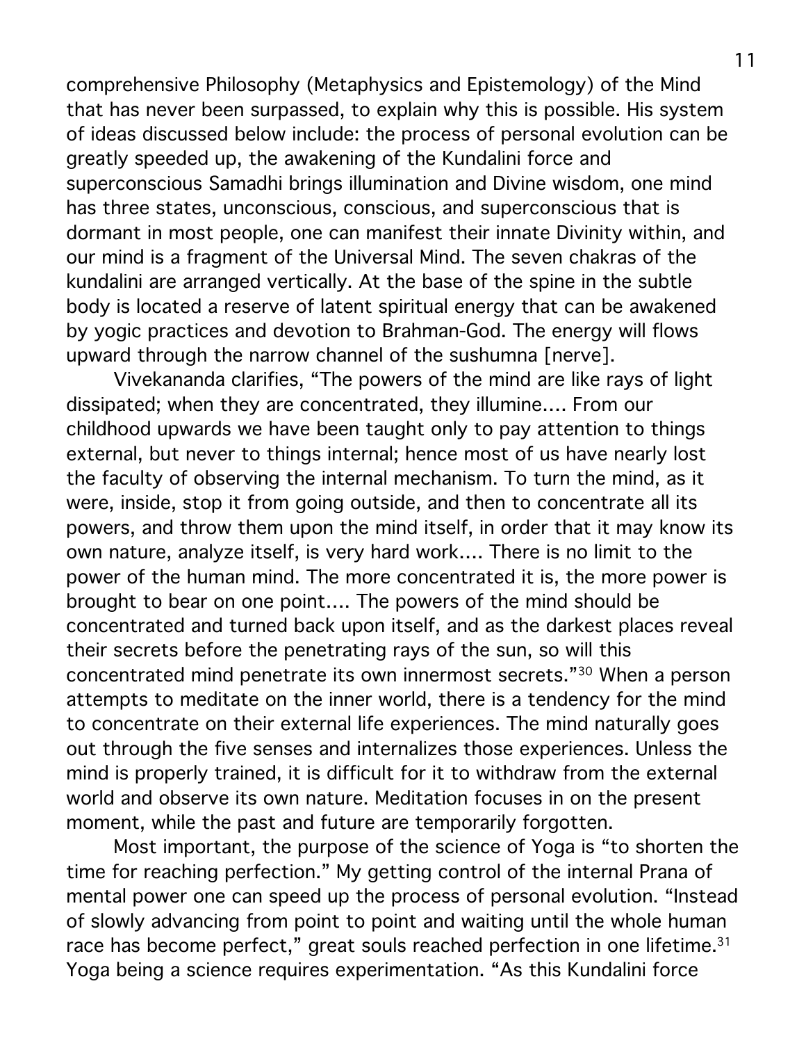comprehensive Philosophy (Metaphysics and Epistemology) of the Mind that has never been surpassed, to explain why this is possible. His system of ideas discussed below include: the process of personal evolution can be greatly speeded up, the awakening of the Kundalini force and superconscious Samadhi brings illumination and Divine wisdom, one mind has three states, unconscious, conscious, and superconscious that is dormant in most people, one can manifest their innate Divinity within, and our mind is a fragment of the Universal Mind. The seven chakras of the kundalini are arranged vertically. At the base of the spine in the subtle body is located a reserve of latent spiritual energy that can be awakened by yogic practices and devotion to Brahman-God. The energy will flows upward through the narrow channel of the sushumna [nerve].

Vivekananda clarifies, "The powers of the mind are like rays of light dissipated; when they are concentrated, they illumine.... From our childhood upwards we have been taught only to pay attention to things external, but never to things internal; hence most of us have nearly lost the faculty of observing the internal mechanism. To turn the mind, as it were, inside, stop it from going outside, and then to concentrate all its powers, and throw them upon the mind itself, in order that it may know its own nature, analyze itself, is very hard work.... There is no limit to the power of the human mind. The more concentrated it is, the more power is brought to bear on one point.... The powers of the mind should be concentrated and turned back upon itself, and as the darkest places reveal their secrets before the penetrating rays of the sun, so will this concentrated mind penetrate its own innermost secrets."[30] When a person attempts to meditate on the inner world, there is a tendency for the mind to concentrate on their external life experiences. The mind naturally goes out through the five senses and internalizes those experiences. Unless the mind is properly trained, it is difficult for it to withdraw from the external world and observe its own nature. Meditation focuses in on the present moment, while the past and future are temporarily forgotten.

Most important, the purpose of the science of Yoga is "to shorten the time for reaching perfection." My getting control of the internal Prana of mental power one can speed up the process of personal evolution. "Instead of slowly advancing from point to point and waiting until the whole human race has become perfect," great souls reached perfection in one lifetime.[31] Yoga being a science requires experimentation. "As this Kundalini force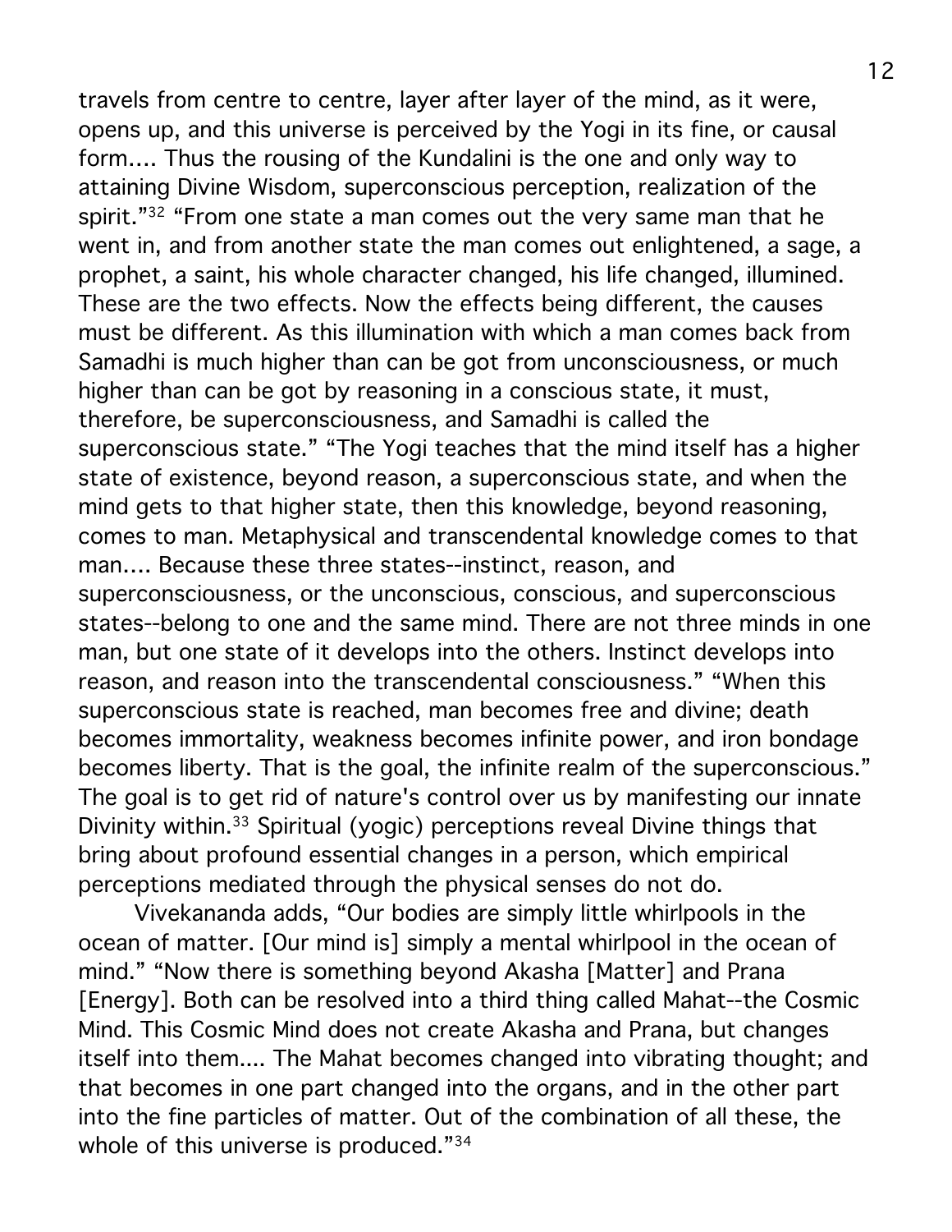travels from centre to centre, layer after layer of the mind, as it were, opens up, and this universe is perceived by the Yogi in its fine, or causal form.... Thus the rousing of the Kundalini is the one and only way to attaining Divine Wisdom, superconscious perception, realization of the spirit."[32] "From one state a man comes out the very same man that he went in, and from another state the man comes out enlightened, a sage, a prophet, a saint, his whole character changed, his life changed, illumined. These are the two effects. Now the effects being different, the causes must be different. As this illumination with which a man comes back from Samadhi is much higher than can be got from unconsciousness, or much higher than can be got by reasoning in a conscious state, it must, therefore, be superconsciousness, and Samadhi is called the superconscious state." "The Yogi teaches that the mind itself has a higher state of existence, beyond reason, a superconscious state, and when the mind gets to that higher state, then this knowledge, beyond reasoning, comes to man. Metaphysical and transcendental knowledge comes to that man.... Because these three states--instinct, reason, and superconsciousness, or the unconscious, conscious, and superconscious states--belong to one and the same mind. There are not three minds in one man, but one state of it develops into the others. Instinct develops into reason, and reason into the transcendental consciousness." "When this superconscious state is reached, man becomes free and divine; death becomes immortality, weakness becomes infinite power, and iron bondage becomes liberty. That is the goal, the infinite realm of the superconscious." The goal is to get rid of nature's control over us by manifesting our innate Divinity within.[33] Spiritual (yogic) perceptions reveal Divine things that bring about profound essential changes in a person, which empirical perceptions mediated through the physical senses do not do.

Vivekananda adds, "Our bodies are simply little whirlpools in the ocean of matter. [Our mind is] simply a mental whirlpool in the ocean of mind." "Now there is something beyond Akasha [Matter] and Prana [Energy]. Both can be resolved into a third thing called Mahat--the Cosmic Mind. This Cosmic Mind does not create Akasha and Prana, but changes itself into them.... The Mahat becomes changed into vibrating thought; and that becomes in one part changed into the organs, and in the other part into the fine particles of matter. Out of the combination of all these, the whole of this universe is produced."[34]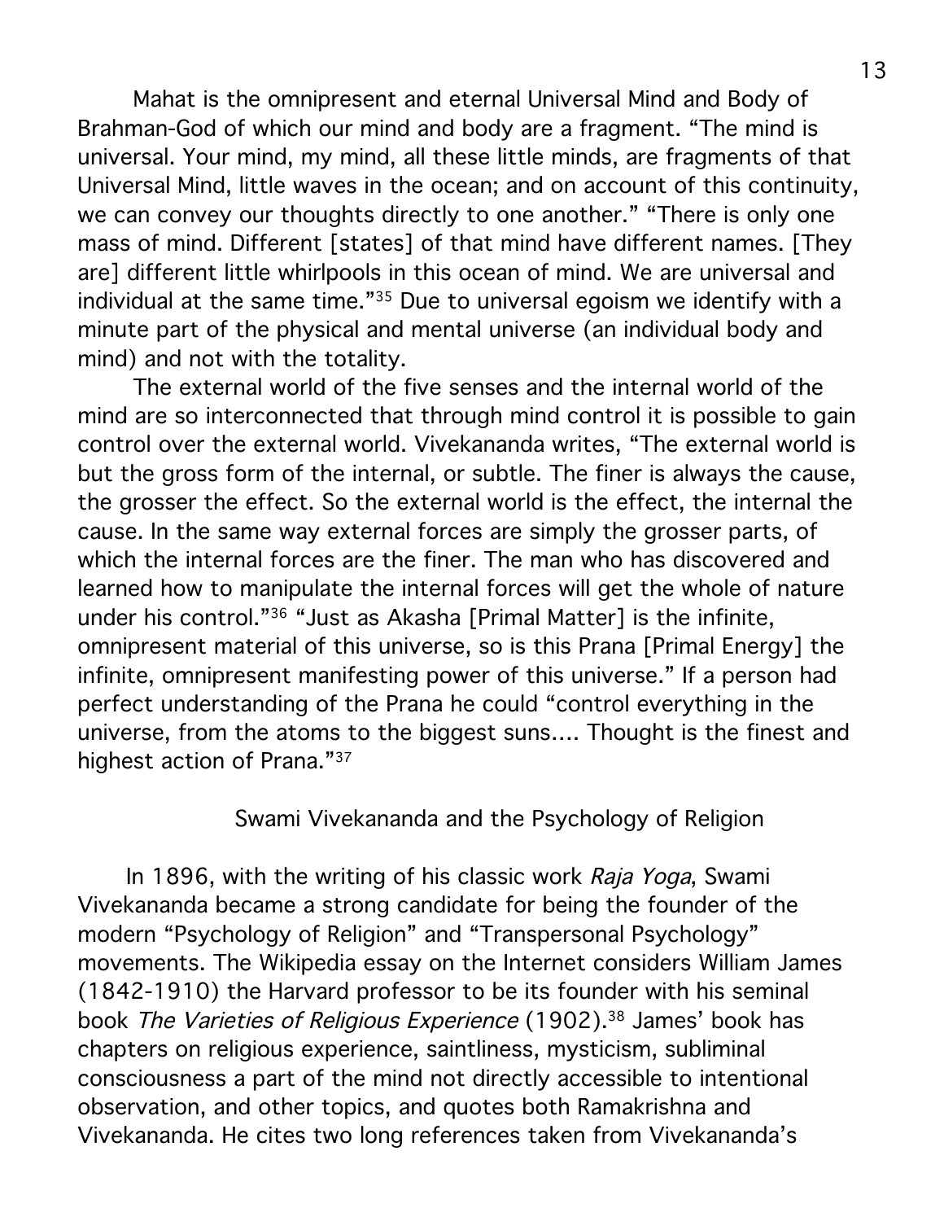Mahat is the omnipresent and eternal Universal Mind and Body of Brahman-God of which our mind and body are a fragment. "The mind is universal. Your mind, my mind, all these little minds, are fragments of that Universal Mind, little waves in the ocean; and on account of this continuity, we can convey our thoughts directly to one another." "There is only one mass of mind. Different [states] of that mind have different names. [They are] different little whirlpools in this ocean of mind. We are universal and individual at the same time."[35] Due to universal egoism we identify with a minute part of the physical and mental universe (an individual body and mind) and not with the totality.

The external world of the five senses and the internal world of the mind are so interconnected that through mind control it is possible to gain control over the external world. Vivekananda writes, "The external world is but the gross form of the internal, or subtle. The finer is always the cause, the grosser the effect. So the external world is the effect, the internal the cause. In the same way external forces are simply the grosser parts, of which the internal forces are the finer. The man who has discovered and learned how to manipulate the internal forces will get the whole of nature under his control."[36] "Just as Akasha [Primal Matter] is the infinite, omnipresent material of this universe, so is this Prana [Primal Energy] the infinite, omnipresent manifesting power of this universe." If a person had perfect understanding of the Prana he could "control everything in the universe, from the atoms to the biggest suns.... Thought is the finest and highest action of Prana."[37]

## Swami Vivekananda and the Psychology of Religion

In 1896, with the writing of his classic work *Raja Yoga*, Swami Vivekananda became a strong candidate for being the founder of the modern "Psychology of Religion" and "Transpersonal Psychology" movements. The Wikipedia essay on the Internet considers William James (1842-1910) the Harvard professor to be its founder with his seminal book *The Varieties of Religious Experience* (1902).[38] James' book has chapters on religious experience, saintliness, mysticism, subliminal consciousness a part of the mind not directly accessible to intentional observation, and other topics, and quotes both Ramakrishna and Vivekananda. He cites two long references taken from Vivekananda's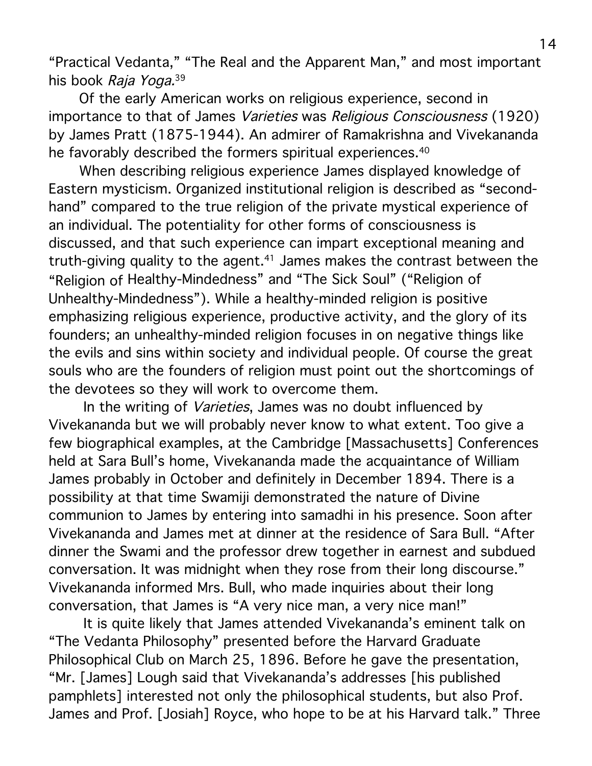"Practical Vedanta," "The Real and the Apparent Man," and most important his book *Raja Yoga*.[39]

Of the early American works on religious experience, second in importance to that of James *Varieties* was *Religious Consciousness* (1920) by James Pratt (1875-1944). An admirer of Ramakrishna and Vivekananda he favorably described the formers spiritual experiences.[40]

When describing religious experience James displayed knowledge of Eastern mysticism. Organized institutional religion is described as "second-hand" compared to the true religion of the private mystical experience of an individual. The potentiality for other forms of consciousness is discussed, and that such experience can impart exceptional meaning and truth-giving quality to the agent.[41] James makes the contrast between the "Religion of Healthy-Mindedness" and "The Sick Soul" ("Religion of Unhealthy-Mindedness"). While a healthy-minded religion is positive emphasizing religious experience, productive activity, and the glory of its founders; an unhealthy-minded religion focuses in on negative things like the evils and sins within society and individual people. Of course the great souls who are the founders of religion must point out the shortcomings of the devotees so they will work to overcome them.

In the writing of *Varieties*, James was no doubt influenced by Vivekananda but we will probably never know to what extent. Too give a few biographical examples, at the Cambridge [Massachusetts] Conferences held at Sara Bull's home, Vivekananda made the acquaintance of William James probably in October and definitely in December 1894. There is a possibility at that time Swamiji demonstrated the nature of Divine communion to James by entering into samadhi in his presence. Soon after Vivekananda and James met at dinner at the residence of Sara Bull. "After dinner the Swami and the professor drew together in earnest and subdued conversation. It was midnight when they rose from their long discourse." Vivekananda informed Mrs. Bull, who made inquiries about their long conversation, that James is "A very nice man, a very nice man!"

It is quite likely that James attended Vivekananda's eminent talk on "The Vedanta Philosophy" presented before the Harvard Graduate Philosophical Club on March 25, 1896. Before he gave the presentation, "Mr. [James] Lough said that Vivekananda's addresses [his published pamphlets] interested not only the philosophical students, but also Prof. James and Prof. [Josiah] Royce, who hope to be at his Harvard talk." Three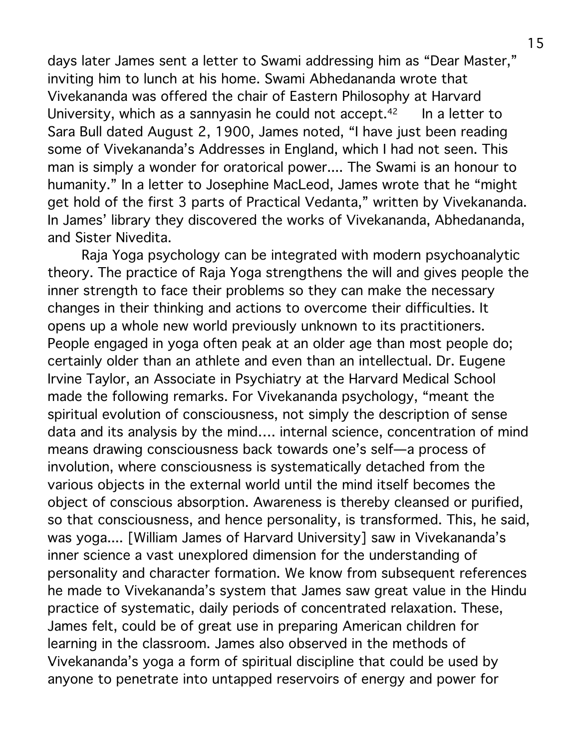days later James sent a letter to Swami addressing him as "Dear Master," inviting him to lunch at his home. Swami Abhedananda wrote that Vivekananda was offered the chair of Eastern Philosophy at Harvard University, which as a sannyasin he could not accept.[42] In a letter to Sara Bull dated August 2, 1900, James noted, "I have just been reading some of Vivekananda's Addresses in England, which I had not seen. This man is simply a wonder for oratorical power.... The Swami is an honour to humanity." In a letter to Josephine MacLeod, James wrote that he "might get hold of the first 3 parts of Practical Vedanta," written by Vivekananda. In James' library they discovered the works of Vivekananda, Abhedananda, and Sister Nivedita.

Raja Yoga psychology can be integrated with modern psychoanalytic theory. The practice of Raja Yoga strengthens the will and gives people the inner strength to face their problems so they can make the necessary changes in their thinking and actions to overcome their difficulties. It opens up a whole new world previously unknown to its practitioners. People engaged in yoga often peak at an older age than most people do; certainly older than an athlete and even than an intellectual. Dr. Eugene Irvine Taylor, an Associate in Psychiatry at the Harvard Medical School made the following remarks. For Vivekananda psychology, "meant the spiritual evolution of consciousness, not simply the description of sense data and its analysis by the mind…. internal science, concentration of mind means drawing consciousness back towards one's self—a process of involution, where consciousness is systematically detached from the various objects in the external world until the mind itself becomes the object of conscious absorption. Awareness is thereby cleansed or purified, so that consciousness, and hence personality, is transformed. This, he said, was yoga.... [William James of Harvard University] saw in Vivekananda's inner science a vast unexplored dimension for the understanding of personality and character formation. We know from subsequent references he made to Vivekananda's system that James saw great value in the Hindu practice of systematic, daily periods of concentrated relaxation. These, James felt, could be of great use in preparing American children for learning in the classroom. James also observed in the methods of Vivekananda's yoga a form of spiritual discipline that could be used by anyone to penetrate into untapped reservoirs of energy and power for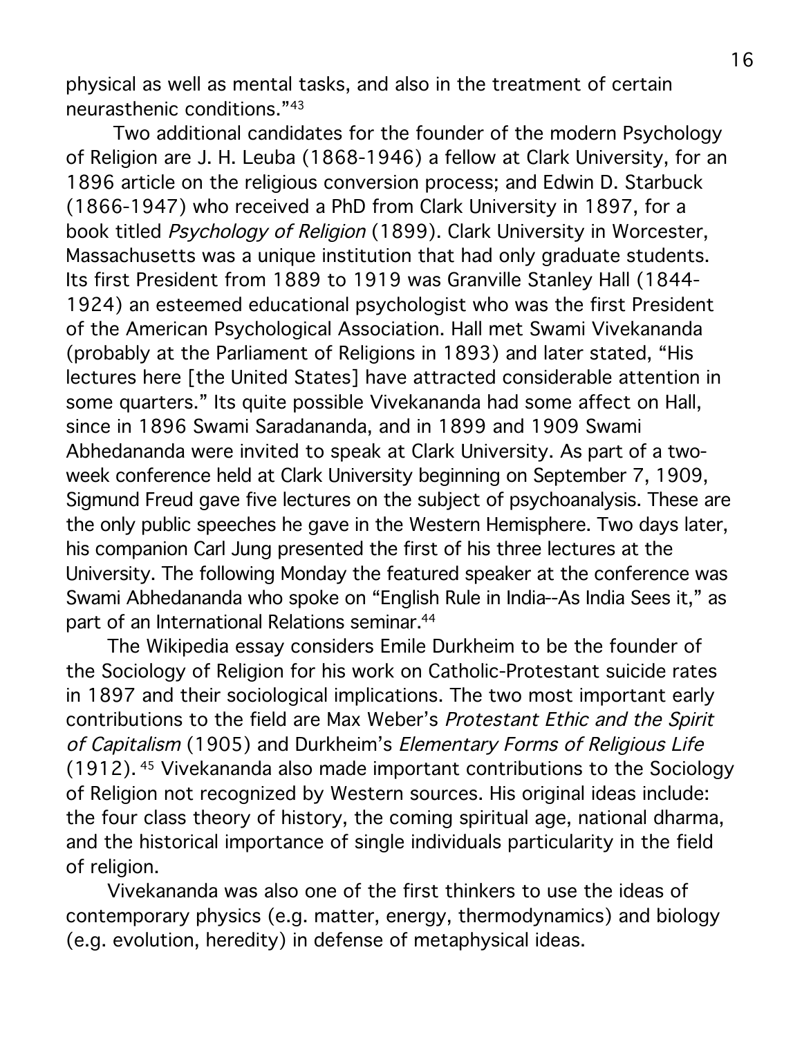physical as well as mental tasks, and also in the treatment of certain neurasthenic conditions."[43]

Two additional candidates for the founder of the modern Psychology of Religion are J. H. Leuba (1868-1946) a fellow at Clark University, for an 1896 article on the religious conversion process; and Edwin D. Starbuck (1866-1947) who received a PhD from Clark University in 1897, for a book titled *Psychology of Religion* (1899). Clark University in Worcester, Massachusetts was a unique institution that had only graduate students. Its first President from 1889 to 1919 was Granville Stanley Hall (1844-1924) an esteemed educational psychologist who was the first President of the American Psychological Association. Hall met Swami Vivekananda (probably at the Parliament of Religions in 1893) and later stated, "His lectures here [the United States] have attracted considerable attention in some quarters." Its quite possible Vivekananda had some affect on Hall, since in 1896 Swami Saradananda, and in 1899 and 1909 Swami Abhedananda were invited to speak at Clark University. As part of a two-week conference held at Clark University beginning on September 7, 1909, Sigmund Freud gave five lectures on the subject of psychoanalysis. These are the only public speeches he gave in the Western Hemisphere. Two days later, his companion Carl Jung presented the first of his three lectures at the University. The following Monday the featured speaker at the conference was Swami Abhedananda who spoke on "English Rule in India--As India Sees it," as part of an International Relations seminar.[44]

The Wikipedia essay considers Emile Durkheim to be the founder of the Sociology of Religion for his work on Catholic-Protestant suicide rates in 1897 and their sociological implications. The two most important early contributions to the field are Max Weber's *Protestant Ethic and the Spirit of Capitalism* (1905) and Durkheim's *Elementary Forms of Religious Life* (1912). [45] Vivekananda also made important contributions to the Sociology of Religion not recognized by Western sources. His original ideas include: the four class theory of history, the coming spiritual age, national dharma, and the historical importance of single individuals particularity in the field of religion.

Vivekananda was also one of the first thinkers to use the ideas of contemporary physics (e.g. matter, energy, thermodynamics) and biology (e.g. evolution, heredity) in defense of metaphysical ideas.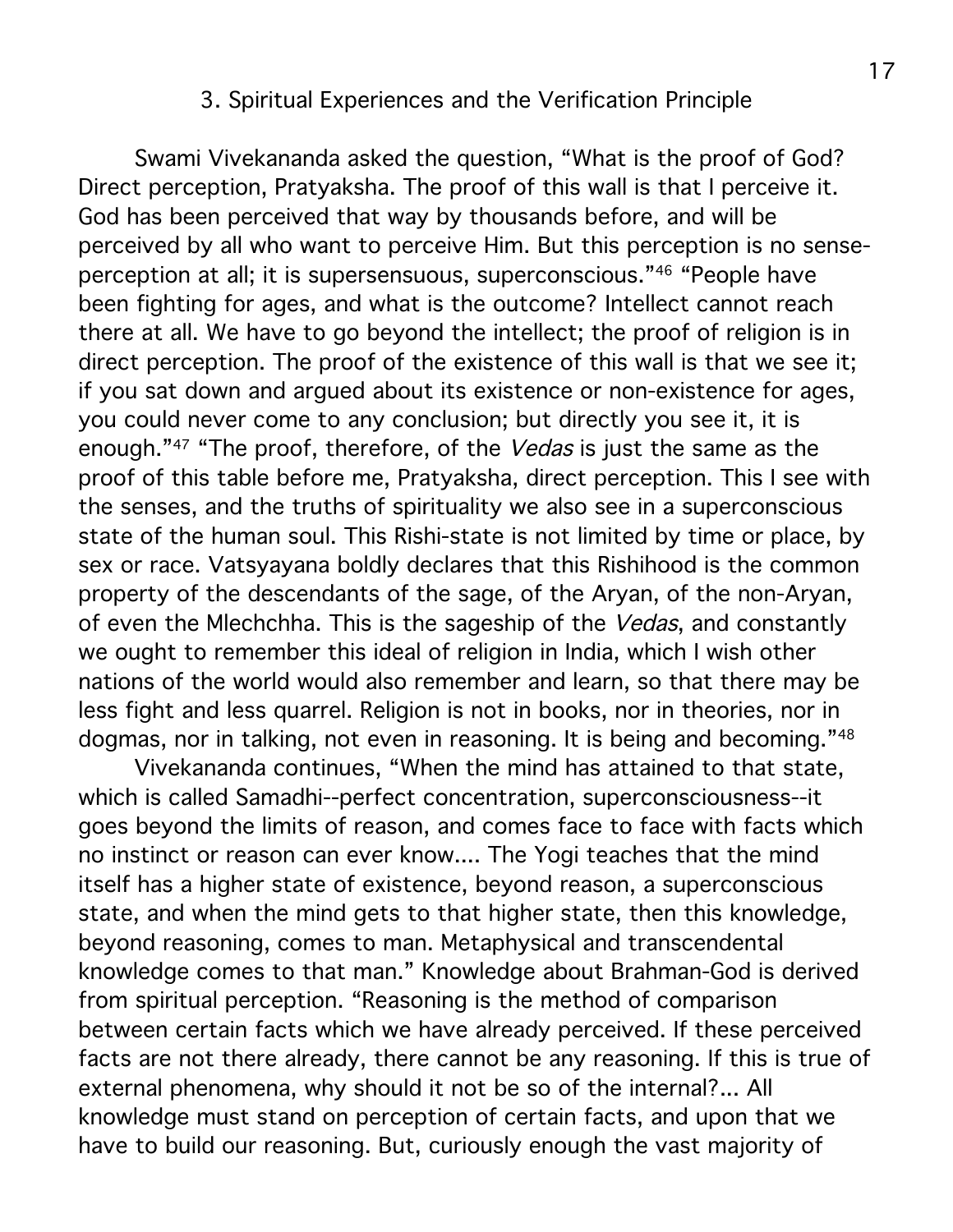### 3. Spiritual Experiences and the Verification Principle

Swami Vivekananda asked the question, "What is the proof of God? Direct perception, Pratyaksha. The proof of this wall is that I perceive it. God has been perceived that way by thousands before, and will be perceived by all who want to perceive Him. But this perception is no sense-perception at all; it is supersensuous, superconscious."[46] "People have been fighting for ages, and what is the outcome? Intellect cannot reach there at all. We have to go beyond the intellect; the proof of religion is in direct perception. The proof of the existence of this wall is that we see it; if you sat down and argued about its existence or non-existence for ages, you could never come to any conclusion; but directly you see it, it is enough."[47] "The proof, therefore, of the *Vedas* is just the same as the proof of this table before me, Pratyaksha, direct perception. This I see with the senses, and the truths of spirituality we also see in a superconscious state of the human soul. This Rishi-state is not limited by time or place, by sex or race. Vatsyayana boldly declares that this Rishihood is the common property of the descendants of the sage, of the Aryan, of the non-Aryan, of even the Mlechchha. This is the sageship of the *Vedas*, and constantly we ought to remember this ideal of religion in India, which I wish other nations of the world would also remember and learn, so that there may be less fight and less quarrel. Religion is not in books, nor in theories, nor in dogmas, nor in talking, not even in reasoning. It is being and becoming."[48]

Vivekananda continues, "When the mind has attained to that state, which is called Samadhi--perfect concentration, superconsciousness--it goes beyond the limits of reason, and comes face to face with facts which no instinct or reason can ever know.... The Yogi teaches that the mind itself has a higher state of existence, beyond reason, a superconscious state, and when the mind gets to that higher state, then this knowledge, beyond reasoning, comes to man. Metaphysical and transcendental knowledge comes to that man." Knowledge about Brahman-God is derived from spiritual perception. "Reasoning is the method of comparison between certain facts which we have already perceived. If these perceived facts are not there already, there cannot be any reasoning. If this is true of external phenomena, why should it not be so of the internal?... All knowledge must stand on perception of certain facts, and upon that we have to build our reasoning. But, curiously enough the vast majority of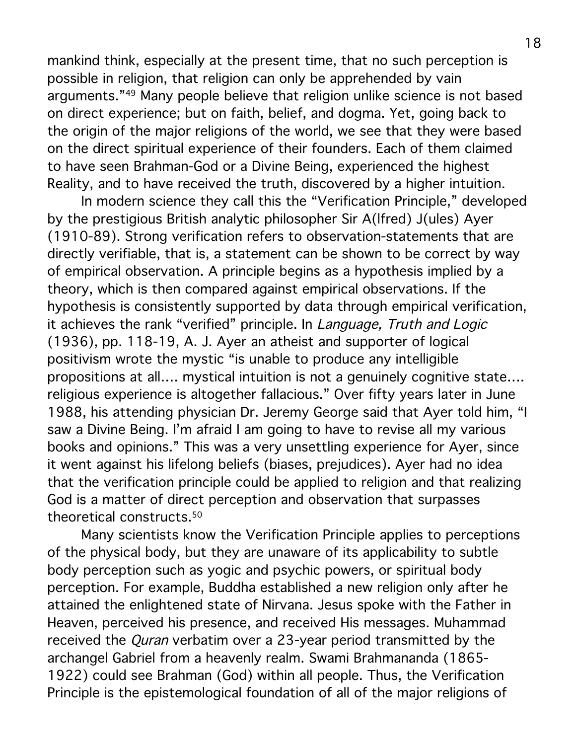mankind think, especially at the present time, that no such perception is possible in religion, that religion can only be apprehended by vain arguments."[49] Many people believe that religion unlike science is not based on direct experience; but on faith, belief, and dogma. Yet, going back to the origin of the major religions of the world, we see that they were based on the direct spiritual experience of their founders. Each of them claimed to have seen Brahman-God or a Divine Being, experienced the highest Reality, and to have received the truth, discovered by a higher intuition.

In modern science they call this the "Verification Principle," developed by the prestigious British analytic philosopher Sir A(lfred) J(ules) Ayer (1910-89). Strong verification refers to observation-statements that are directly verifiable, that is, a statement can be shown to be correct by way of empirical observation. A principle begins as a hypothesis implied by a theory, which is then compared against empirical observations. If the hypothesis is consistently supported by data through empirical verification, it achieves the rank "verified" principle. In *Language, Truth and Logic* (1936), pp. 118-19, A. J. Ayer an atheist and supporter of logical positivism wrote the mystic "is unable to produce any intelligible propositions at all.... mystical intuition is not a genuinely cognitive state.... religious experience is altogether fallacious." Over fifty years later in June 1988, his attending physician Dr. Jeremy George said that Ayer told him, "I saw a Divine Being. I'm afraid I am going to have to revise all my various books and opinions." This was a very unsettling experience for Ayer, since it went against his lifelong beliefs (biases, prejudices). Ayer had no idea that the verification principle could be applied to religion and that realizing God is a matter of direct perception and observation that surpasses theoretical constructs.[50]

Many scientists know the Verification Principle applies to perceptions of the physical body, but they are unaware of its applicability to subtle body perception such as yogic and psychic powers, or spiritual body perception. For example, Buddha established a new religion only after he attained the enlightened state of Nirvana. Jesus spoke with the Father in Heaven, perceived his presence, and received His messages. Muhammad received the *Quran* verbatim over a 23-year period transmitted by the archangel Gabriel from a heavenly realm. Swami Brahmananda (1865-1922) could see Brahman (God) within all people. Thus, the Verification Principle is the epistemological foundation of all of the major religions of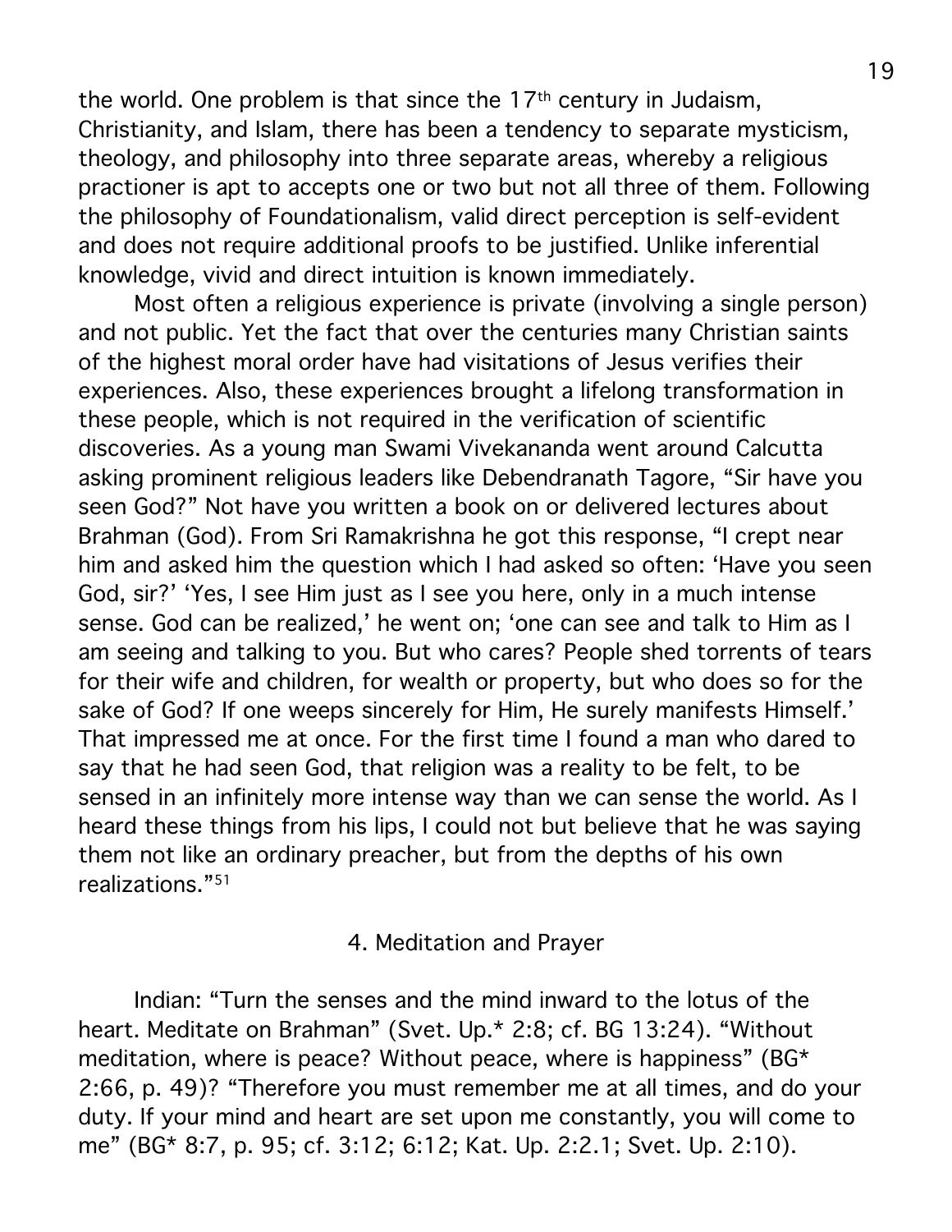the world. One problem is that since the 17th century in Judaism, Christianity, and Islam, there has been a tendency to separate mysticism, theology, and philosophy into three separate areas, whereby a religious practioner is apt to accepts one or two but not all three of them. Following the philosophy of Foundationalism, valid direct perception is self-evident and does not require additional proofs to be justified. Unlike inferential knowledge, vivid and direct intuition is known immediately.

Most often a religious experience is private (involving a single person) and not public. Yet the fact that over the centuries many Christian saints of the highest moral order have had visitations of Jesus verifies their experiences. Also, these experiences brought a lifelong transformation in these people, which is not required in the verification of scientific discoveries. As a young man Swami Vivekananda went around Calcutta asking prominent religious leaders like Debendranath Tagore, "Sir have you seen God?" Not have you written a book on or delivered lectures about Brahman (God). From Sri Ramakrishna he got this response, "I crept near him and asked him the question which I had asked so often: 'Have you seen God, sir?' 'Yes, I see Him just as I see you here, only in a much intense sense. God can be realized,' he went on; 'one can see and talk to Him as I am seeing and talking to you. But who cares? People shed torrents of tears for their wife and children, for wealth or property, but who does so for the sake of God? If one weeps sincerely for Him, He surely manifests Himself.' That impressed me at once. For the first time I found a man who dared to say that he had seen God, that religion was a reality to be felt, to be sensed in an infinitely more intense way than we can sense the world. As I heard these things from his lips, I could not but believe that he was saying them not like an ordinary preacher, but from the depths of his own realizations."[51]

## 4. Meditation and Prayer

Indian: "Turn the senses and the mind inward to the lotus of the heart. Meditate on Brahman" (Svet. Up.* 2:8; cf. BG 13:24). "Without meditation, where is peace? Without peace, where is happiness" (BG* 2:66, p. 49)? "Therefore you must remember me at all times, and do your duty. If your mind and heart are set upon me constantly, you will come to me" (BG* 8:7, p. 95; cf. 3:12; 6:12; Kat. Up. 2:2.1; Svet. Up. 2:10).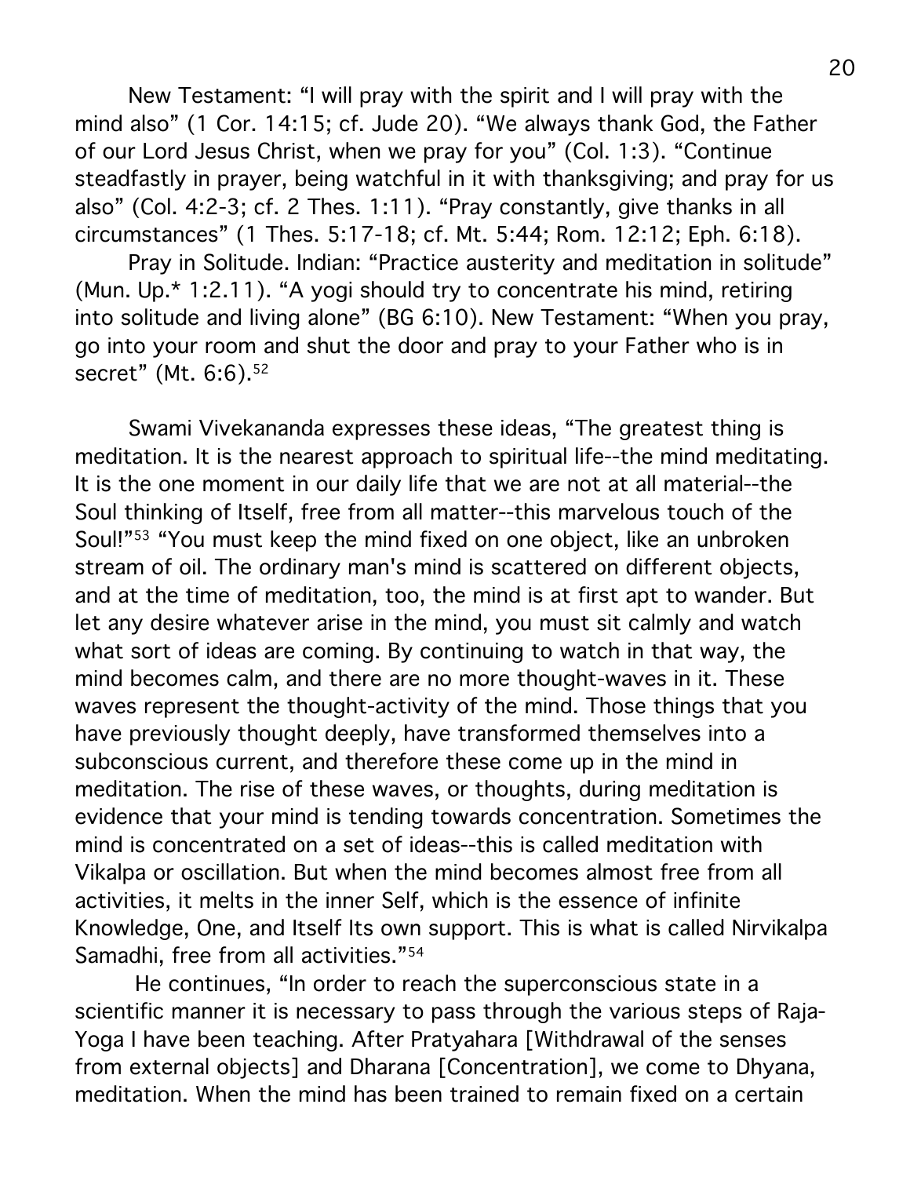New Testament: “I will pray with the spirit and I will pray with the mind also” (1 Cor. 14:15; cf. Jude 20). “We always thank God, the Father of our Lord Jesus Christ, when we pray for you” (Col. 1:3). “Continue steadfastly in prayer, being watchful in it with thanksgiving; and pray for us also” (Col. 4:2-3; cf. 2 Thes. 1:11). “Pray constantly, give thanks in all circumstances” (1 Thes. 5:17-18; cf. Mt. 5:44; Rom. 12:12; Eph. 6:18).

Pray in Solitude. Indian: “Practice austerity and meditation in solitude” (Mun. Up.* 1:2.11). “A yogi should try to concentrate his mind, retiring into solitude and living alone” (BG 6:10). New Testament: “When you pray, go into your room and shut the door and pray to your Father who is in secret” (Mt. 6:6).[52]

Swami Vivekananda expresses these ideas, “The greatest thing is meditation. It is the nearest approach to spiritual life--the mind meditating. It is the one moment in our daily life that we are not at all material--the Soul thinking of Itself, free from all matter--this marvelous touch of the Soul!”[53] “You must keep the mind fixed on one object, like an unbroken stream of oil. The ordinary man's mind is scattered on different objects, and at the time of meditation, too, the mind is at first apt to wander. But let any desire whatever arise in the mind, you must sit calmly and watch what sort of ideas are coming. By continuing to watch in that way, the mind becomes calm, and there are no more thought-waves in it. These waves represent the thought-activity of the mind. Those things that you have previously thought deeply, have transformed themselves into a subconscious current, and therefore these come up in the mind in meditation. The rise of these waves, or thoughts, during meditation is evidence that your mind is tending towards concentration. Sometimes the mind is concentrated on a set of ideas--this is called meditation with Vikalpa or oscillation. But when the mind becomes almost free from all activities, it melts in the inner Self, which is the essence of infinite Knowledge, One, and Itself Its own support. This is what is called Nirvikalpa Samadhi, free from all activities.”[54]

He continues, “In order to reach the superconscious state in a scientific manner it is necessary to pass through the various steps of Raja-Yoga I have been teaching. After Pratyahara [Withdrawal of the senses from external objects] and Dharana [Concentration], we come to Dhyana, meditation. When the mind has been trained to remain fixed on a certain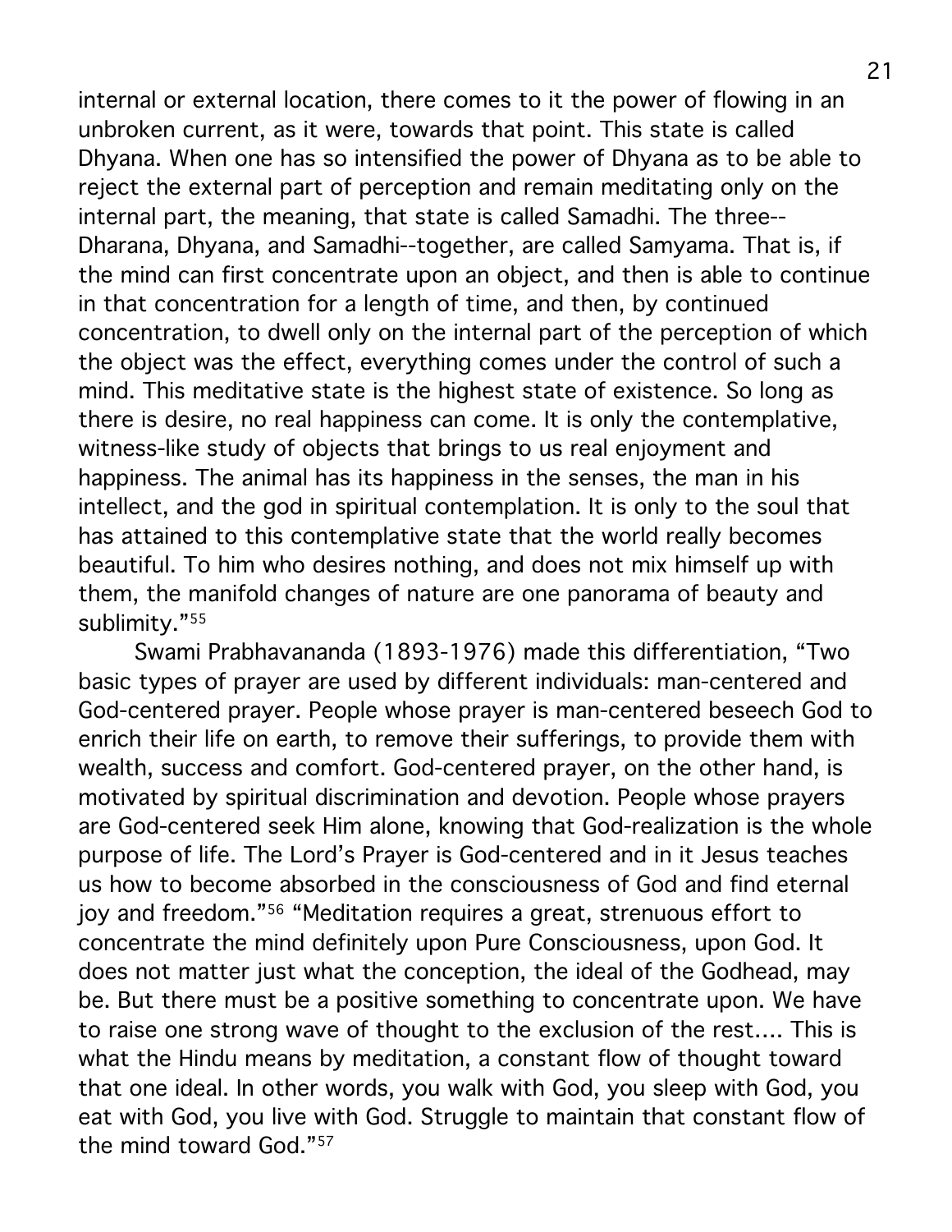internal or external location, there comes to it the power of flowing in an unbroken current, as it were, towards that point. This state is called Dhyana. When one has so intensified the power of Dhyana as to be able to reject the external part of perception and remain meditating only on the internal part, the meaning, that state is called Samadhi. The three--Dharana, Dhyana, and Samadhi--together, are called Samyama. That is, if the mind can first concentrate upon an object, and then is able to continue in that concentration for a length of time, and then, by continued concentration, to dwell only on the internal part of the perception of which the object was the effect, everything comes under the control of such a mind. This meditative state is the highest state of existence. So long as there is desire, no real happiness can come. It is only the contemplative, witness-like study of objects that brings to us real enjoyment and happiness. The animal has its happiness in the senses, the man in his intellect, and the god in spiritual contemplation. It is only to the soul that has attained to this contemplative state that the world really becomes beautiful. To him who desires nothing, and does not mix himself up with them, the manifold changes of nature are one panorama of beauty and sublimity."[55]

Swami Prabhavananda (1893-1976) made this differentiation, "Two basic types of prayer are used by different individuals: man-centered and God-centered prayer. People whose prayer is man-centered beseech God to enrich their life on earth, to remove their sufferings, to provide them with wealth, success and comfort. God-centered prayer, on the other hand, is motivated by spiritual discrimination and devotion. People whose prayers are God-centered seek Him alone, knowing that God-realization is the whole purpose of life. The Lord's Prayer is God-centered and in it Jesus teaches us how to become absorbed in the consciousness of God and find eternal joy and freedom."[56] "Meditation requires a great, strenuous effort to concentrate the mind definitely upon Pure Consciousness, upon God. It does not matter just what the conception, the ideal of the Godhead, may be. But there must be a positive something to concentrate upon. We have to raise one strong wave of thought to the exclusion of the rest.... This is what the Hindu means by meditation, a constant flow of thought toward that one ideal. In other words, you walk with God, you sleep with God, you eat with God, you live with God. Struggle to maintain that constant flow of the mind toward God."[57]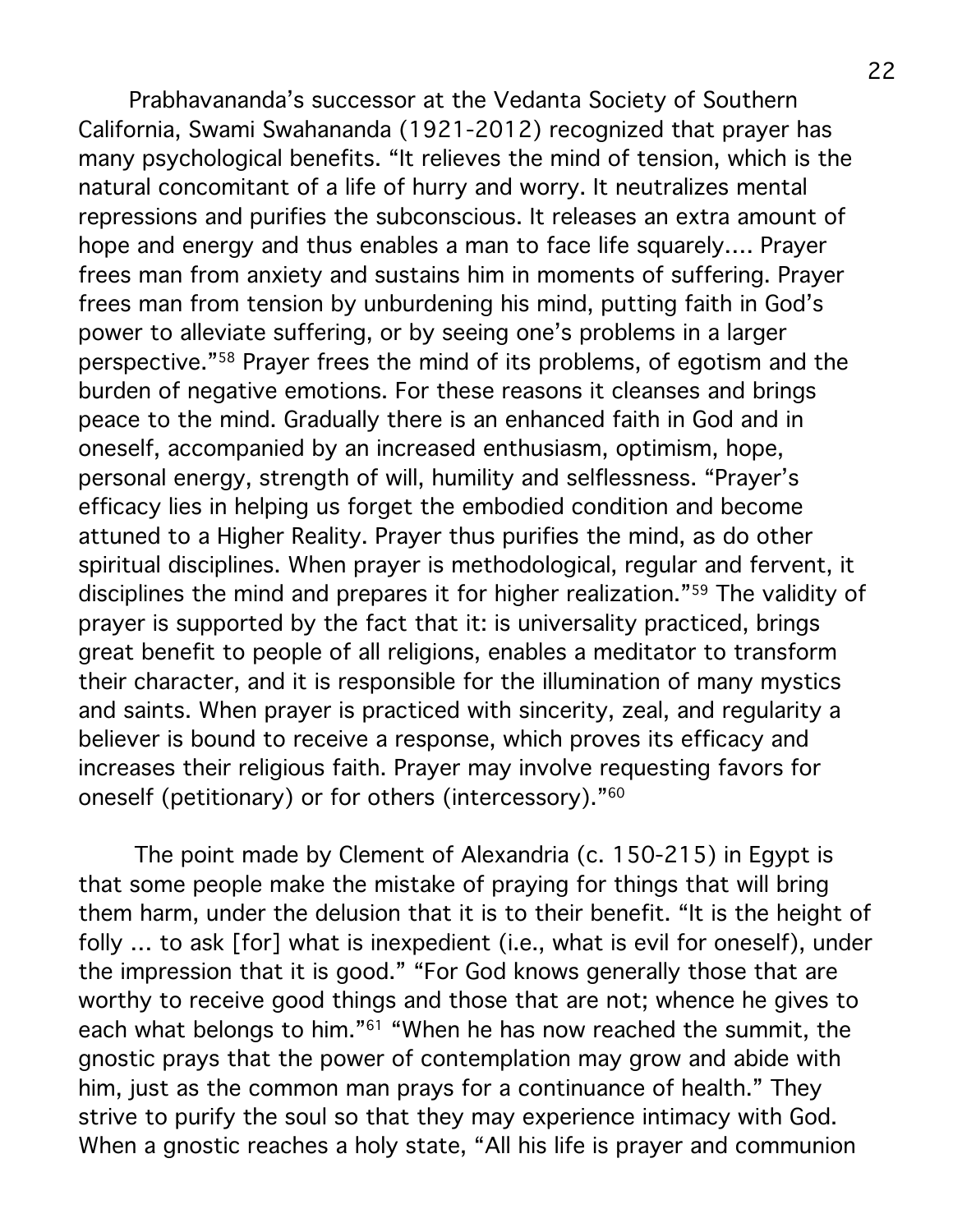Prabhavananda's successor at the Vedanta Society of Southern California, Swami Swahananda (1921-2012) recognized that prayer has many psychological benefits. "It relieves the mind of tension, which is the natural concomitant of a life of hurry and worry. It neutralizes mental repressions and purifies the subconscious. It releases an extra amount of hope and energy and thus enables a man to face life squarely.... Prayer frees man from anxiety and sustains him in moments of suffering. Prayer frees man from tension by unburdening his mind, putting faith in God's power to alleviate suffering, or by seeing one's problems in a larger perspective."[58] Prayer frees the mind of its problems, of egotism and the burden of negative emotions. For these reasons it cleanses and brings peace to the mind. Gradually there is an enhanced faith in God and in oneself, accompanied by an increased enthusiasm, optimism, hope, personal energy, strength of will, humility and selflessness. "Prayer's efficacy lies in helping us forget the embodied condition and become attuned to a Higher Reality. Prayer thus purifies the mind, as do other spiritual disciplines. When prayer is methodological, regular and fervent, it disciplines the mind and prepares it for higher realization."[59] The validity of prayer is supported by the fact that it: is universality practiced, brings great benefit to people of all religions, enables a meditator to transform their character, and it is responsible for the illumination of many mystics and saints. When prayer is practiced with sincerity, zeal, and regularity a believer is bound to receive a response, which proves its efficacy and increases their religious faith. Prayer may involve requesting favors for oneself (petitionary) or for others (intercessory)."[60]

The point made by Clement of Alexandria (c. 150-215) in Egypt is that some people make the mistake of praying for things that will bring them harm, under the delusion that it is to their benefit. "It is the height of folly ... to ask [for] what is inexpedient (i.e., what is evil for oneself), under the impression that it is good." "For God knows generally those that are worthy to receive good things and those that are not; whence he gives to each what belongs to him."[61] "When he has now reached the summit, the gnostic prays that the power of contemplation may grow and abide with him, just as the common man prays for a continuance of health." They strive to purify the soul so that they may experience intimacy with God. When a gnostic reaches a holy state, "All his life is prayer and communion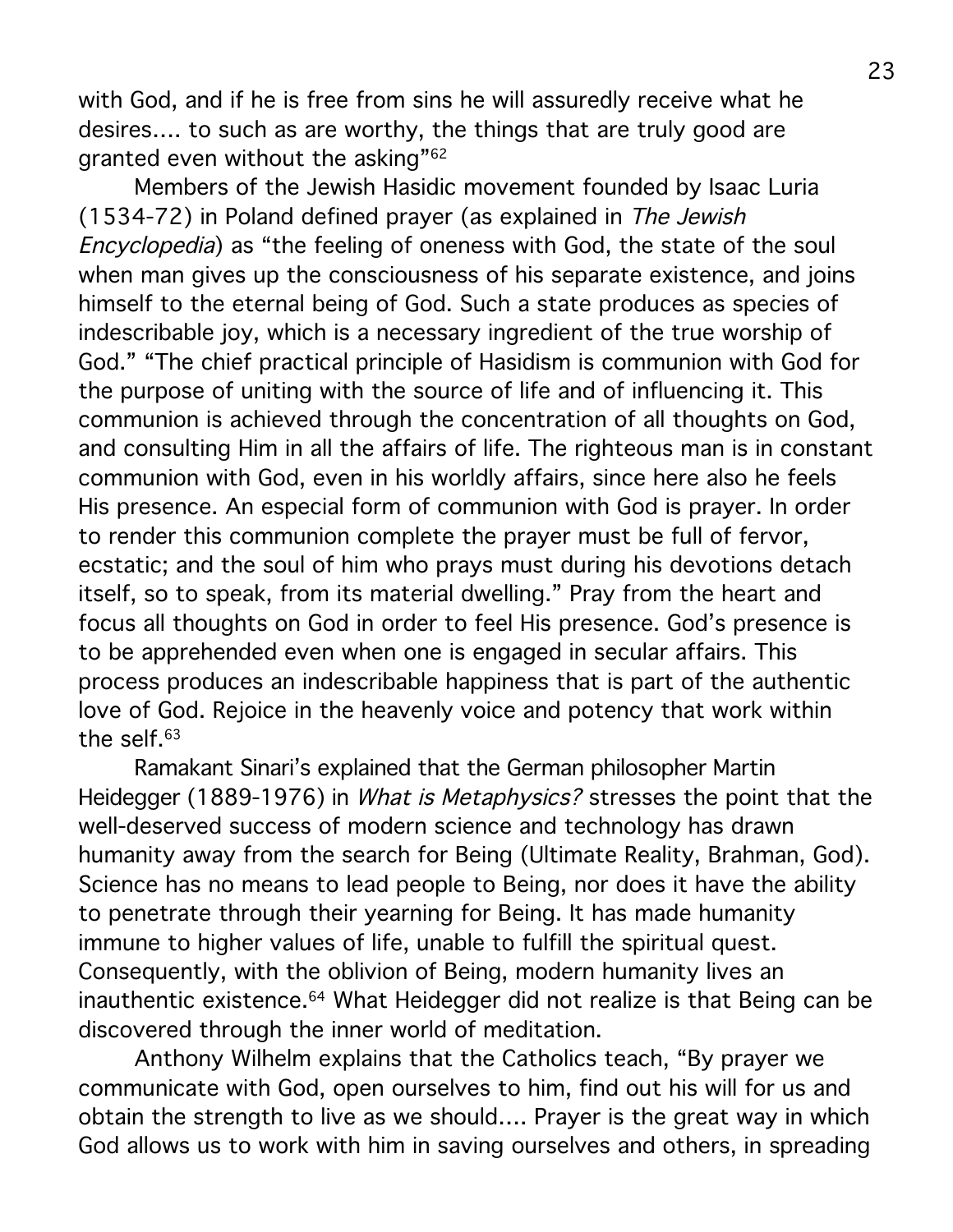with God, and if he is free from sins he will assuredly receive what he desires.... to such as are worthy, the things that are truly good are granted even without the asking"[62]

Members of the Jewish Hasidic movement founded by Isaac Luria (1534-72) in Poland defined prayer (as explained in *The Jewish Encyclopedia*) as "the feeling of oneness with God, the state of the soul when man gives up the consciousness of his separate existence, and joins himself to the eternal being of God. Such a state produces as species of indescribable joy, which is a necessary ingredient of the true worship of God." "The chief practical principle of Hasidism is communion with God for the purpose of uniting with the source of life and of influencing it. This communion is achieved through the concentration of all thoughts on God, and consulting Him in all the affairs of life. The righteous man is in constant communion with God, even in his worldly affairs, since here also he feels His presence. An especial form of communion with God is prayer. In order to render this communion complete the prayer must be full of fervor, ecstatic; and the soul of him who prays must during his devotions detach itself, so to speak, from its material dwelling." Pray from the heart and focus all thoughts on God in order to feel His presence. God's presence is to be apprehended even when one is engaged in secular affairs. This process produces an indescribable happiness that is part of the authentic love of God. Rejoice in the heavenly voice and potency that work within the self.[63]

Ramakant Sinari's explained that the German philosopher Martin Heidegger (1889-1976) in *What is Metaphysics?* stresses the point that the well-deserved success of modern science and technology has drawn humanity away from the search for Being (Ultimate Reality, Brahman, God). Science has no means to lead people to Being, nor does it have the ability to penetrate through their yearning for Being. It has made humanity immune to higher values of life, unable to fulfill the spiritual quest. Consequently, with the oblivion of Being, modern humanity lives an inauthentic existence.[64] What Heidegger did not realize is that Being can be discovered through the inner world of meditation.

Anthony Wilhelm explains that the Catholics teach, "By prayer we communicate with God, open ourselves to him, find out his will for us and obtain the strength to live as we should.... Prayer is the great way in which God allows us to work with him in saving ourselves and others, in spreading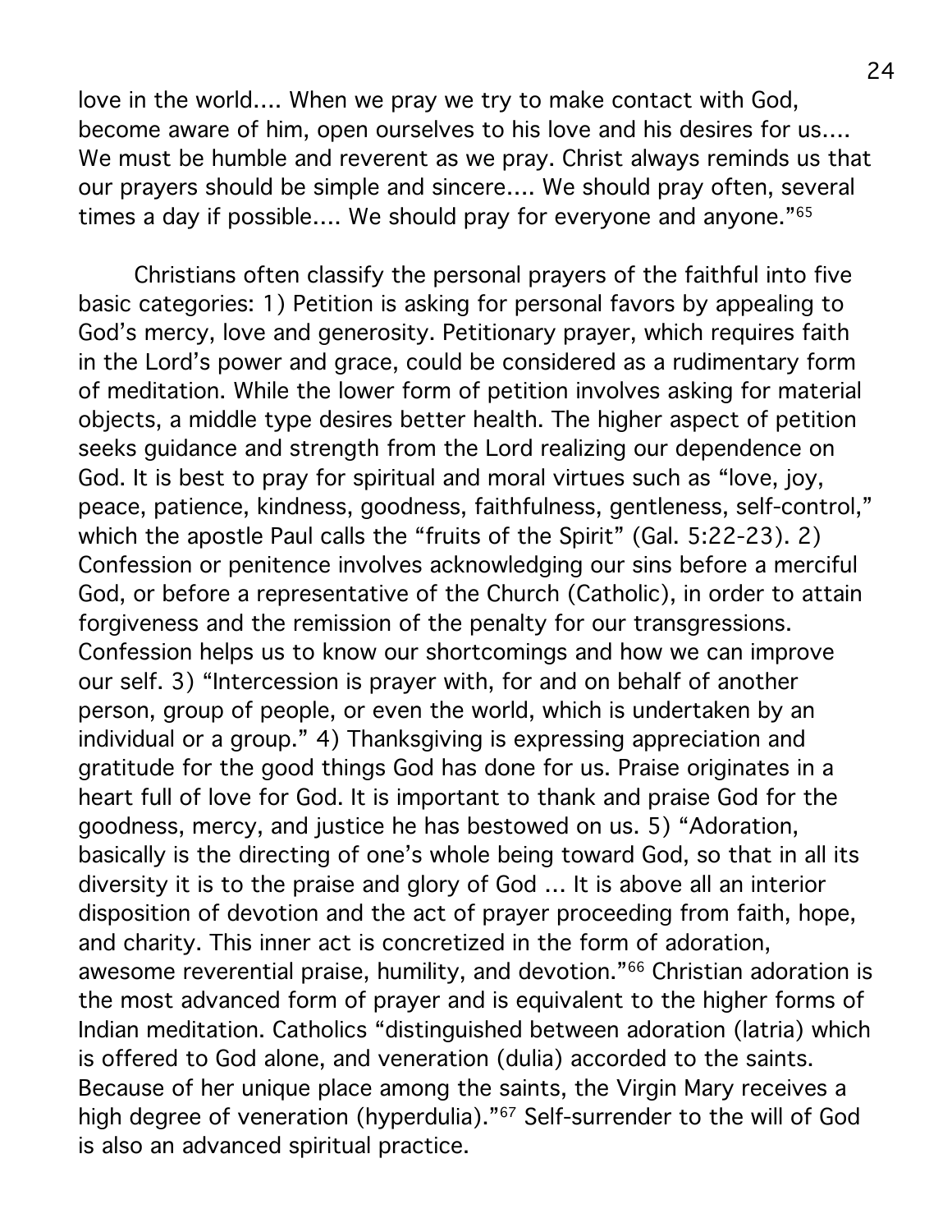love in the world.... When we pray we try to make contact with God, become aware of him, open ourselves to his love and his desires for us.... We must be humble and reverent as we pray. Christ always reminds us that our prayers should be simple and sincere.... We should pray often, several times a day if possible.... We should pray for everyone and anyone."[65]

Christians often classify the personal prayers of the faithful into five basic categories: 1) Petition is asking for personal favors by appealing to God's mercy, love and generosity. Petitionary prayer, which requires faith in the Lord's power and grace, could be considered as a rudimentary form of meditation. While the lower form of petition involves asking for material objects, a middle type desires better health. The higher aspect of petition seeks guidance and strength from the Lord realizing our dependence on God. It is best to pray for spiritual and moral virtues such as "love, joy, peace, patience, kindness, goodness, faithfulness, gentleness, self-control," which the apostle Paul calls the "fruits of the Spirit" (Gal. 5:22-23). 2) Confession or penitence involves acknowledging our sins before a merciful God, or before a representative of the Church (Catholic), in order to attain forgiveness and the remission of the penalty for our transgressions. Confession helps us to know our shortcomings and how we can improve our self. 3) "Intercession is prayer with, for and on behalf of another person, group of people, or even the world, which is undertaken by an individual or a group." 4) Thanksgiving is expressing appreciation and gratitude for the good things God has done for us. Praise originates in a heart full of love for God. It is important to thank and praise God for the goodness, mercy, and justice he has bestowed on us. 5) "Adoration, basically is the directing of one's whole being toward God, so that in all its diversity it is to the praise and glory of God ... It is above all an interior disposition of devotion and the act of prayer proceeding from faith, hope, and charity. This inner act is concretized in the form of adoration, awesome reverential praise, humility, and devotion."[66] Christian adoration is the most advanced form of prayer and is equivalent to the higher forms of Indian meditation. Catholics "distinguished between adoration (latria) which is offered to God alone, and veneration (dulia) accorded to the saints. Because of her unique place among the saints, the Virgin Mary receives a high degree of veneration (hyperdulia)."[67] Self-surrender to the will of God is also an advanced spiritual practice.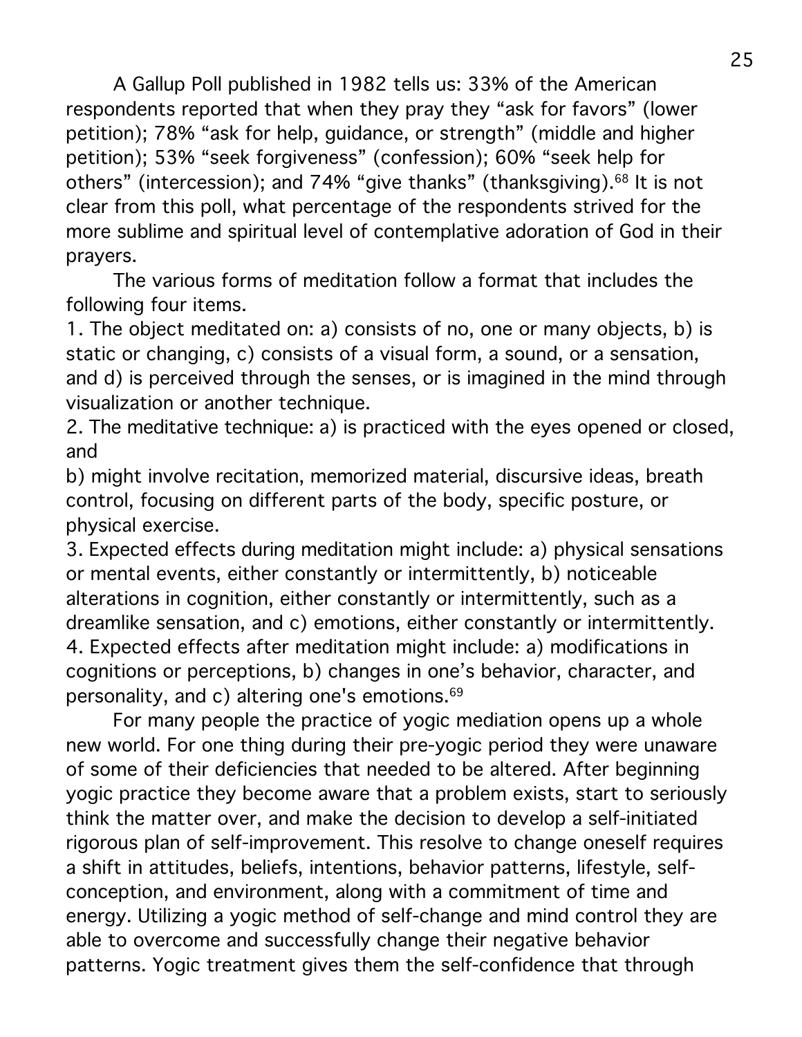A Gallup Poll published in 1982 tells us: 33% of the American respondents reported that when they pray they “ask for favors” (lower petition); 78% “ask for help, guidance, or strength” (middle and higher petition); 53% “seek forgiveness” (confession); 60% “seek help for others” (intercession); and 74% “give thanks” (thanksgiving).[68] It is not clear from this poll, what percentage of the respondents strived for the more sublime and spiritual level of contemplative adoration of God in their prayers.

The various forms of meditation follow a format that includes the following four items.

1. The object meditated on: a) consists of no, one or many objects, b) is static or changing, c) consists of a visual form, a sound, or a sensation, and d) is perceived through the senses, or is imagined in the mind through visualization or another technique.
2. The meditative technique: a) is practiced with the eyes opened or closed, and
b) might involve recitation, memorized material, discursive ideas, breath control, focusing on different parts of the body, specific posture, or physical exercise.
3. Expected effects during meditation might include: a) physical sensations or mental events, either constantly or intermittently, b) noticeable alterations in cognition, either constantly or intermittently, such as a dreamlike sensation, and c) emotions, either constantly or intermittently.
4. Expected effects after meditation might include: a) modifications in cognitions or perceptions, b) changes in one’s behavior, character, and personality, and c) altering one's emotions.[69]

For many people the practice of yogic mediation opens up a whole new world. For one thing during their pre-yogic period they were unaware of some of their deficiencies that needed to be altered. After beginning yogic practice they become aware that a problem exists, start to seriously think the matter over, and make the decision to develop a self-initiated rigorous plan of self-improvement. This resolve to change oneself requires a shift in attitudes, beliefs, intentions, behavior patterns, lifestyle, self-conception, and environment, along with a commitment of time and energy. Utilizing a yogic method of self-change and mind control they are able to overcome and successfully change their negative behavior patterns. Yogic treatment gives them the self-confidence that through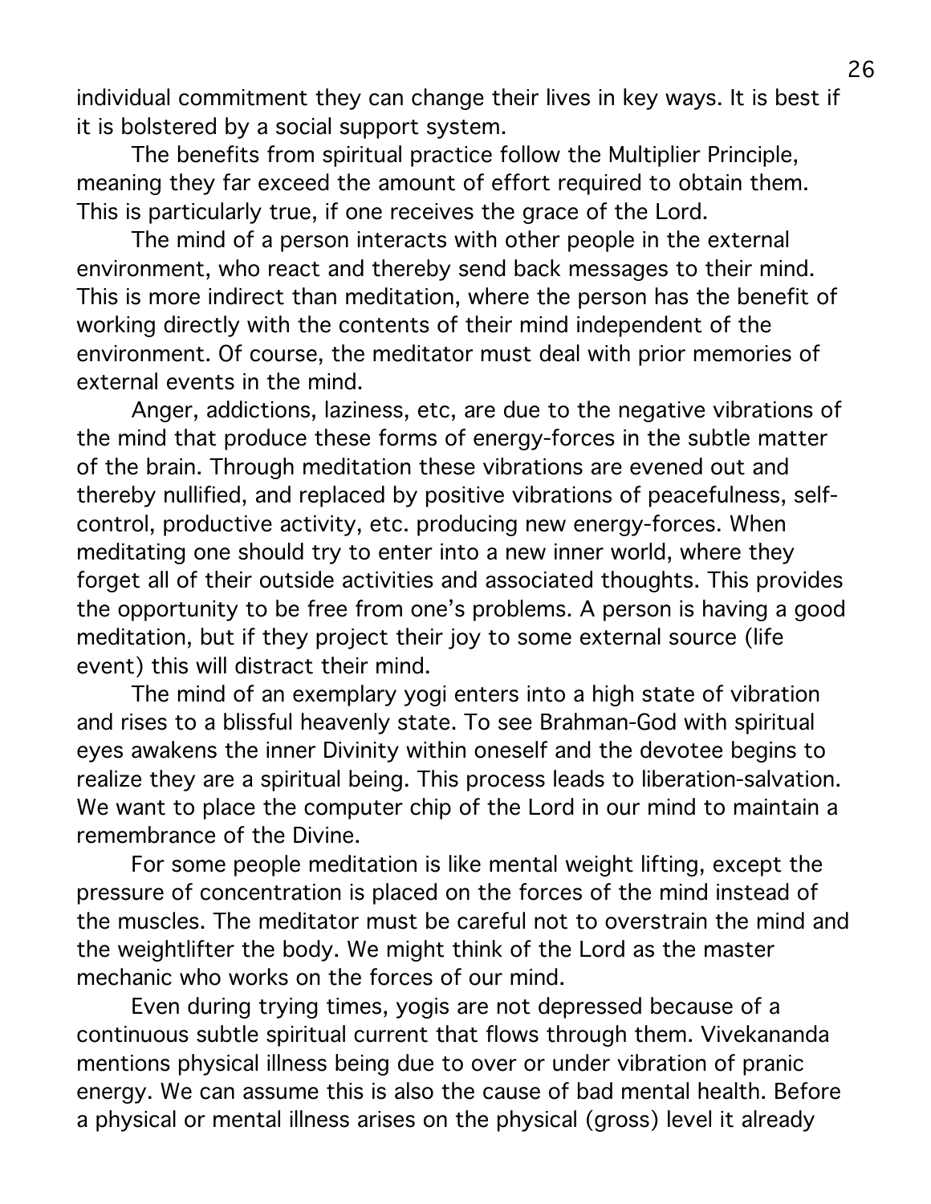individual commitment they can change their lives in key ways. It is best if it is bolstered by a social support system.

The benefits from spiritual practice follow the Multiplier Principle, meaning they far exceed the amount of effort required to obtain them. This is particularly true, if one receives the grace of the Lord.

The mind of a person interacts with other people in the external environment, who react and thereby send back messages to their mind. This is more indirect than meditation, where the person has the benefit of working directly with the contents of their mind independent of the environment. Of course, the meditator must deal with prior memories of external events in the mind.

Anger, addictions, laziness, etc, are due to the negative vibrations of the mind that produce these forms of energy-forces in the subtle matter of the brain. Through meditation these vibrations are evened out and thereby nullified, and replaced by positive vibrations of peacefulness, self-control, productive activity, etc. producing new energy-forces. When meditating one should try to enter into a new inner world, where they forget all of their outside activities and associated thoughts. This provides the opportunity to be free from one's problems. A person is having a good meditation, but if they project their joy to some external source (life event) this will distract their mind.

The mind of an exemplary yogi enters into a high state of vibration and rises to a blissful heavenly state. To see Brahman-God with spiritual eyes awakens the inner Divinity within oneself and the devotee begins to realize they are a spiritual being. This process leads to liberation-salvation. We want to place the computer chip of the Lord in our mind to maintain a remembrance of the Divine.

For some people meditation is like mental weight lifting, except the pressure of concentration is placed on the forces of the mind instead of the muscles. The meditator must be careful not to overstrain the mind and the weightlifter the body. We might think of the Lord as the master mechanic who works on the forces of our mind.

Even during trying times, yogis are not depressed because of a continuous subtle spiritual current that flows through them. Vivekananda mentions physical illness being due to over or under vibration of pranic energy. We can assume this is also the cause of bad mental health. Before a physical or mental illness arises on the physical (gross) level it already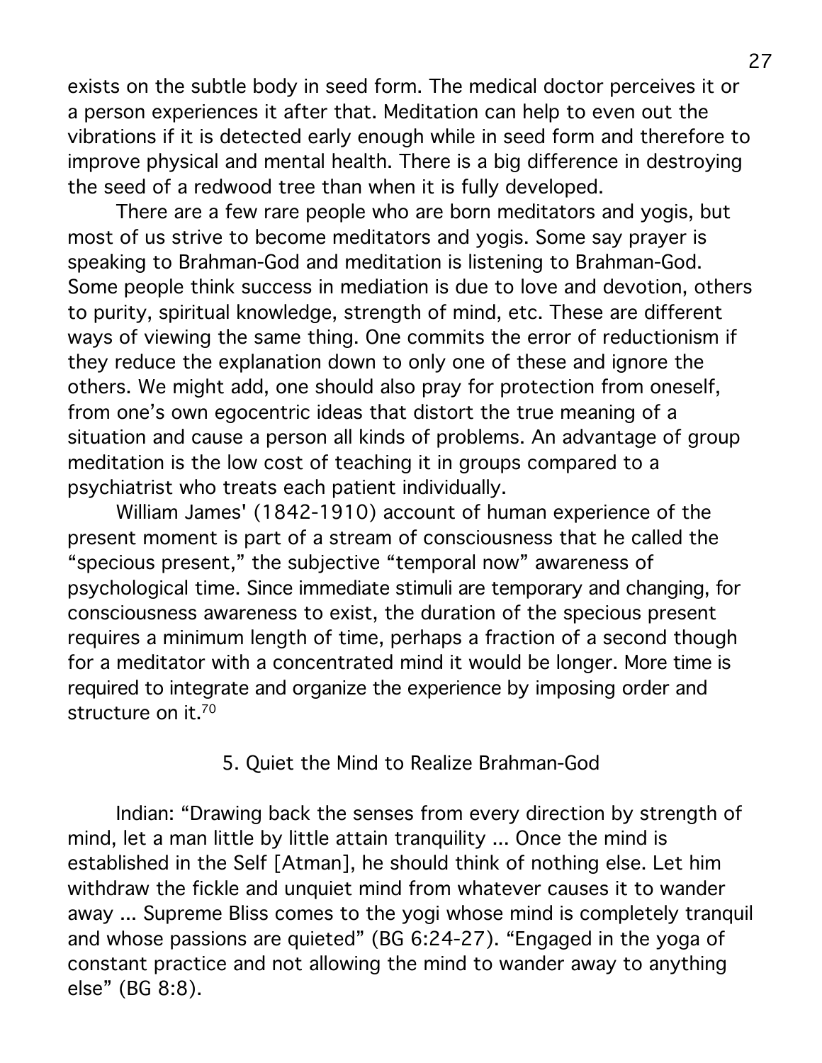exists on the subtle body in seed form. The medical doctor perceives it or a person experiences it after that. Meditation can help to even out the vibrations if it is detected early enough while in seed form and therefore to improve physical and mental health. There is a big difference in destroying the seed of a redwood tree than when it is fully developed.

There are a few rare people who are born meditators and yogis, but most of us strive to become meditators and yogis. Some say prayer is speaking to Brahman-God and meditation is listening to Brahman-God. Some people think success in mediation is due to love and devotion, others to purity, spiritual knowledge, strength of mind, etc. These are different ways of viewing the same thing. One commits the error of reductionism if they reduce the explanation down to only one of these and ignore the others. We might add, one should also pray for protection from oneself, from one's own egocentric ideas that distort the true meaning of a situation and cause a person all kinds of problems. An advantage of group meditation is the low cost of teaching it in groups compared to a psychiatrist who treats each patient individually.

William James' (1842-1910) account of human experience of the present moment is part of a stream of consciousness that he called the "specious present," the subjective "temporal now" awareness of psychological time. Since immediate stimuli are temporary and changing, for consciousness awareness to exist, the duration of the specious present requires a minimum length of time, perhaps a fraction of a second though for a meditator with a concentrated mind it would be longer. More time is required to integrate and organize the experience by imposing order and structure on it.[70]

## 5. Quiet the Mind to Realize Brahman-God

Indian: "Drawing back the senses from every direction by strength of mind, let a man little by little attain tranquility ... Once the mind is established in the Self [Atman], he should think of nothing else. Let him withdraw the fickle and unquiet mind from whatever causes it to wander away ... Supreme Bliss comes to the yogi whose mind is completely tranquil and whose passions are quieted" (BG 6:24-27). "Engaged in the yoga of constant practice and not allowing the mind to wander away to anything else" (BG 8:8).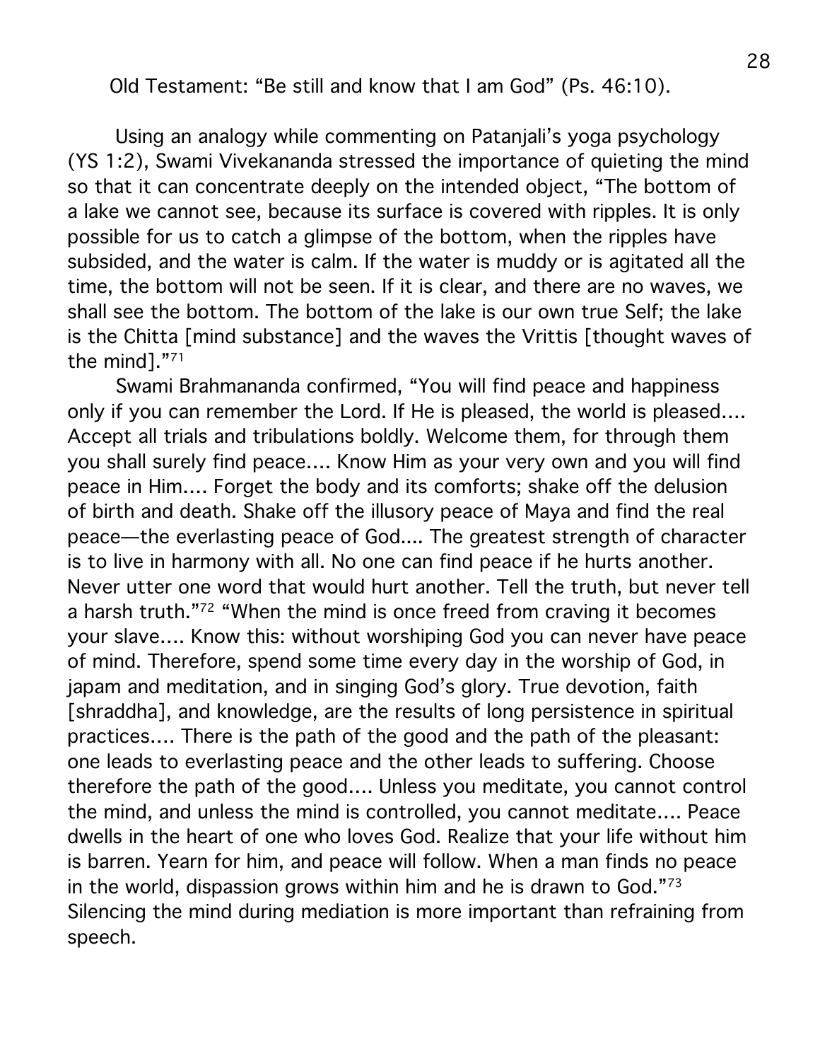Old Testament: "Be still and know that I am God" (Ps. 46:10).

Using an analogy while commenting on Patanjali's yoga psychology (YS 1:2), Swami Vivekananda stressed the importance of quieting the mind so that it can concentrate deeply on the intended object, "The bottom of a lake we cannot see, because its surface is covered with ripples. It is only possible for us to catch a glimpse of the bottom, when the ripples have subsided, and the water is calm. If the water is muddy or is agitated all the time, the bottom will not be seen. If it is clear, and there are no waves, we shall see the bottom. The bottom of the lake is our own true Self; the lake is the Chitta [mind substance] and the waves the Vrittis [thought waves of the mind]."[71]

Swami Brahmananda confirmed, "You will find peace and happiness only if you can remember the Lord. If He is pleased, the world is pleased.... Accept all trials and tribulations boldly. Welcome them, for through them you shall surely find peace.... Know Him as your very own and you will find peace in Him.... Forget the body and its comforts; shake off the delusion of birth and death. Shake off the illusory peace of Maya and find the real peace—the everlasting peace of God.... The greatest strength of character is to live in harmony with all. No one can find peace if he hurts another. Never utter one word that would hurt another. Tell the truth, but never tell a harsh truth."[72] "When the mind is once freed from craving it becomes your slave.... Know this: without worshiping God you can never have peace of mind. Therefore, spend some time every day in the worship of God, in japam and meditation, and in singing God's glory. True devotion, faith [shraddha], and knowledge, are the results of long persistence in spiritual practices.... There is the path of the good and the path of the pleasant: one leads to everlasting peace and the other leads to suffering. Choose therefore the path of the good.... Unless you meditate, you cannot control the mind, and unless the mind is controlled, you cannot meditate.... Peace dwells in the heart of one who loves God. Realize that your life without him is barren. Yearn for him, and peace will follow. When a man finds no peace in the world, dispassion grows within him and he is drawn to God."[73] Silencing the mind during mediation is more important than refraining from speech.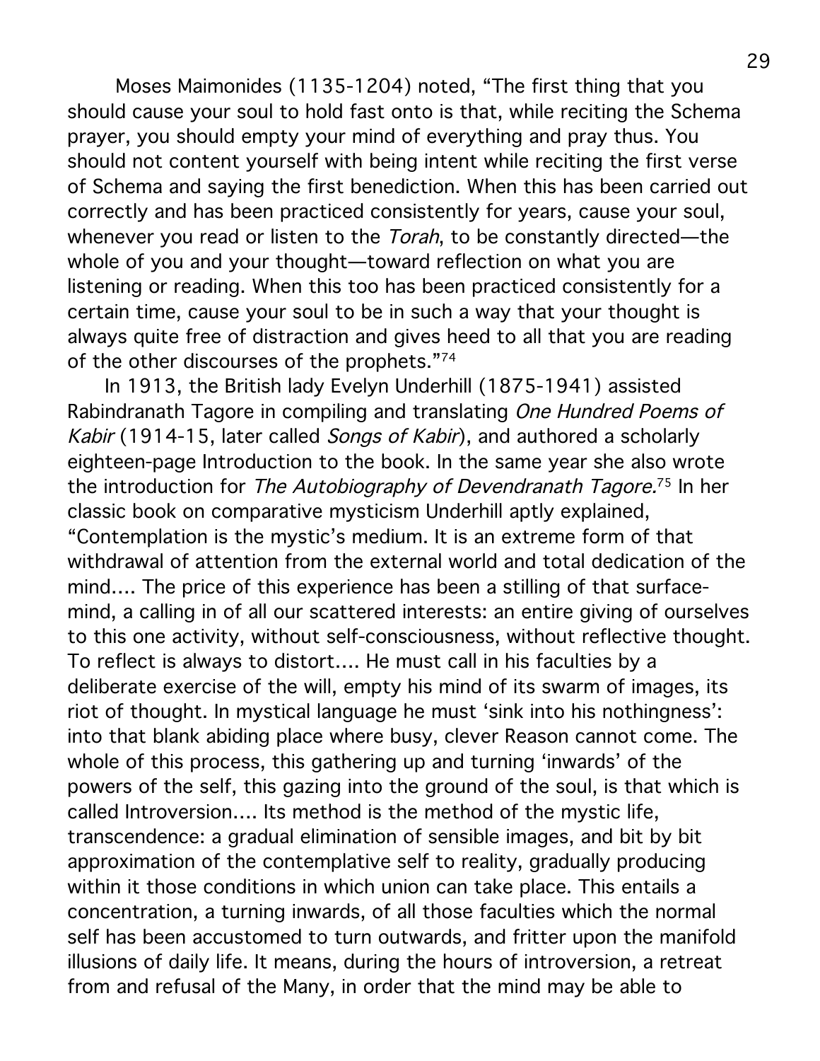Moses Maimonides (1135-1204) noted, "The first thing that you should cause your soul to hold fast onto is that, while reciting the Schema prayer, you should empty your mind of everything and pray thus. You should not content yourself with being intent while reciting the first verse of Schema and saying the first benediction. When this has been carried out correctly and has been practiced consistently for years, cause your soul, whenever you read or listen to the *Torah*, to be constantly directed—the whole of you and your thought—toward reflection on what you are listening or reading. When this too has been practiced consistently for a certain time, cause your soul to be in such a way that your thought is always quite free of distraction and gives heed to all that you are reading of the other discourses of the prophets."[74]

In 1913, the British lady Evelyn Underhill (1875-1941) assisted Rabindranath Tagore in compiling and translating *One Hundred Poems of Kabir* (1914-15, later called *Songs of Kabir*), and authored a scholarly eighteen-page Introduction to the book. In the same year she also wrote the introduction for *The Autobiography of Devendranath Tagore*.[75] In her classic book on comparative mysticism Underhill aptly explained, "Contemplation is the mystic's medium. It is an extreme form of that withdrawal of attention from the external world and total dedication of the mind.... The price of this experience has been a stilling of that surface-mind, a calling in of all our scattered interests: an entire giving of ourselves to this one activity, without self-consciousness, without reflective thought. To reflect is always to distort.... He must call in his faculties by a deliberate exercise of the will, empty his mind of its swarm of images, its riot of thought. In mystical language he must 'sink into his nothingness': into that blank abiding place where busy, clever Reason cannot come. The whole of this process, this gathering up and turning 'inwards' of the powers of the self, this gazing into the ground of the soul, is that which is called Introversion.... Its method is the method of the mystic life, transcendence: a gradual elimination of sensible images, and bit by bit approximation of the contemplative self to reality, gradually producing within it those conditions in which union can take place. This entails a concentration, a turning inwards, of all those faculties which the normal self has been accustomed to turn outwards, and fritter upon the manifold illusions of daily life. It means, during the hours of introversion, a retreat from and refusal of the Many, in order that the mind may be able to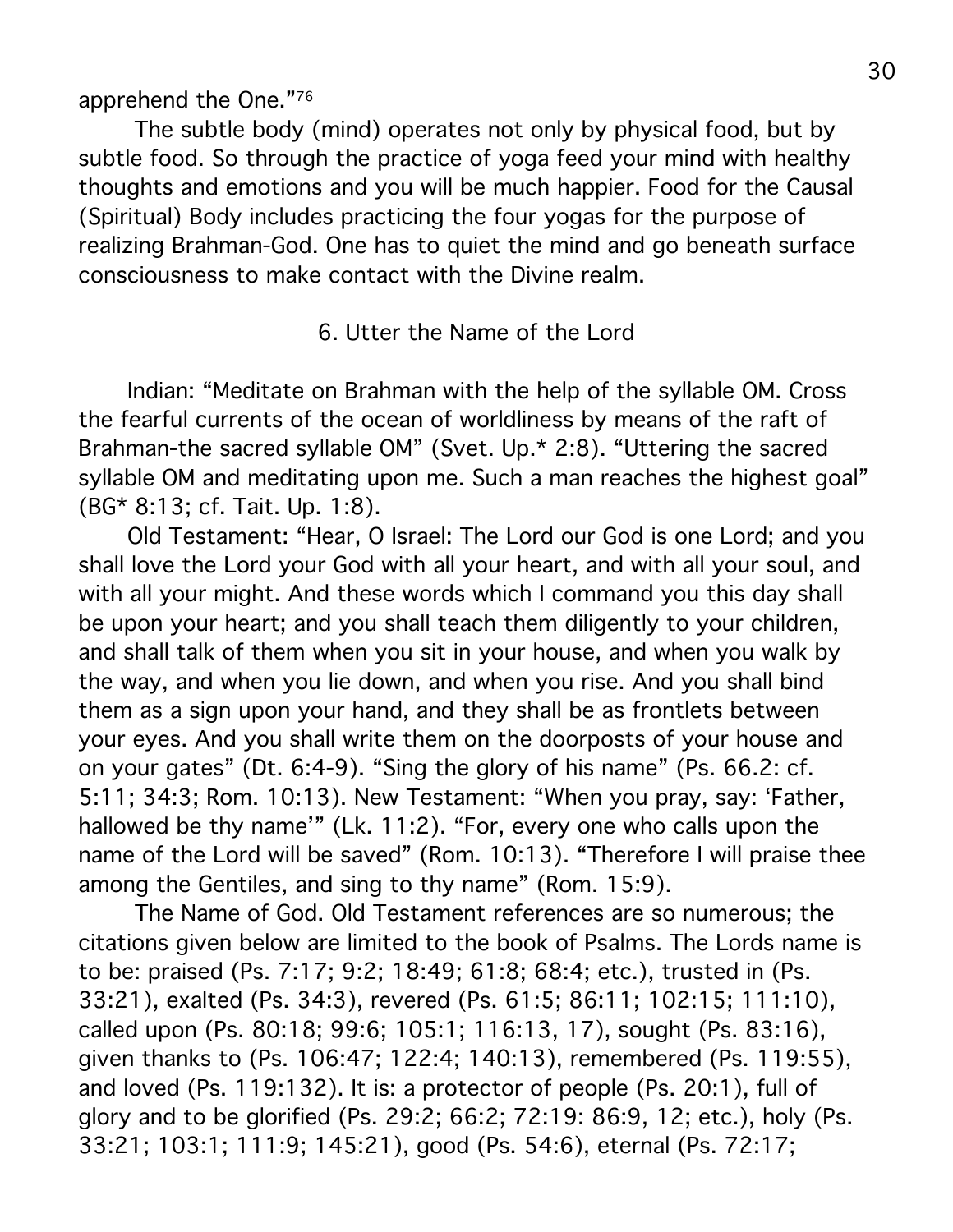apprehend the One."[76]

The subtle body (mind) operates not only by physical food, but by subtle food. So through the practice of yoga feed your mind with healthy thoughts and emotions and you will be much happier. Food for the Causal (Spiritual) Body includes practicing the four yogas for the purpose of realizing Brahman-God. One has to quiet the mind and go beneath surface consciousness to make contact with the Divine realm.

## 6. Utter the Name of the Lord

Indian: "Meditate on Brahman with the help of the syllable OM. Cross the fearful currents of the ocean of worldliness by means of the raft of Brahman-the sacred syllable OM" (Svet. Up.* 2:8). "Uttering the sacred syllable OM and meditating upon me. Such a man reaches the highest goal" (BG* 8:13; cf. Tait. Up. 1:8).

Old Testament: "Hear, O Israel: The Lord our God is one Lord; and you shall love the Lord your God with all your heart, and with all your soul, and with all your might. And these words which I command you this day shall be upon your heart; and you shall teach them diligently to your children, and shall talk of them when you sit in your house, and when you walk by the way, and when you lie down, and when you rise. And you shall bind them as a sign upon your hand, and they shall be as frontlets between your eyes. And you shall write them on the doorposts of your house and on your gates" (Dt. 6:4-9). "Sing the glory of his name" (Ps. 66.2: cf. 5:11; 34:3; Rom. 10:13). New Testament: "When you pray, say: 'Father, hallowed be thy name'" (Lk. 11:2). "For, every one who calls upon the name of the Lord will be saved" (Rom. 10:13). "Therefore I will praise thee among the Gentiles, and sing to thy name" (Rom. 15:9).

The Name of God. Old Testament references are so numerous; the citations given below are limited to the book of Psalms. The Lords name is to be: praised (Ps. 7:17; 9:2; 18:49; 61:8; 68:4; etc.), trusted in (Ps. 33:21), exalted (Ps. 34:3), revered (Ps. 61:5; 86:11; 102:15; 111:10), called upon (Ps. 80:18; 99:6; 105:1; 116:13, 17), sought (Ps. 83:16), given thanks to (Ps. 106:47; 122:4; 140:13), remembered (Ps. 119:55), and loved (Ps. 119:132). It is: a protector of people (Ps. 20:1), full of glory and to be glorified (Ps. 29:2; 66:2; 72:19: 86:9, 12; etc.), holy (Ps. 33:21; 103:1; 111:9; 145:21), good (Ps. 54:6), eternal (Ps. 72:17;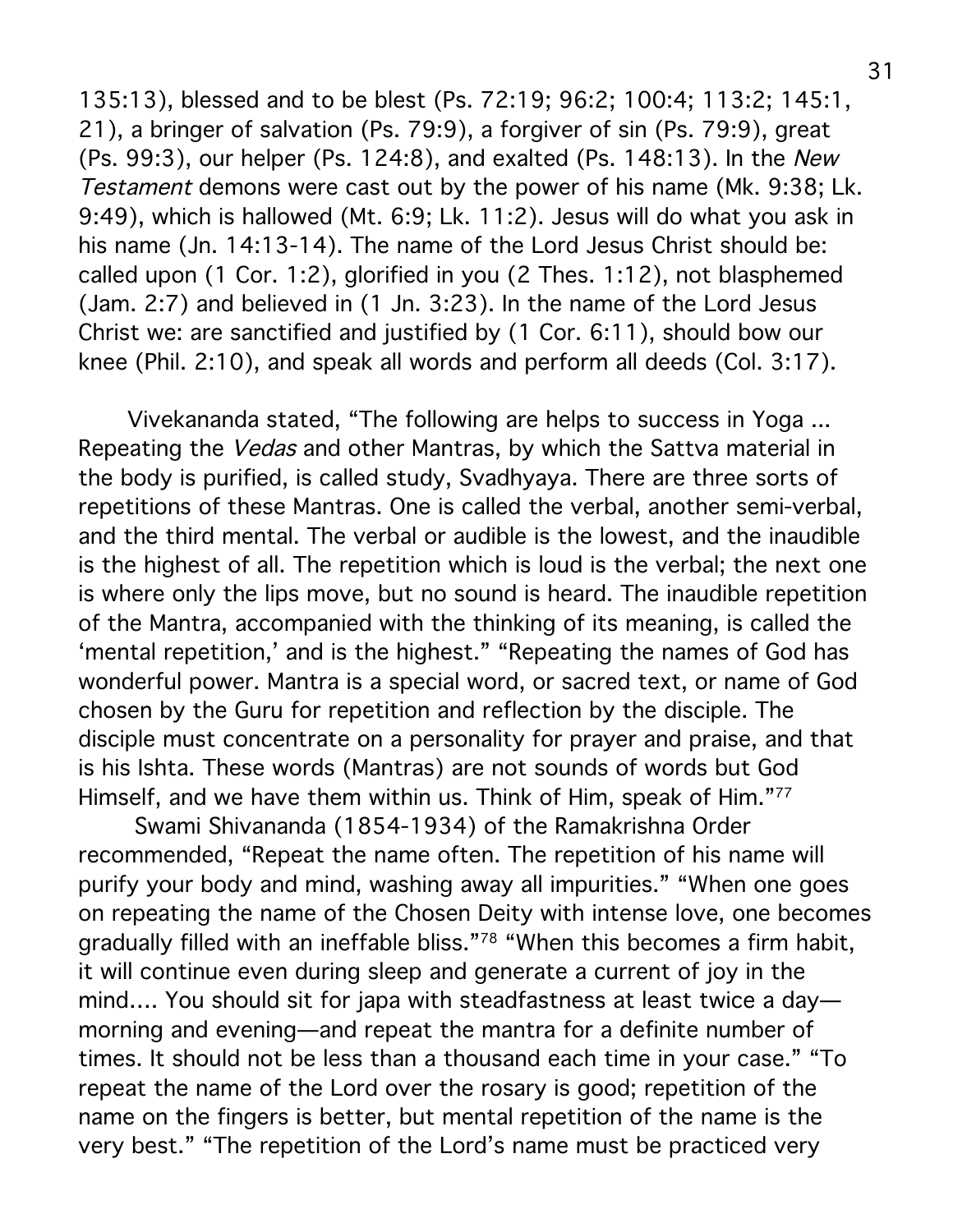135:13), blessed and to be blest (Ps. 72:19; 96:2; 100:4; 113:2; 145:1, 21), a bringer of salvation (Ps. 79:9), a forgiver of sin (Ps. 79:9), great (Ps. 99:3), our helper (Ps. 124:8), and exalted (Ps. 148:13). In the *New Testament* demons were cast out by the power of his name (Mk. 9:38; Lk. 9:49), which is hallowed (Mt. 6:9; Lk. 11:2). Jesus will do what you ask in his name (Jn. 14:13-14). The name of the Lord Jesus Christ should be: called upon (1 Cor. 1:2), glorified in you (2 Thes. 1:12), not blasphemed (Jam. 2:7) and believed in (1 Jn. 3:23). In the name of the Lord Jesus Christ we: are sanctified and justified by (1 Cor. 6:11), should bow our knee (Phil. 2:10), and speak all words and perform all deeds (Col. 3:17).

Vivekananda stated, "The following are helps to success in Yoga ... Repeating the *Vedas* and other Mantras, by which the Sattva material in the body is purified, is called study, Svadhyaya. There are three sorts of repetitions of these Mantras. One is called the verbal, another semi-verbal, and the third mental. The verbal or audible is the lowest, and the inaudible is the highest of all. The repetition which is loud is the verbal; the next one is where only the lips move, but no sound is heard. The inaudible repetition of the Mantra, accompanied with the thinking of its meaning, is called the 'mental repetition,' and is the highest." "Repeating the names of God has wonderful power. Mantra is a special word, or sacred text, or name of God chosen by the Guru for repetition and reflection by the disciple. The disciple must concentrate on a personality for prayer and praise, and that is his Ishta. These words (Mantras) are not sounds of words but God Himself, and we have them within us. Think of Him, speak of Him."[77]

Swami Shivananda (1854-1934) of the Ramakrishna Order recommended, "Repeat the name often. The repetition of his name will purify your body and mind, washing away all impurities." "When one goes on repeating the name of the Chosen Deity with intense love, one becomes gradually filled with an ineffable bliss."[78] "When this becomes a firm habit, it will continue even during sleep and generate a current of joy in the mind.... You should sit for japa with steadfastness at least twice a day—morning and evening—and repeat the mantra for a definite number of times. It should not be less than a thousand each time in your case." "To repeat the name of the Lord over the rosary is good; repetition of the name on the fingers is better, but mental repetition of the name is the very best." "The repetition of the Lord's name must be practiced very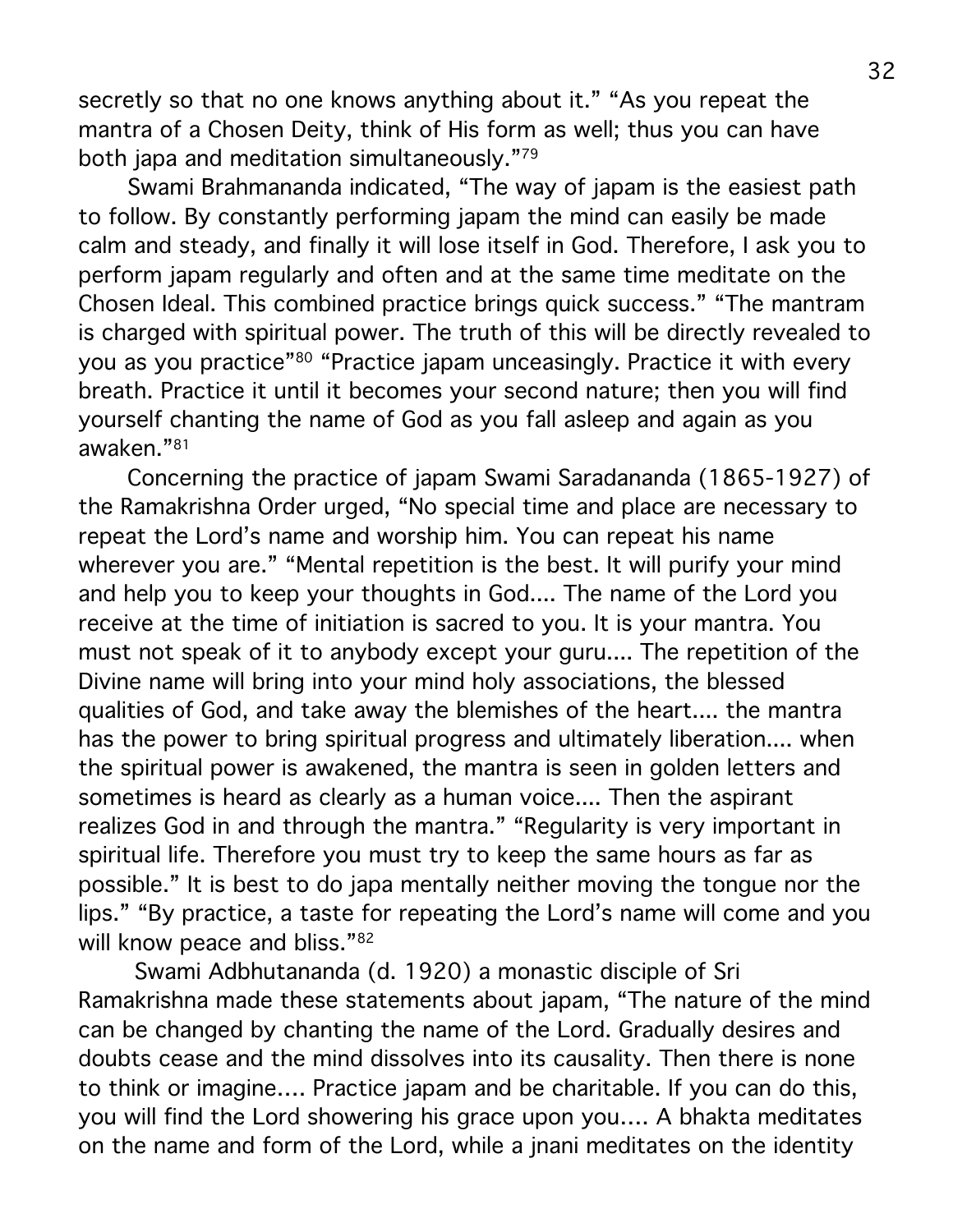secretly so that no one knows anything about it." "As you repeat the mantra of a Chosen Deity, think of His form as well; thus you can have both japa and meditation simultaneously."[79]

Swami Brahmananda indicated, "The way of japam is the easiest path to follow. By constantly performing japam the mind can easily be made calm and steady, and finally it will lose itself in God. Therefore, I ask you to perform japam regularly and often and at the same time meditate on the Chosen Ideal. This combined practice brings quick success." "The mantram is charged with spiritual power. The truth of this will be directly revealed to you as you practice"[80] "Practice japam unceasingly. Practice it with every breath. Practice it until it becomes your second nature; then you will find yourself chanting the name of God as you fall asleep and again as you awaken."[81]

Concerning the practice of japam Swami Saradananda (1865-1927) of the Ramakrishna Order urged, "No special time and place are necessary to repeat the Lord's name and worship him. You can repeat his name wherever you are." "Mental repetition is the best. It will purify your mind and help you to keep your thoughts in God.... The name of the Lord you receive at the time of initiation is sacred to you. It is your mantra. You must not speak of it to anybody except your guru.... The repetition of the Divine name will bring into your mind holy associations, the blessed qualities of God, and take away the blemishes of the heart.... the mantra has the power to bring spiritual progress and ultimately liberation.... when the spiritual power is awakened, the mantra is seen in golden letters and sometimes is heard as clearly as a human voice.... Then the aspirant realizes God in and through the mantra." "Regularity is very important in spiritual life. Therefore you must try to keep the same hours as far as possible." It is best to do japa mentally neither moving the tongue nor the lips." "By practice, a taste for repeating the Lord's name will come and you will know peace and bliss."[82]

Swami Adbhutananda (d. 1920) a monastic disciple of Sri Ramakrishna made these statements about japam, "The nature of the mind can be changed by chanting the name of the Lord. Gradually desires and doubts cease and the mind dissolves into its causality. Then there is none to think or imagine.... Practice japam and be charitable. If you can do this, you will find the Lord showering his grace upon you.... A bhakta meditates on the name and form of the Lord, while a jnani meditates on the identity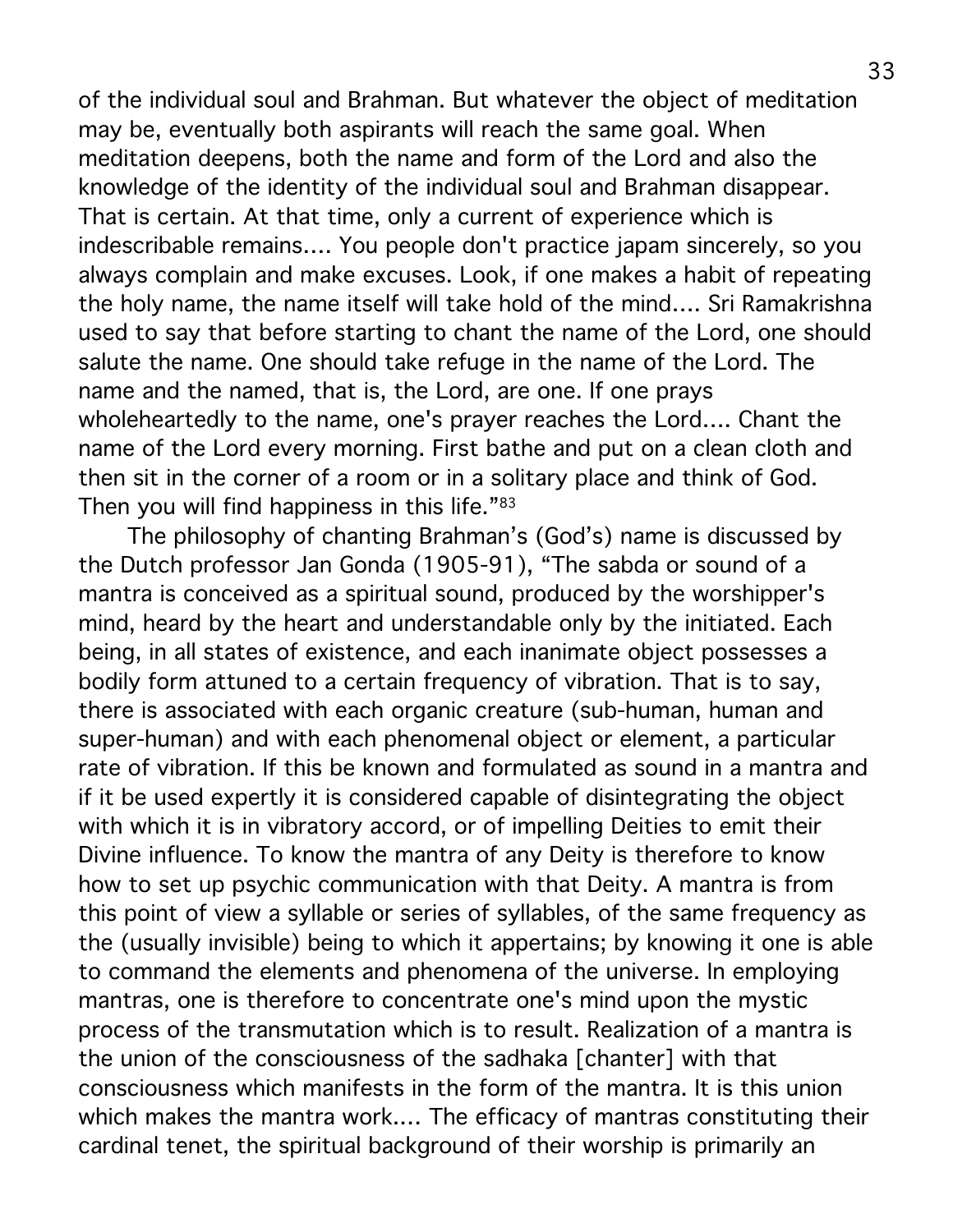of the individual soul and Brahman. But whatever the object of meditation may be, eventually both aspirants will reach the same goal. When meditation deepens, both the name and form of the Lord and also the knowledge of the identity of the individual soul and Brahman disappear. That is certain. At that time, only a current of experience which is indescribable remains.... You people don't practice japam sincerely, so you always complain and make excuses. Look, if one makes a habit of repeating the holy name, the name itself will take hold of the mind.... Sri Ramakrishna used to say that before starting to chant the name of the Lord, one should salute the name. One should take refuge in the name of the Lord. The name and the named, that is, the Lord, are one. If one prays wholeheartedly to the name, one's prayer reaches the Lord.... Chant the name of the Lord every morning. First bathe and put on a clean cloth and then sit in the corner of a room or in a solitary place and think of God. Then you will find happiness in this life."[83]

The philosophy of chanting Brahman's (God's) name is discussed by the Dutch professor Jan Gonda (1905-91), "The sabda or sound of a mantra is conceived as a spiritual sound, produced by the worshipper's mind, heard by the heart and understandable only by the initiated. Each being, in all states of existence, and each inanimate object possesses a bodily form attuned to a certain frequency of vibration. That is to say, there is associated with each organic creature (sub-human, human and super-human) and with each phenomenal object or element, a particular rate of vibration. If this be known and formulated as sound in a mantra and if it be used expertly it is considered capable of disintegrating the object with which it is in vibratory accord, or of impelling Deities to emit their Divine influence. To know the mantra of any Deity is therefore to know how to set up psychic communication with that Deity. A mantra is from this point of view a syllable or series of syllables, of the same frequency as the (usually invisible) being to which it appertains; by knowing it one is able to command the elements and phenomena of the universe. In employing mantras, one is therefore to concentrate one's mind upon the mystic process of the transmutation which is to result. Realization of a mantra is the union of the consciousness of the sadhaka [chanter] with that consciousness which manifests in the form of the mantra. It is this union which makes the mantra work.... The efficacy of mantras constituting their cardinal tenet, the spiritual background of their worship is primarily an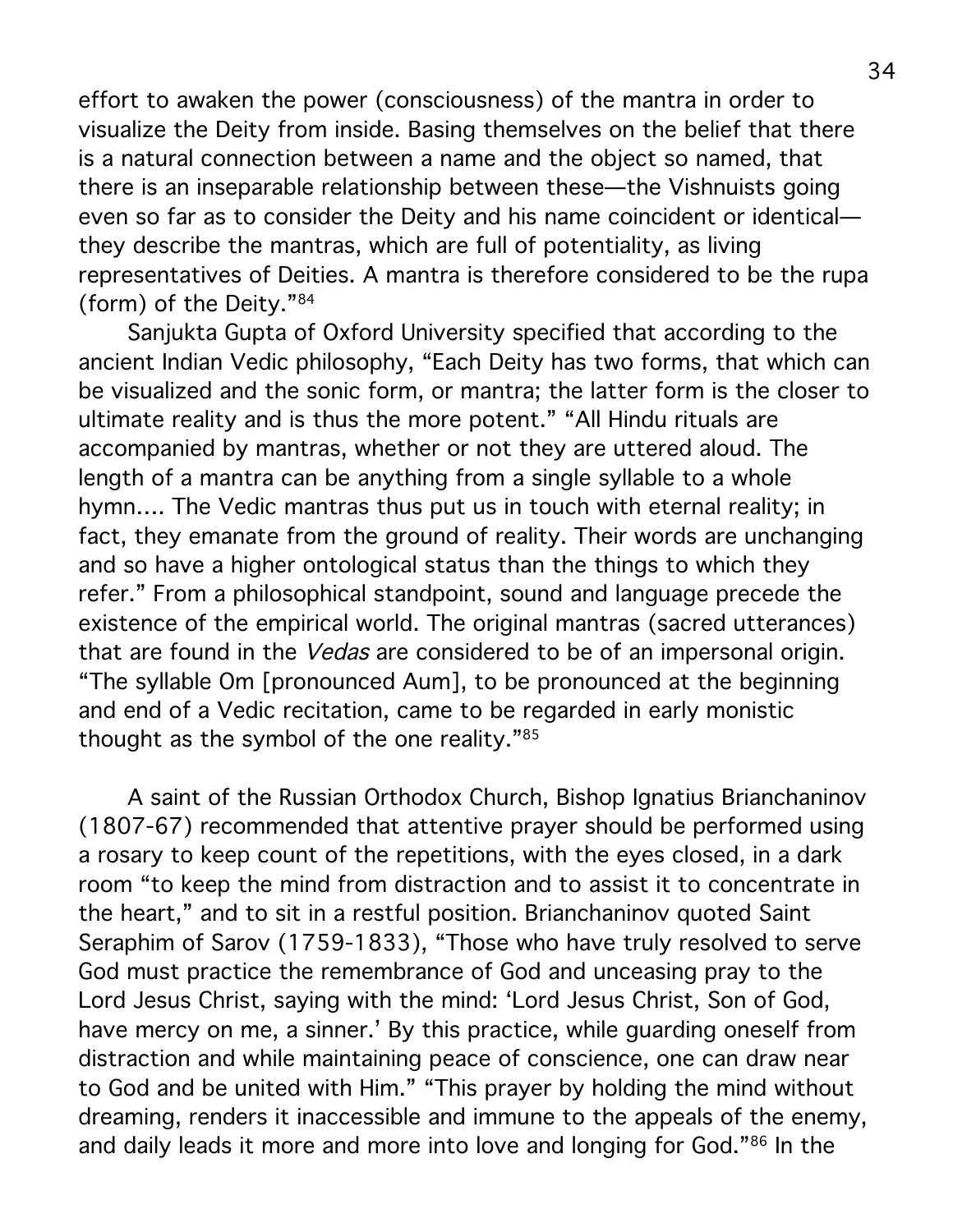effort to awaken the power (consciousness) of the mantra in order to visualize the Deity from inside. Basing themselves on the belief that there is a natural connection between a name and the object so named, that there is an inseparable relationship between these—the Vishnuists going even so far as to consider the Deity and his name coincident or identical—they describe the mantras, which are full of potentiality, as living representatives of Deities. A mantra is therefore considered to be the rupa (form) of the Deity."[84]

Sanjukta Gupta of Oxford University specified that according to the ancient Indian Vedic philosophy, "Each Deity has two forms, that which can be visualized and the sonic form, or mantra; the latter form is the closer to ultimate reality and is thus the more potent." "All Hindu rituals are accompanied by mantras, whether or not they are uttered aloud. The length of a mantra can be anything from a single syllable to a whole hymn.... The Vedic mantras thus put us in touch with eternal reality; in fact, they emanate from the ground of reality. Their words are unchanging and so have a higher ontological status than the things to which they refer." From a philosophical standpoint, sound and language precede the existence of the empirical world. The original mantras (sacred utterances) that are found in the *Vedas* are considered to be of an impersonal origin. "The syllable Om [pronounced Aum], to be pronounced at the beginning and end of a Vedic recitation, came to be regarded in early monistic thought as the symbol of the one reality."[85]

A saint of the Russian Orthodox Church, Bishop Ignatius Brianchaninov (1807-67) recommended that attentive prayer should be performed using a rosary to keep count of the repetitions, with the eyes closed, in a dark room "to keep the mind from distraction and to assist it to concentrate in the heart," and to sit in a restful position. Brianchaninov quoted Saint Seraphim of Sarov (1759-1833), "Those who have truly resolved to serve God must practice the remembrance of God and unceasing pray to the Lord Jesus Christ, saying with the mind: 'Lord Jesus Christ, Son of God, have mercy on me, a sinner.' By this practice, while guarding oneself from distraction and while maintaining peace of conscience, one can draw near to God and be united with Him." "This prayer by holding the mind without dreaming, renders it inaccessible and immune to the appeals of the enemy, and daily leads it more and more into love and longing for God."[86] In the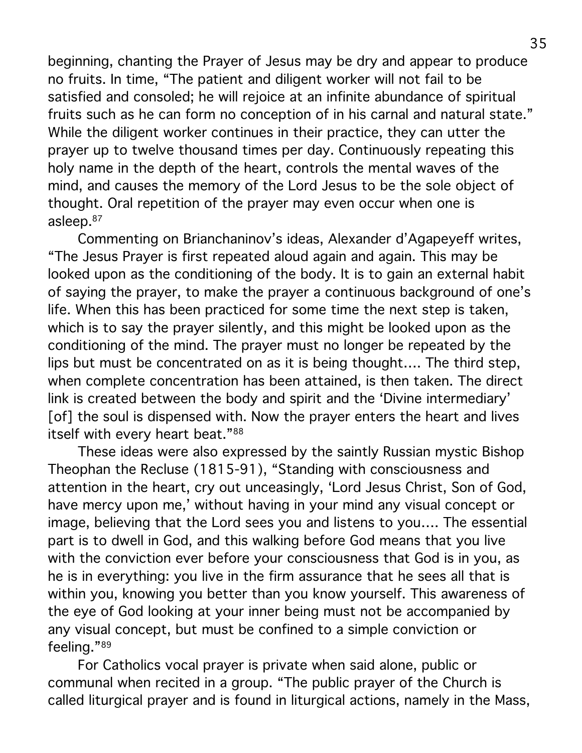beginning, chanting the Prayer of Jesus may be dry and appear to produce no fruits. In time, "The patient and diligent worker will not fail to be satisfied and consoled; he will rejoice at an infinite abundance of spiritual fruits such as he can form no conception of in his carnal and natural state." While the diligent worker continues in their practice, they can utter the prayer up to twelve thousand times per day. Continuously repeating this holy name in the depth of the heart, controls the mental waves of the mind, and causes the memory of the Lord Jesus to be the sole object of thought. Oral repetition of the prayer may even occur when one is asleep.[87]

Commenting on Brianchaninov's ideas, Alexander d'Agapeyeff writes, "The Jesus Prayer is first repeated aloud again and again. This may be looked upon as the conditioning of the body. It is to gain an external habit of saying the prayer, to make the prayer a continuous background of one's life. When this has been practiced for some time the next step is taken, which is to say the prayer silently, and this might be looked upon as the conditioning of the mind. The prayer must no longer be repeated by the lips but must be concentrated on as it is being thought.... The third step, when complete concentration has been attained, is then taken. The direct link is created between the body and spirit and the 'Divine intermediary' [of] the soul is dispensed with. Now the prayer enters the heart and lives itself with every heart beat."[88]

These ideas were also expressed by the saintly Russian mystic Bishop Theophan the Recluse (1815-91), "Standing with consciousness and attention in the heart, cry out unceasingly, 'Lord Jesus Christ, Son of God, have mercy upon me,' without having in your mind any visual concept or image, believing that the Lord sees you and listens to you.... The essential part is to dwell in God, and this walking before God means that you live with the conviction ever before your consciousness that God is in you, as he is in everything: you live in the firm assurance that he sees all that is within you, knowing you better than you know yourself. This awareness of the eye of God looking at your inner being must not be accompanied by any visual concept, but must be confined to a simple conviction or feeling."[89]

For Catholics vocal prayer is private when said alone, public or communal when recited in a group. "The public prayer of the Church is called liturgical prayer and is found in liturgical actions, namely in the Mass,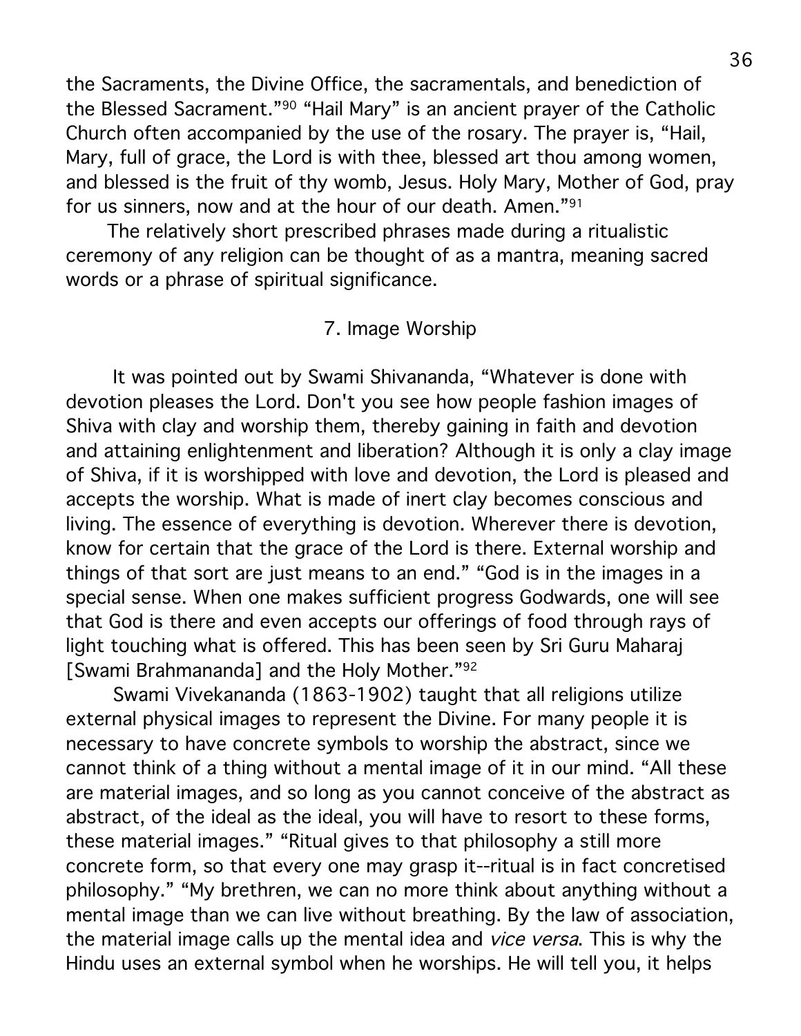the Sacraments, the Divine Office, the sacramentals, and benediction of the Blessed Sacrament."[90] "Hail Mary" is an ancient prayer of the Catholic Church often accompanied by the use of the rosary. The prayer is, "Hail, Mary, full of grace, the Lord is with thee, blessed art thou among women, and blessed is the fruit of thy womb, Jesus. Holy Mary, Mother of God, pray for us sinners, now and at the hour of our death. Amen."[91]

The relatively short prescribed phrases made during a ritualistic ceremony of any religion can be thought of as a mantra, meaning sacred words or a phrase of spiritual significance.

## 7. Image Worship

It was pointed out by Swami Shivananda, "Whatever is done with devotion pleases the Lord. Don't you see how people fashion images of Shiva with clay and worship them, thereby gaining in faith and devotion and attaining enlightenment and liberation? Although it is only a clay image of Shiva, if it is worshipped with love and devotion, the Lord is pleased and accepts the worship. What is made of inert clay becomes conscious and living. The essence of everything is devotion. Wherever there is devotion, know for certain that the grace of the Lord is there. External worship and things of that sort are just means to an end." "God is in the images in a special sense. When one makes sufficient progress Godwards, one will see that God is there and even accepts our offerings of food through rays of light touching what is offered. This has been seen by Sri Guru Maharaj [Swami Brahmananda] and the Holy Mother."[92]

Swami Vivekananda (1863-1902) taught that all religions utilize external physical images to represent the Divine. For many people it is necessary to have concrete symbols to worship the abstract, since we cannot think of a thing without a mental image of it in our mind. "All these are material images, and so long as you cannot conceive of the abstract as abstract, of the ideal as the ideal, you will have to resort to these forms, these material images." "Ritual gives to that philosophy a still more concrete form, so that every one may grasp it--ritual is in fact concretised philosophy." "My brethren, we can no more think about anything without a mental image than we can live without breathing. By the law of association, the material image calls up the mental idea and *vice versa*. This is why the Hindu uses an external symbol when he worships. He will tell you, it helps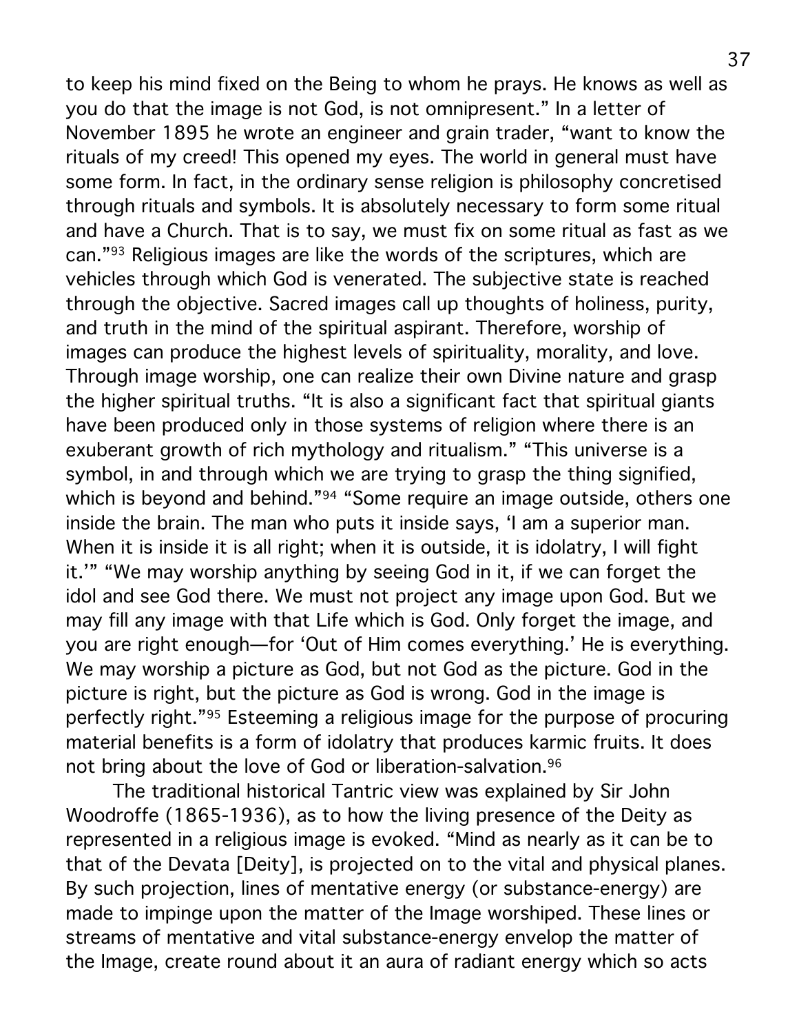to keep his mind fixed on the Being to whom he prays. He knows as well as you do that the image is not God, is not omnipresent." In a letter of November 1895 he wrote an engineer and grain trader, "want to know the rituals of my creed! This opened my eyes. The world in general must have some form. In fact, in the ordinary sense religion is philosophy concretised through rituals and symbols. It is absolutely necessary to form some ritual and have a Church. That is to say, we must fix on some ritual as fast as we can."[93] Religious images are like the words of the scriptures, which are vehicles through which God is venerated. The subjective state is reached through the objective. Sacred images call up thoughts of holiness, purity, and truth in the mind of the spiritual aspirant. Therefore, worship of images can produce the highest levels of spirituality, morality, and love. Through image worship, one can realize their own Divine nature and grasp the higher spiritual truths. "It is also a significant fact that spiritual giants have been produced only in those systems of religion where there is an exuberant growth of rich mythology and ritualism." "This universe is a symbol, in and through which we are trying to grasp the thing signified, which is beyond and behind."[94] "Some require an image outside, others one inside the brain. The man who puts it inside says, 'I am a superior man. When it is inside it is all right; when it is outside, it is idolatry, I will fight it.'" "We may worship anything by seeing God in it, if we can forget the idol and see God there. We must not project any image upon God. But we may fill any image with that Life which is God. Only forget the image, and you are right enough—for 'Out of Him comes everything.' He is everything. We may worship a picture as God, but not God as the picture. God in the picture is right, but the picture as God is wrong. God in the image is perfectly right."[95] Esteeming a religious image for the purpose of procuring material benefits is a form of idolatry that produces karmic fruits. It does not bring about the love of God or liberation-salvation.[96]

The traditional historical Tantric view was explained by Sir John Woodroffe (1865-1936), as to how the living presence of the Deity as represented in a religious image is evoked. "Mind as nearly as it can be to that of the Devata [Deity], is projected on to the vital and physical planes. By such projection, lines of mentative energy (or substance-energy) are made to impinge upon the matter of the Image worshiped. These lines or streams of mentative and vital substance-energy envelop the matter of the Image, create round about it an aura of radiant energy which so acts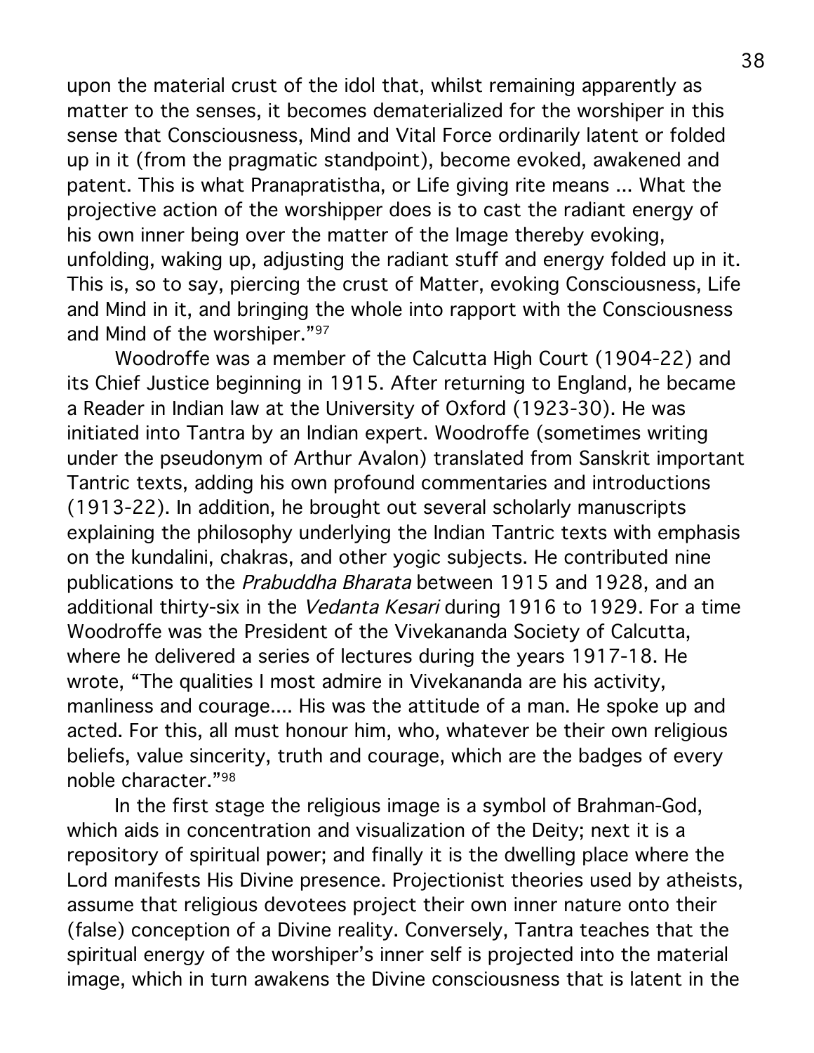upon the material crust of the idol that, whilst remaining apparently as matter to the senses, it becomes dematerialized for the worshiper in this sense that Consciousness, Mind and Vital Force ordinarily latent or folded up in it (from the pragmatic standpoint), become evoked, awakened and patent. This is what Pranapratistha, or Life giving rite means ... What the projective action of the worshipper does is to cast the radiant energy of his own inner being over the matter of the Image thereby evoking, unfolding, waking up, adjusting the radiant stuff and energy folded up in it. This is, so to say, piercing the crust of Matter, evoking Consciousness, Life and Mind in it, and bringing the whole into rapport with the Consciousness and Mind of the worshiper."[97]

Woodroffe was a member of the Calcutta High Court (1904-22) and its Chief Justice beginning in 1915. After returning to England, he became a Reader in Indian law at the University of Oxford (1923-30). He was initiated into Tantra by an Indian expert. Woodroffe (sometimes writing under the pseudonym of Arthur Avalon) translated from Sanskrit important Tantric texts, adding his own profound commentaries and introductions (1913-22). In addition, he brought out several scholarly manuscripts explaining the philosophy underlying the Indian Tantric texts with emphasis on the kundalini, chakras, and other yogic subjects. He contributed nine publications to the *Prabuddha Bharata* between 1915 and 1928, and an additional thirty-six in the *Vedanta Kesari* during 1916 to 1929. For a time Woodroffe was the President of the Vivekananda Society of Calcutta, where he delivered a series of lectures during the years 1917-18. He wrote, "The qualities I most admire in Vivekananda are his activity, manliness and courage.... His was the attitude of a man. He spoke up and acted. For this, all must honour him, who, whatever be their own religious beliefs, value sincerity, truth and courage, which are the badges of every noble character."[98]

In the first stage the religious image is a symbol of Brahman-God, which aids in concentration and visualization of the Deity; next it is a repository of spiritual power; and finally it is the dwelling place where the Lord manifests His Divine presence. Projectionist theories used by atheists, assume that religious devotees project their own inner nature onto their (false) conception of a Divine reality. Conversely, Tantra teaches that the spiritual energy of the worshiper's inner self is projected into the material image, which in turn awakens the Divine consciousness that is latent in the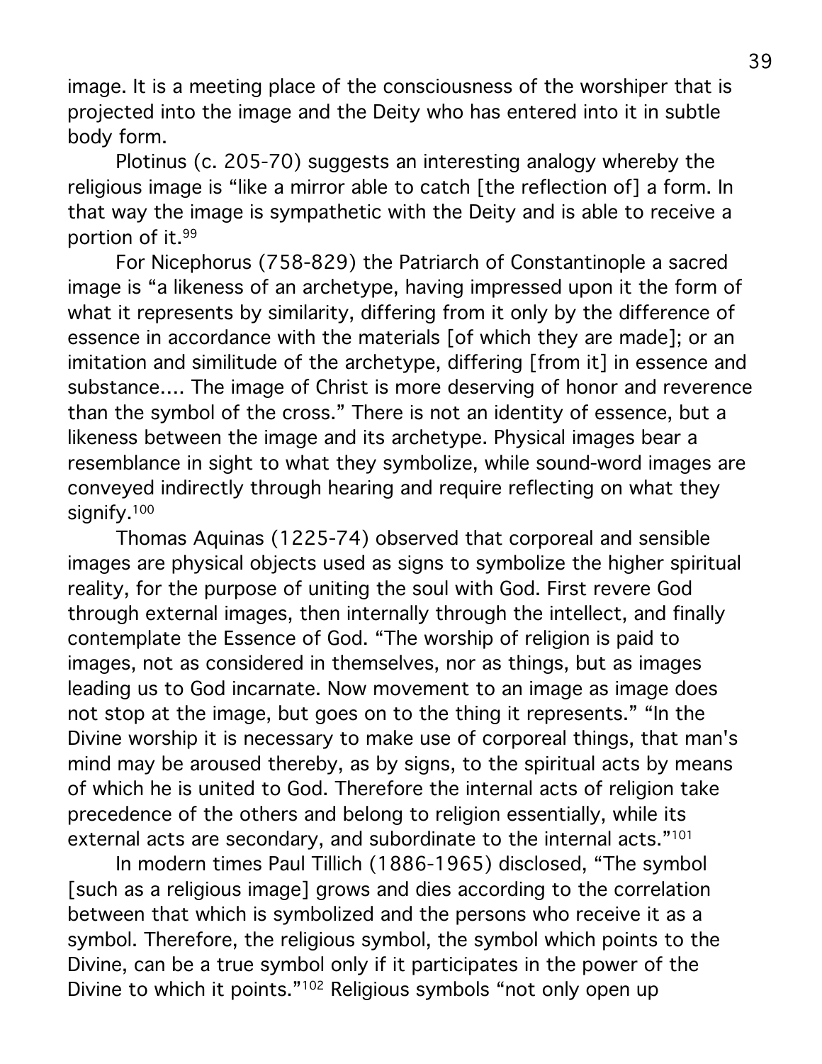image. It is a meeting place of the consciousness of the worshiper that is projected into the image and the Deity who has entered into it in subtle body form.

Plotinus (c. 205-70) suggests an interesting analogy whereby the religious image is "like a mirror able to catch [the reflection of] a form. In that way the image is sympathetic with the Deity and is able to receive a portion of it.[99]

For Nicephorus (758-829) the Patriarch of Constantinople a sacred image is "a likeness of an archetype, having impressed upon it the form of what it represents by similarity, differing from it only by the difference of essence in accordance with the materials [of which they are made]; or an imitation and similitude of the archetype, differing [from it] in essence and substance.... The image of Christ is more deserving of honor and reverence than the symbol of the cross." There is not an identity of essence, but a likeness between the image and its archetype. Physical images bear a resemblance in sight to what they symbolize, while sound-word images are conveyed indirectly through hearing and require reflecting on what they signify.[100]

Thomas Aquinas (1225-74) observed that corporeal and sensible images are physical objects used as signs to symbolize the higher spiritual reality, for the purpose of uniting the soul with God. First revere God through external images, then internally through the intellect, and finally contemplate the Essence of God. "The worship of religion is paid to images, not as considered in themselves, nor as things, but as images leading us to God incarnate. Now movement to an image as image does not stop at the image, but goes on to the thing it represents." "In the Divine worship it is necessary to make use of corporeal things, that man's mind may be aroused thereby, as by signs, to the spiritual acts by means of which he is united to God. Therefore the internal acts of religion take precedence of the others and belong to religion essentially, while its external acts are secondary, and subordinate to the internal acts."[101]

In modern times Paul Tillich (1886-1965) disclosed, "The symbol [such as a religious image] grows and dies according to the correlation between that which is symbolized and the persons who receive it as a symbol. Therefore, the religious symbol, the symbol which points to the Divine, can be a true symbol only if it participates in the power of the Divine to which it points."[102] Religious symbols "not only open up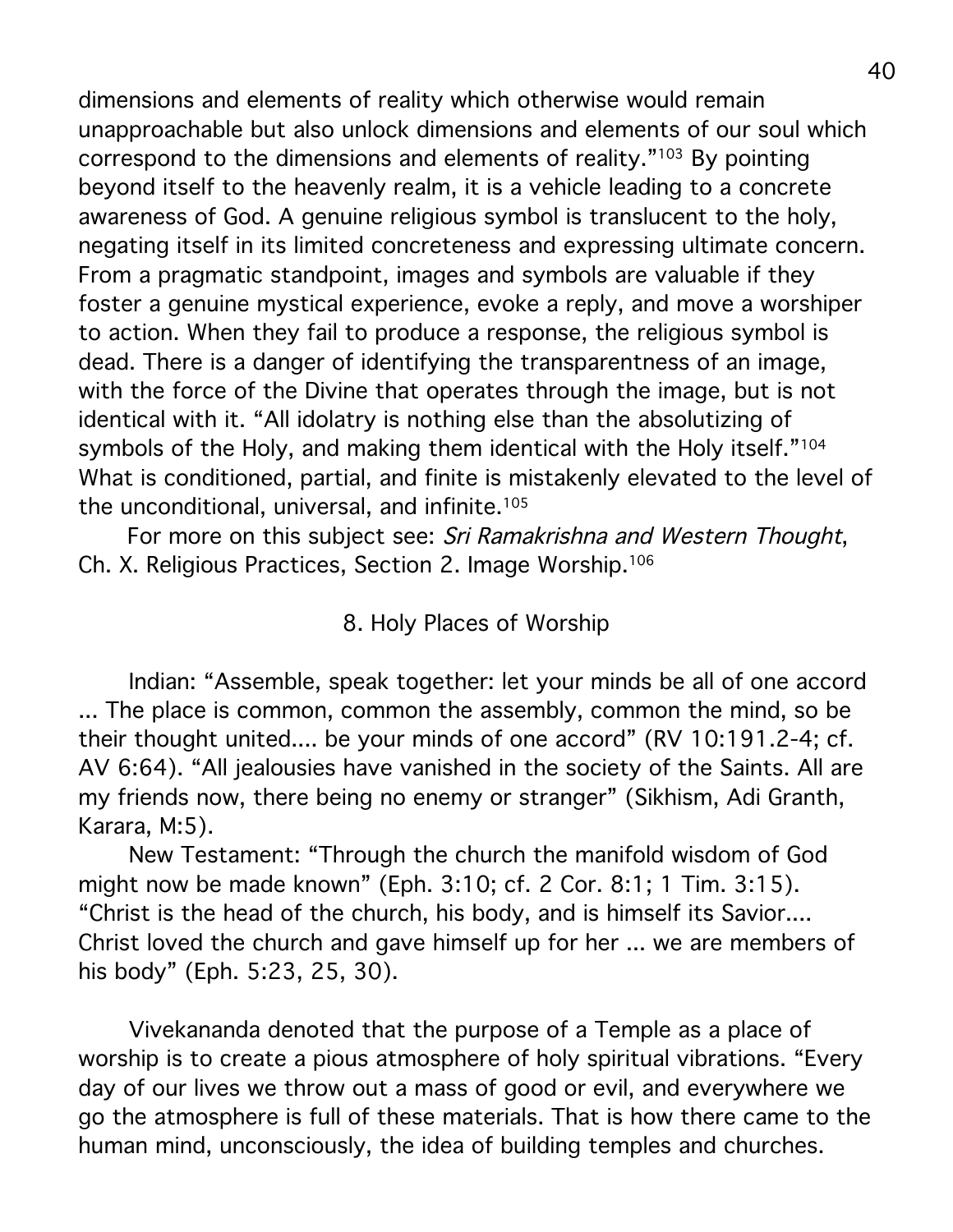dimensions and elements of reality which otherwise would remain unapproachable but also unlock dimensions and elements of our soul which correspond to the dimensions and elements of reality."[103] By pointing beyond itself to the heavenly realm, it is a vehicle leading to a concrete awareness of God. A genuine religious symbol is translucent to the holy, negating itself in its limited concreteness and expressing ultimate concern. From a pragmatic standpoint, images and symbols are valuable if they foster a genuine mystical experience, evoke a reply, and move a worshiper to action. When they fail to produce a response, the religious symbol is dead. There is a danger of identifying the transparentness of an image, with the force of the Divine that operates through the image, but is not identical with it. "All idolatry is nothing else than the absolutizing of symbols of the Holy, and making them identical with the Holy itself."[104] What is conditioned, partial, and finite is mistakenly elevated to the level of the unconditional, universal, and infinite.[105]

For more on this subject see: *Sri Ramakrishna and Western Thought*, Ch. X. Religious Practices, Section 2. Image Worship.[106]

## 8. Holy Places of Worship

Indian: "Assemble, speak together: let your minds be all of one accord ... The place is common, common the assembly, common the mind, so be their thought united.... be your minds of one accord" (RV 10:191.2-4; cf. AV 6:64). "All jealousies have vanished in the society of the Saints. All are my friends now, there being no enemy or stranger" (Sikhism, Adi Granth, Karara, M:5).

New Testament: "Through the church the manifold wisdom of God might now be made known" (Eph. 3:10; cf. 2 Cor. 8:1; 1 Tim. 3:15). "Christ is the head of the church, his body, and is himself its Savior.... Christ loved the church and gave himself up for her ... we are members of his body" (Eph. 5:23, 25, 30).

Vivekananda denoted that the purpose of a Temple as a place of worship is to create a pious atmosphere of holy spiritual vibrations. "Every day of our lives we throw out a mass of good or evil, and everywhere we go the atmosphere is full of these materials. That is how there came to the human mind, unconsciously, the idea of building temples and churches.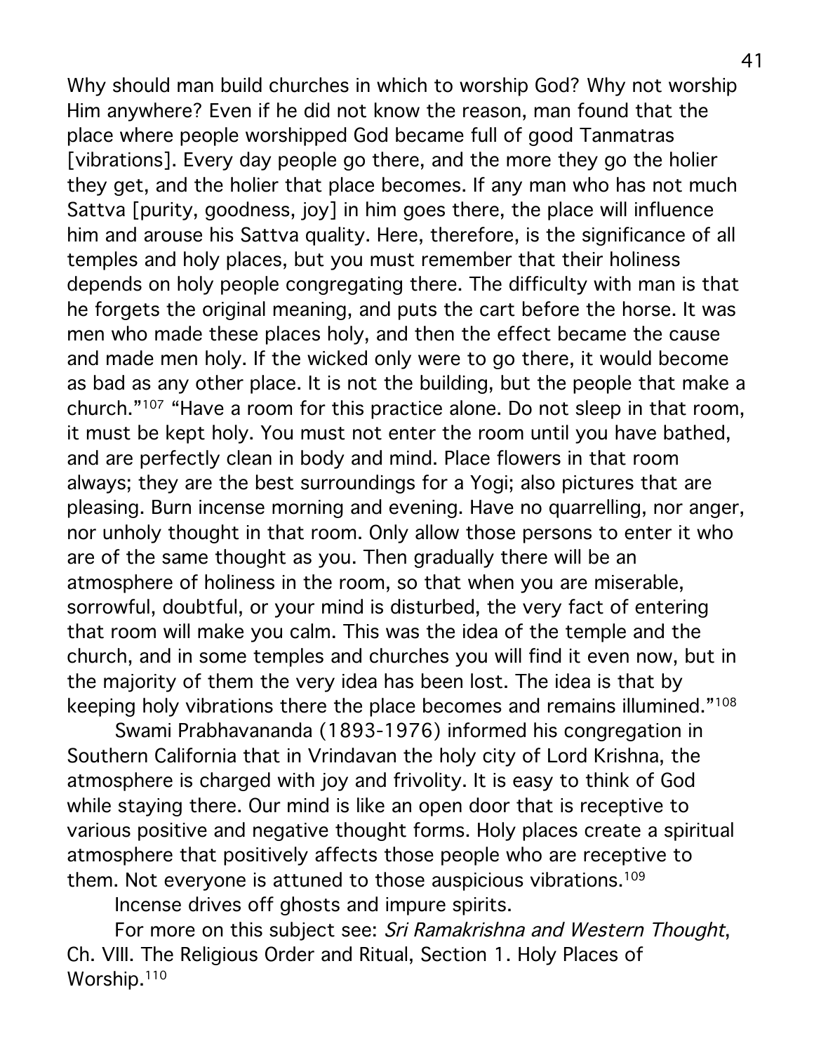Why should man build churches in which to worship God? Why not worship Him anywhere? Even if he did not know the reason, man found that the place where people worshipped God became full of good Tanmatras [vibrations]. Every day people go there, and the more they go the holier they get, and the holier that place becomes. If any man who has not much Sattva [purity, goodness, joy] in him goes there, the place will influence him and arouse his Sattva quality. Here, therefore, is the significance of all temples and holy places, but you must remember that their holiness depends on holy people congregating there. The difficulty with man is that he forgets the original meaning, and puts the cart before the horse. It was men who made these places holy, and then the effect became the cause and made men holy. If the wicked only were to go there, it would become as bad as any other place. It is not the building, but the people that make a church."[107] "Have a room for this practice alone. Do not sleep in that room, it must be kept holy. You must not enter the room until you have bathed, and are perfectly clean in body and mind. Place flowers in that room always; they are the best surroundings for a Yogi; also pictures that are pleasing. Burn incense morning and evening. Have no quarrelling, nor anger, nor unholy thought in that room. Only allow those persons to enter it who are of the same thought as you. Then gradually there will be an atmosphere of holiness in the room, so that when you are miserable, sorrowful, doubtful, or your mind is disturbed, the very fact of entering that room will make you calm. This was the idea of the temple and the church, and in some temples and churches you will find it even now, but in the majority of them the very idea has been lost. The idea is that by keeping holy vibrations there the place becomes and remains illumined."[108]

Swami Prabhavananda (1893-1976) informed his congregation in Southern California that in Vrindavan the holy city of Lord Krishna, the atmosphere is charged with joy and frivolity. It is easy to think of God while staying there. Our mind is like an open door that is receptive to various positive and negative thought forms. Holy places create a spiritual atmosphere that positively affects those people who are receptive to them. Not everyone is attuned to those auspicious vibrations.[109]

Incense drives off ghosts and impure spirits.

For more on this subject see: *Sri Ramakrishna and Western Thought*, Ch. VIII. The Religious Order and Ritual, Section 1. Holy Places of Worship.[110]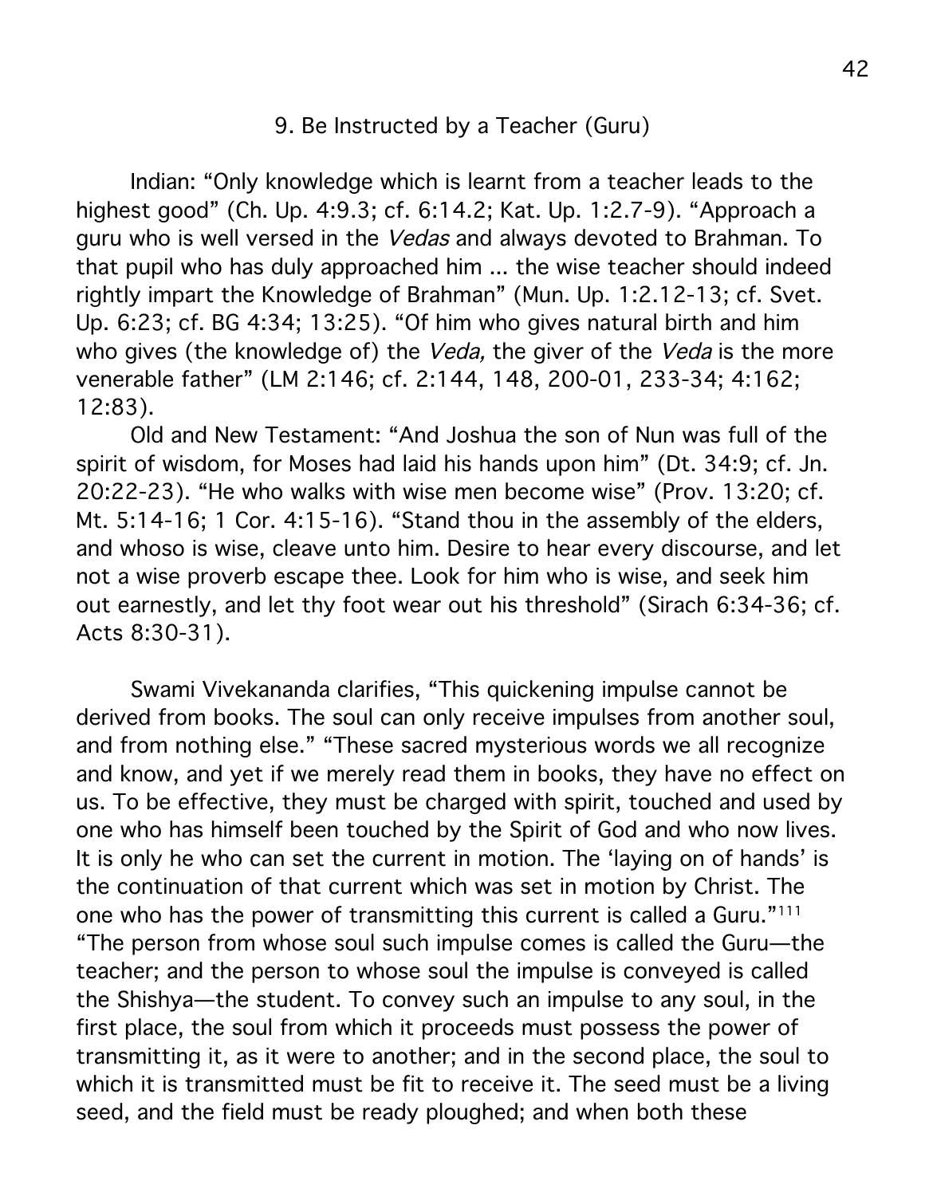## 9. Be Instructed by a Teacher (Guru)

Indian: "Only knowledge which is learnt from a teacher leads to the highest good" (Ch. Up. 4:9.3; cf. 6:14.2; Kat. Up. 1:2.7-9). "Approach a guru who is well versed in the *Vedas* and always devoted to Brahman. To that pupil who has duly approached him ... the wise teacher should indeed rightly impart the Knowledge of Brahman" (Mun. Up. 1:2.12-13; cf. Svet. Up. 6:23; cf. BG 4:34; 13:25). "Of him who gives natural birth and him who gives (the knowledge of) the *Veda,* the giver of the *Veda* is the more venerable father" (LM 2:146; cf. 2:144, 148, 200-01, 233-34; 4:162; 12:83).

Old and New Testament: "And Joshua the son of Nun was full of the spirit of wisdom, for Moses had laid his hands upon him" (Dt. 34:9; cf. Jn. 20:22-23). "He who walks with wise men become wise" (Prov. 13:20; cf. Mt. 5:14-16; 1 Cor. 4:15-16). "Stand thou in the assembly of the elders, and whoso is wise, cleave unto him. Desire to hear every discourse, and let not a wise proverb escape thee. Look for him who is wise, and seek him out earnestly, and let thy foot wear out his threshold" (Sirach 6:34-36; cf. Acts 8:30-31).

Swami Vivekananda clarifies, "This quickening impulse cannot be derived from books. The soul can only receive impulses from another soul, and from nothing else." "These sacred mysterious words we all recognize and know, and yet if we merely read them in books, they have no effect on us. To be effective, they must be charged with spirit, touched and used by one who has himself been touched by the Spirit of God and who now lives. It is only he who can set the current in motion. The 'laying on of hands' is the continuation of that current which was set in motion by Christ. The one who has the power of transmitting this current is called a Guru."[111] "The person from whose soul such impulse comes is called the Guru—the teacher; and the person to whose soul the impulse is conveyed is called the Shishya—the student. To convey such an impulse to any soul, in the first place, the soul from which it proceeds must possess the power of transmitting it, as it were to another; and in the second place, the soul to which it is transmitted must be fit to receive it. The seed must be a living seed, and the field must be ready ploughed; and when both these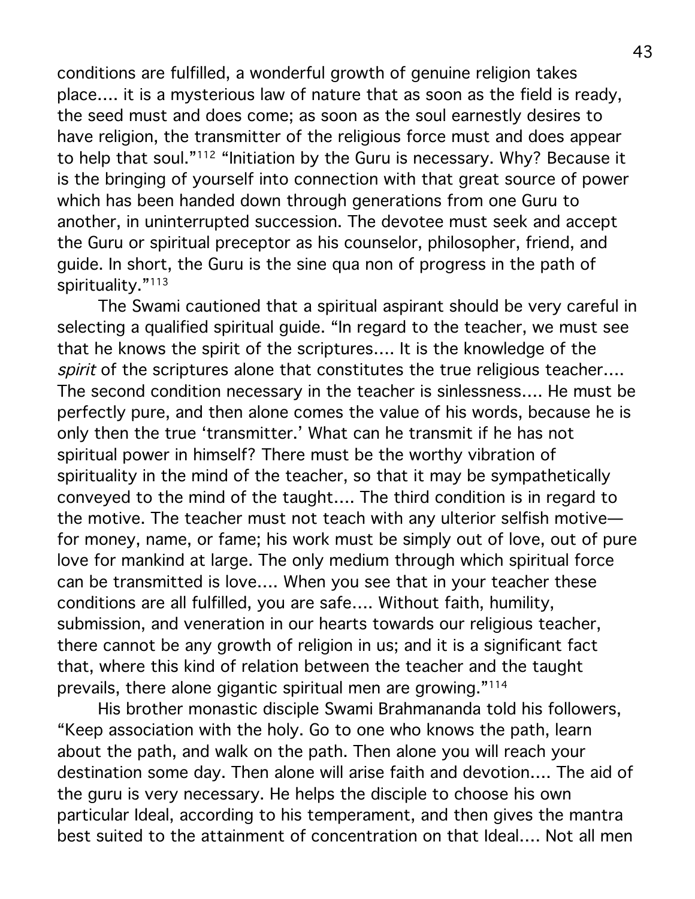conditions are fulfilled, a wonderful growth of genuine religion takes place.... it is a mysterious law of nature that as soon as the field is ready, the seed must and does come; as soon as the soul earnestly desires to have religion, the transmitter of the religious force must and does appear to help that soul."[112] "Initiation by the Guru is necessary. Why? Because it is the bringing of yourself into connection with that great source of power which has been handed down through generations from one Guru to another, in uninterrupted succession. The devotee must seek and accept the Guru or spiritual preceptor as his counselor, philosopher, friend, and guide. In short, the Guru is the sine qua non of progress in the path of spirituality."[113]

The Swami cautioned that a spiritual aspirant should be very careful in selecting a qualified spiritual guide. "In regard to the teacher, we must see that he knows the spirit of the scriptures.... It is the knowledge of the *spirit* of the scriptures alone that constitutes the true religious teacher.... The second condition necessary in the teacher is sinlessness.... He must be perfectly pure, and then alone comes the value of his words, because he is only then the true 'transmitter.' What can he transmit if he has not spiritual power in himself? There must be the worthy vibration of spirituality in the mind of the teacher, so that it may be sympathetically conveyed to the mind of the taught.... The third condition is in regard to the motive. The teacher must not teach with any ulterior selfish motive—for money, name, or fame; his work must be simply out of love, out of pure love for mankind at large. The only medium through which spiritual force can be transmitted is love.... When you see that in your teacher these conditions are all fulfilled, you are safe.... Without faith, humility, submission, and veneration in our hearts towards our religious teacher, there cannot be any growth of religion in us; and it is a significant fact that, where this kind of relation between the teacher and the taught prevails, there alone gigantic spiritual men are growing."[114]

His brother monastic disciple Swami Brahmananda told his followers, "Keep association with the holy. Go to one who knows the path, learn about the path, and walk on the path. Then alone you will reach your destination some day. Then alone will arise faith and devotion.... The aid of the guru is very necessary. He helps the disciple to choose his own particular Ideal, according to his temperament, and then gives the mantra best suited to the attainment of concentration on that Ideal.... Not all men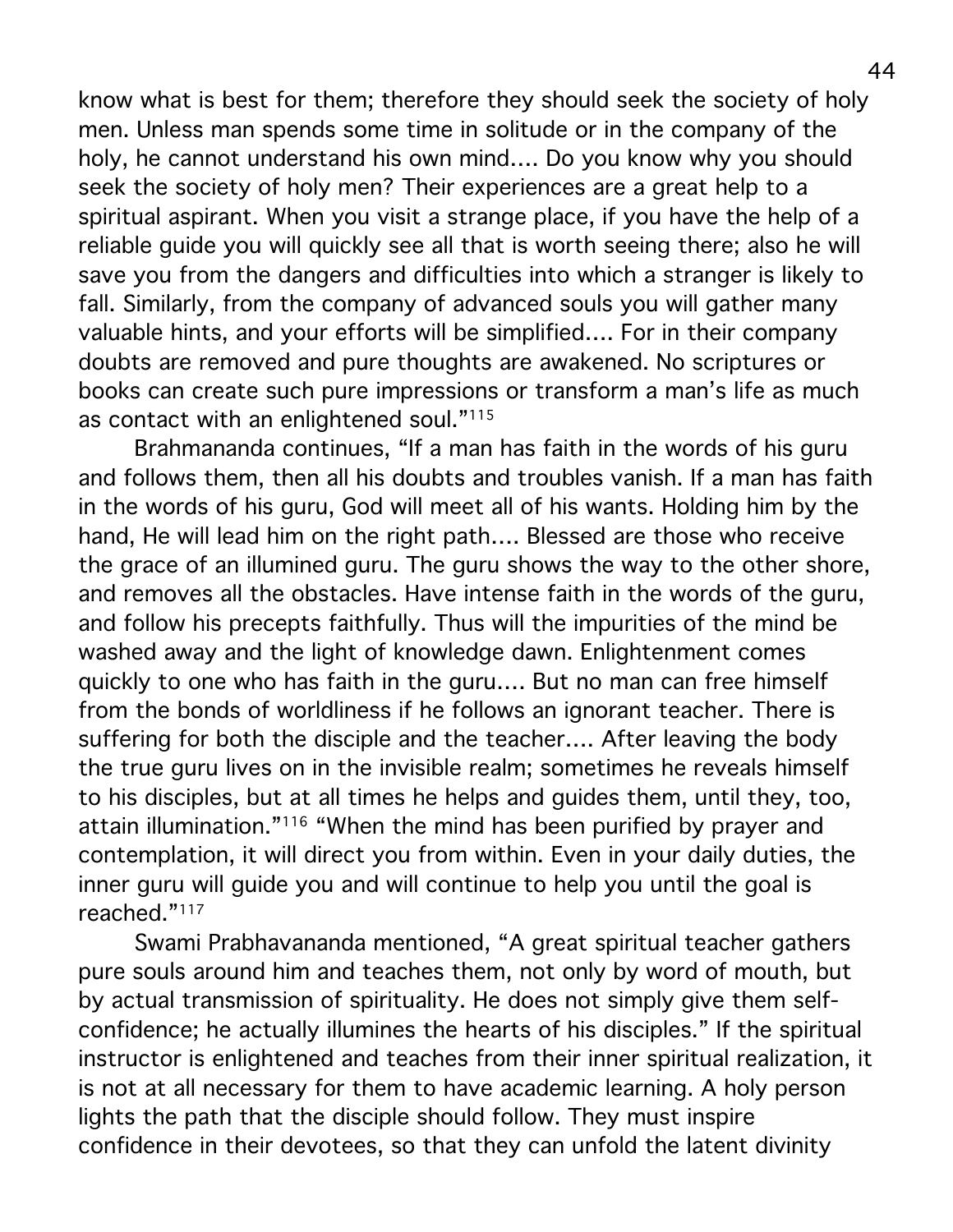know what is best for them; therefore they should seek the society of holy men. Unless man spends some time in solitude or in the company of the holy, he cannot understand his own mind.... Do you know why you should seek the society of holy men? Their experiences are a great help to a spiritual aspirant. When you visit a strange place, if you have the help of a reliable guide you will quickly see all that is worth seeing there; also he will save you from the dangers and difficulties into which a stranger is likely to fall. Similarly, from the company of advanced souls you will gather many valuable hints, and your efforts will be simplified.... For in their company doubts are removed and pure thoughts are awakened. No scriptures or books can create such pure impressions or transform a man's life as much as contact with an enlightened soul."[115]

Brahmananda continues, "If a man has faith in the words of his guru and follows them, then all his doubts and troubles vanish. If a man has faith in the words of his guru, God will meet all of his wants. Holding him by the hand, He will lead him on the right path.... Blessed are those who receive the grace of an illumined guru. The guru shows the way to the other shore, and removes all the obstacles. Have intense faith in the words of the guru, and follow his precepts faithfully. Thus will the impurities of the mind be washed away and the light of knowledge dawn. Enlightenment comes quickly to one who has faith in the guru.... But no man can free himself from the bonds of worldliness if he follows an ignorant teacher. There is suffering for both the disciple and the teacher.... After leaving the body the true guru lives on in the invisible realm; sometimes he reveals himself to his disciples, but at all times he helps and guides them, until they, too, attain illumination."[116] "When the mind has been purified by prayer and contemplation, it will direct you from within. Even in your daily duties, the inner guru will guide you and will continue to help you until the goal is reached."[117]

Swami Prabhavananda mentioned, "A great spiritual teacher gathers pure souls around him and teaches them, not only by word of mouth, but by actual transmission of spirituality. He does not simply give them self-confidence; he actually illumines the hearts of his disciples." If the spiritual instructor is enlightened and teaches from their inner spiritual realization, it is not at all necessary for them to have academic learning. A holy person lights the path that the disciple should follow. They must inspire confidence in their devotees, so that they can unfold the latent divinity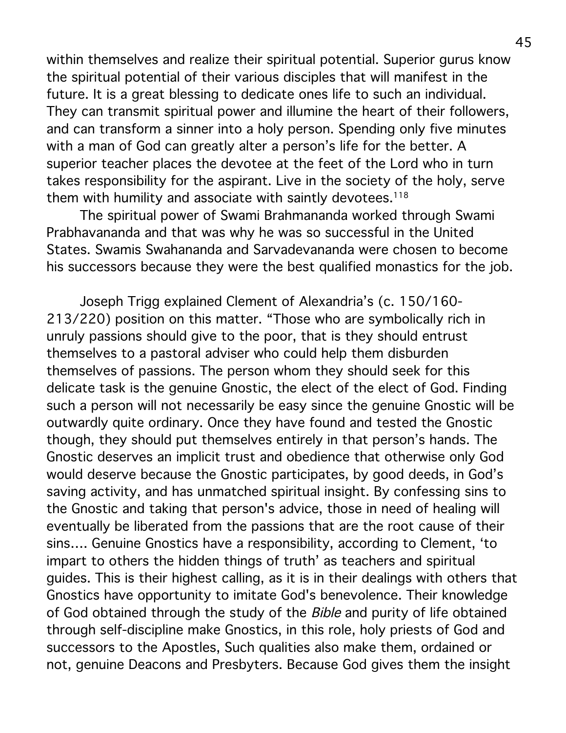within themselves and realize their spiritual potential. Superior gurus know the spiritual potential of their various disciples that will manifest in the future. It is a great blessing to dedicate ones life to such an individual. They can transmit spiritual power and illumine the heart of their followers, and can transform a sinner into a holy person. Spending only five minutes with a man of God can greatly alter a person's life for the better. A superior teacher places the devotee at the feet of the Lord who in turn takes responsibility for the aspirant. Live in the society of the holy, serve them with humility and associate with saintly devotees.[118]

The spiritual power of Swami Brahmananda worked through Swami Prabhavananda and that was why he was so successful in the United States. Swamis Swahananda and Sarvadevananda were chosen to become his successors because they were the best qualified monastics for the job.

Joseph Trigg explained Clement of Alexandria's (c. 150/160-213/220) position on this matter. "Those who are symbolically rich in unruly passions should give to the poor, that is they should entrust themselves to a pastoral adviser who could help them disburden themselves of passions. The person whom they should seek for this delicate task is the genuine Gnostic, the elect of the elect of God. Finding such a person will not necessarily be easy since the genuine Gnostic will be outwardly quite ordinary. Once they have found and tested the Gnostic though, they should put themselves entirely in that person's hands. The Gnostic deserves an implicit trust and obedience that otherwise only God would deserve because the Gnostic participates, by good deeds, in God's saving activity, and has unmatched spiritual insight. By confessing sins to the Gnostic and taking that person's advice, those in need of healing will eventually be liberated from the passions that are the root cause of their sins.... Genuine Gnostics have a responsibility, according to Clement, 'to impart to others the hidden things of truth' as teachers and spiritual guides. This is their highest calling, as it is in their dealings with others that Gnostics have opportunity to imitate God's benevolence. Their knowledge of God obtained through the study of the *Bible* and purity of life obtained through self-discipline make Gnostics, in this role, holy priests of God and successors to the Apostles, Such qualities also make them, ordained or not, genuine Deacons and Presbyters. Because God gives them the insight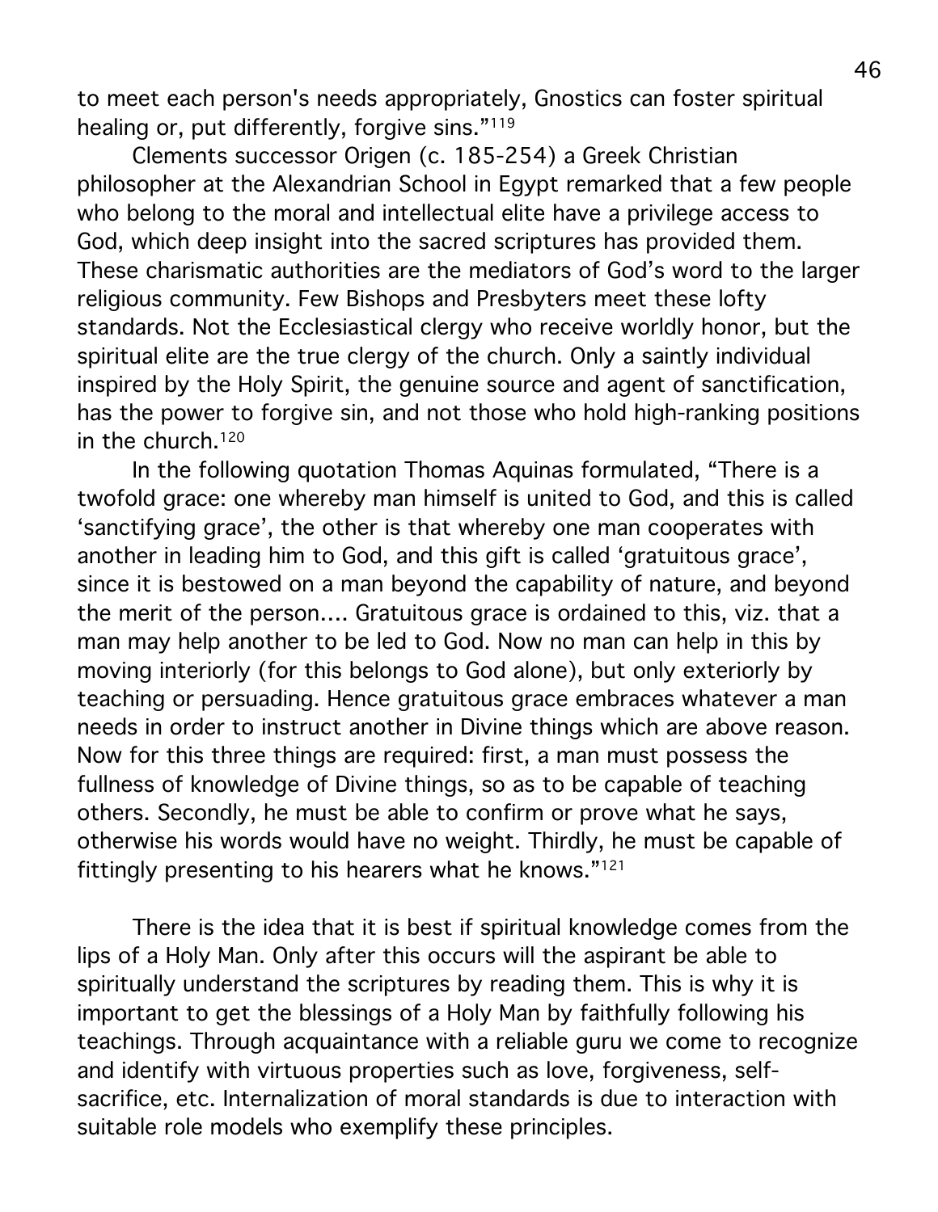to meet each person's needs appropriately, Gnostics can foster spiritual healing or, put differently, forgive sins."[119]

Clements successor Origen (c. 185-254) a Greek Christian philosopher at the Alexandrian School in Egypt remarked that a few people who belong to the moral and intellectual elite have a privilege access to God, which deep insight into the sacred scriptures has provided them. These charismatic authorities are the mediators of God's word to the larger religious community. Few Bishops and Presbyters meet these lofty standards. Not the Ecclesiastical clergy who receive worldly honor, but the spiritual elite are the true clergy of the church. Only a saintly individual inspired by the Holy Spirit, the genuine source and agent of sanctification, has the power to forgive sin, and not those who hold high-ranking positions in the church.[120]

In the following quotation Thomas Aquinas formulated, "There is a twofold grace: one whereby man himself is united to God, and this is called 'sanctifying grace', the other is that whereby one man cooperates with another in leading him to God, and this gift is called 'gratuitous grace', since it is bestowed on a man beyond the capability of nature, and beyond the merit of the person.... Gratuitous grace is ordained to this, viz. that a man may help another to be led to God. Now no man can help in this by moving interiorly (for this belongs to God alone), but only exteriorly by teaching or persuading. Hence gratuitous grace embraces whatever a man needs in order to instruct another in Divine things which are above reason. Now for this three things are required: first, a man must possess the fullness of knowledge of Divine things, so as to be capable of teaching others. Secondly, he must be able to confirm or prove what he says, otherwise his words would have no weight. Thirdly, he must be capable of fittingly presenting to his hearers what he knows."[121]

There is the idea that it is best if spiritual knowledge comes from the lips of a Holy Man. Only after this occurs will the aspirant be able to spiritually understand the scriptures by reading them. This is why it is important to get the blessings of a Holy Man by faithfully following his teachings. Through acquaintance with a reliable guru we come to recognize and identify with virtuous properties such as love, forgiveness, self-sacrifice, etc. Internalization of moral standards is due to interaction with suitable role models who exemplify these principles.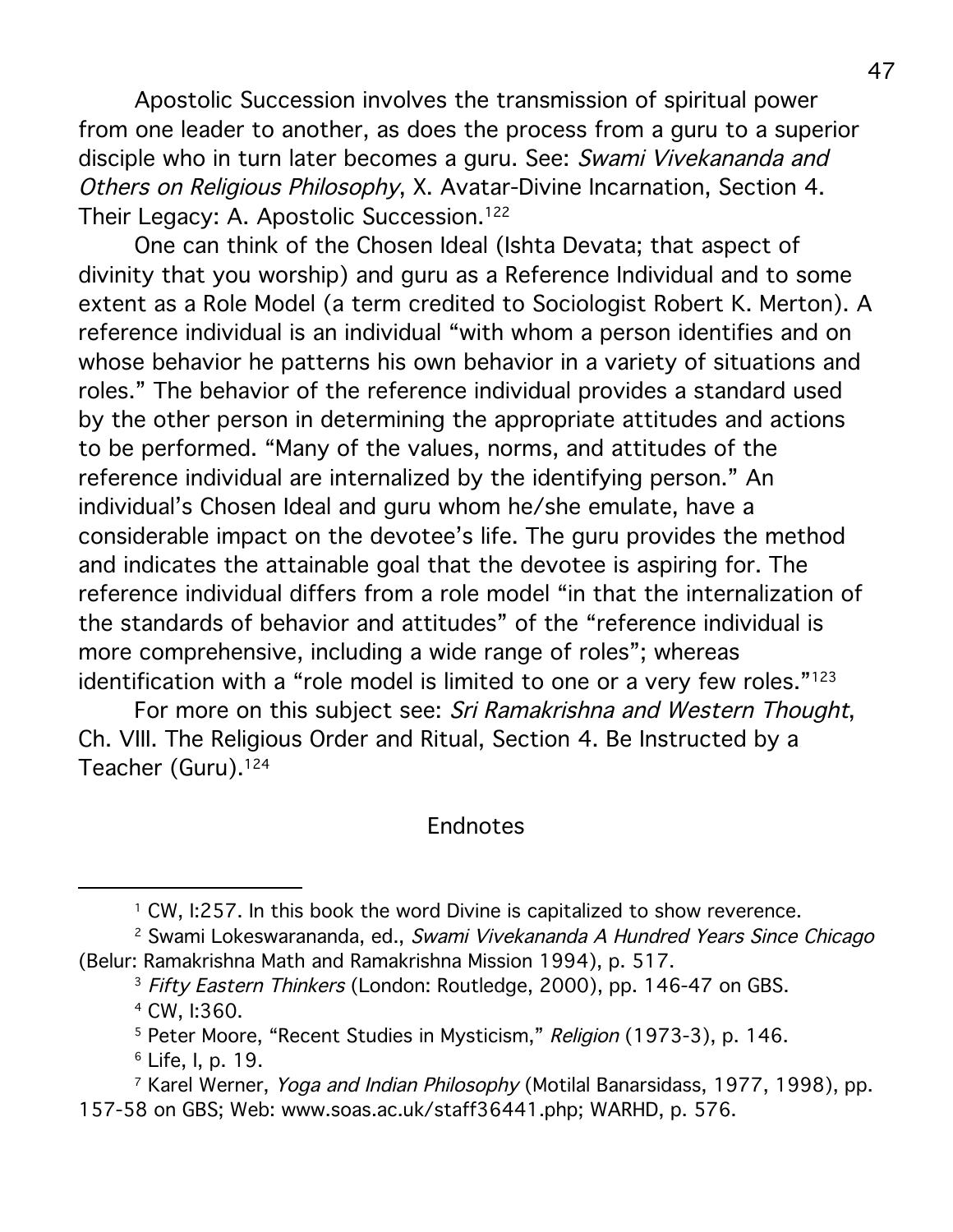Apostolic Succession involves the transmission of spiritual power from one leader to another, as does the process from a guru to a superior disciple who in turn later becomes a guru. See: *Swami Vivekananda and Others on Religious Philosophy*, X. Avatar-Divine Incarnation, Section 4. Their Legacy: A. Apostolic Succession.[122]

One can think of the Chosen Ideal (Ishta Devata; that aspect of divinity that you worship) and guru as a Reference Individual and to some extent as a Role Model (a term credited to Sociologist Robert K. Merton). A reference individual is an individual "with whom a person identifies and on whose behavior he patterns his own behavior in a variety of situations and roles." The behavior of the reference individual provides a standard used by the other person in determining the appropriate attitudes and actions to be performed. "Many of the values, norms, and attitudes of the reference individual are internalized by the identifying person." An individual's Chosen Ideal and guru whom he/she emulate, have a considerable impact on the devotee's life. The guru provides the method and indicates the attainable goal that the devotee is aspiring for. The reference individual differs from a role model "in that the internalization of the standards of behavior and attitudes" of the "reference individual is more comprehensive, including a wide range of roles"; whereas identification with a "role model is limited to one or a very few roles."[123]

For more on this subject see: *Sri Ramakrishna and Western Thought*, Ch. VIII. The Religious Order and Ritual, Section 4. Be Instructed by a Teacher (Guru).[124]

## Endnotes

[1] CW, I:257. In this book the word Divine is capitalized to show reverence.

[2] Swami Lokeswarananda, ed., *Swami Vivekananda A Hundred Years Since Chicago* (Belur: Ramakrishna Math and Ramakrishna Mission 1994), p. 517.

[3] *Fifty Eastern Thinkers* (London: Routledge, 2000), pp. 146-47 on GBS.

[4] CW, I:360.

[5] Peter Moore, "Recent Studies in Mysticism," *Religion* (1973-3), p. 146.

[6] Life, I, p. 19.

[7] Karel Werner, *Yoga and Indian Philosophy* (Motilal Banarsidass, 1977, 1998), pp. 157-58 on GBS; Web: www.soas.ac.uk/staff36441.php; WARHD, p. 576.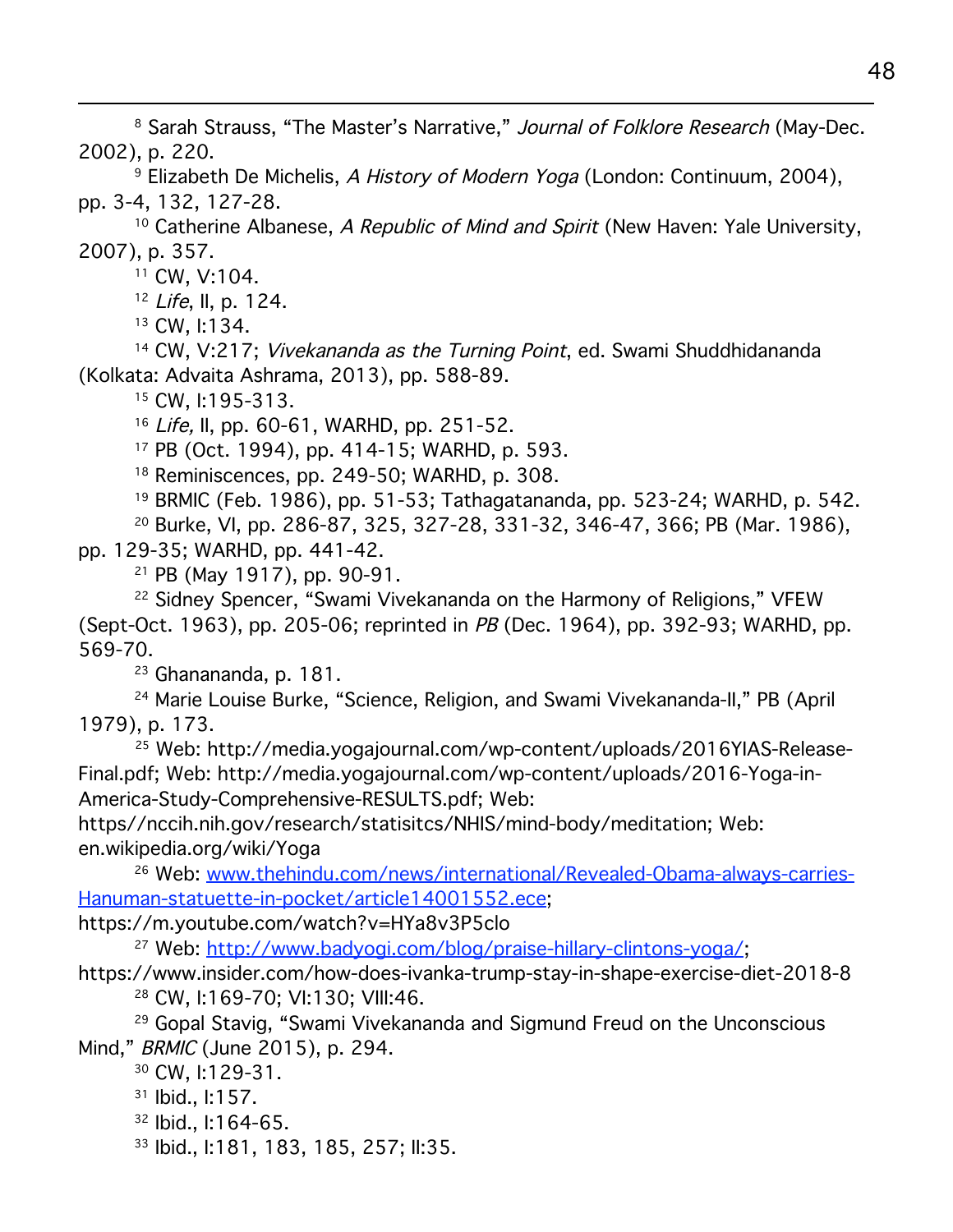[8] Sarah Strauss, "The Master's Narrative," *Journal of Folklore Research* (May-Dec. 2002), p. 220.

[9] Elizabeth De Michelis, *A History of Modern Yoga* (London: Continuum, 2004), pp. 3-4, 132, 127-28.

[10] Catherine Albanese, *A Republic of Mind and Spirit* (New Haven: Yale University, 2007), p. 357.

[11] CW, V:104.

[12] *Life*, II, p. 124.

[13] CW, I:134.

[14] CW, V:217; *Vivekananda as the Turning Point*, ed. Swami Shuddhidananda (Kolkata: Advaita Ashrama, 2013), pp. 588-89.

[15] CW, I:195-313.

[16] *Life,* II, pp. 60-61, WARHD, pp. 251-52.

[17] PB (Oct. 1994), pp. 414-15; WARHD, p. 593.

[18] Reminiscences, pp. 249-50; WARHD, p. 308.

[19] BRMIC (Feb. 1986), pp. 51-53; Tathagatananda, pp. 523-24; WARHD, p. 542.

[20] Burke, VI, pp. 286-87, 325, 327-28, 331-32, 346-47, 366; PB (Mar. 1986), pp. 129-35; WARHD, pp. 441-42.

[21] PB (May 1917), pp. 90-91.

[22] Sidney Spencer, "Swami Vivekananda on the Harmony of Religions," VFEW (Sept-Oct. 1963), pp. 205-06; reprinted in *PB* (Dec. 1964), pp. 392-93; WARHD, pp. 569-70.

[23] Ghanananda, p. 181.

[24] Marie Louise Burke, "Science, Religion, and Swami Vivekananda-II," PB (April 1979), p. 173.

[25] Web: http://media.yogajournal.com/wp-content/uploads/2016YIAS-Release-Final.pdf; Web: http://media.yogajournal.com/wp-content/uploads/2016-Yoga-in-America-Study-Comprehensive-RESULTS.pdf; Web: https//nccih.nih.gov/research/statisitcs/NHIS/mind-body/meditation; Web: en.wikipedia.org/wiki/Yoga

[26] Web: www.thehindu.com/news/international/Revealed-Obama-always-carries-Hanuman-statuette-in-pocket/article14001552.ece; https://m.youtube.com/watch?v=HYa8v3P5clo

[27] Web: http://www.badyogi.com/blog/praise-hillary-clintons-yoga/; https://www.insider.com/how-does-ivanka-trump-stay-in-shape-exercise-diet-2018-8

[28] CW, I:169-70; VI:130; VIII:46.

[29] Gopal Stavig, "Swami Vivekananda and Sigmund Freud on the Unconscious Mind," *BRMIC* (June 2015), p. 294.

[30] CW, I:129-31.

[31] Ibid., I:157.

[32] Ibid., I:164-65.

[33] Ibid., I:181, 183, 185, 257; II:35.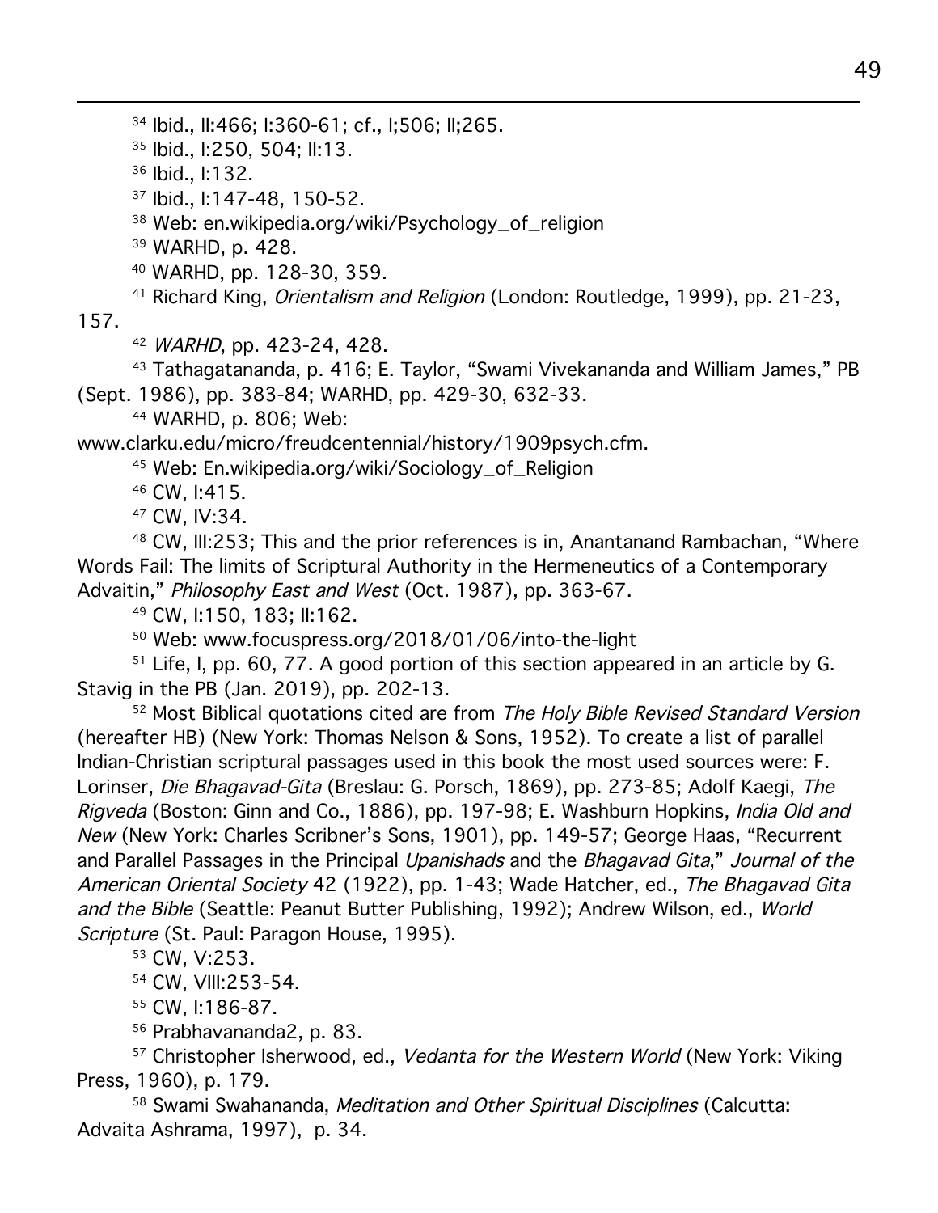[34] Ibid., II:466; I:360-61; cf., I;506; II;265.

[35] Ibid., I:250, 504; II:13.

[36] Ibid., I:132.

[37] Ibid., I:147-48, 150-52.

[38] Web: en.wikipedia.org/wiki/Psychology_of_religion

[39] WARHD, p. 428.

[40] WARHD, pp. 128-30, 359.

[41] Richard King, *Orientalism and Religion* (London: Routledge, 1999), pp. 21-23, 157.

[42] *WARHD*, pp. 423-24, 428.

[43] Tathagatananda, p. 416; E. Taylor, "Swami Vivekananda and William James," PB (Sept. 1986), pp. 383-84; WARHD, pp. 429-30, 632-33.

[44] WARHD, p. 806; Web: www.clarku.edu/micro/freudcentennial/history/1909psych.cfm.

[45] Web: En.wikipedia.org/wiki/Sociology_of_Religion

[46] CW, I:415.

[47] CW, IV:34.

[48] CW, III:253; This and the prior references is in, Anantanand Rambachan, "Where Words Fail: The limits of Scriptural Authority in the Hermeneutics of a Contemporary Advaitin," *Philosophy East and West* (Oct. 1987), pp. 363-67.

[49] CW, I:150, 183; II:162.

[50] Web: www.focuspress.org/2018/01/06/into-the-light

[51] Life, I, pp. 60, 77. A good portion of this section appeared in an article by G. Stavig in the PB (Jan. 2019), pp. 202-13.

[52] Most Biblical quotations cited are from *The Holy Bible Revised Standard Version* (hereafter HB) (New York: Thomas Nelson & Sons, 1952). To create a list of parallel Indian-Christian scriptural passages used in this book the most used sources were: F. Lorinser, *Die Bhagavad-Gita* (Breslau: G. Porsch, 1869), pp. 273-85; Adolf Kaegi, *The Rigveda* (Boston: Ginn and Co., 1886), pp. 197-98; E. Washburn Hopkins, *India Old and New* (New York: Charles Scribner's Sons, 1901), pp. 149-57; George Haas, "Recurrent and Parallel Passages in the Principal *Upanishads* and the *Bhagavad Gita*," *Journal of the American Oriental Society* 42 (1922), pp. 1-43; Wade Hatcher, ed., *The Bhagavad Gita and the Bible* (Seattle: Peanut Butter Publishing, 1992); Andrew Wilson, ed., *World Scripture* (St. Paul: Paragon House, 1995).

[53] CW, V:253.

[54] CW, VIII:253-54.

[55] CW, I:186-87.

[56] Prabhavananda2, p. 83.

[57] Christopher Isherwood, ed., *Vedanta for the Western World* (New York: Viking Press, 1960), p. 179.

[58] Swami Swahananda, *Meditation and Other Spiritual Disciplines* (Calcutta: Advaita Ashrama, 1997), p. 34.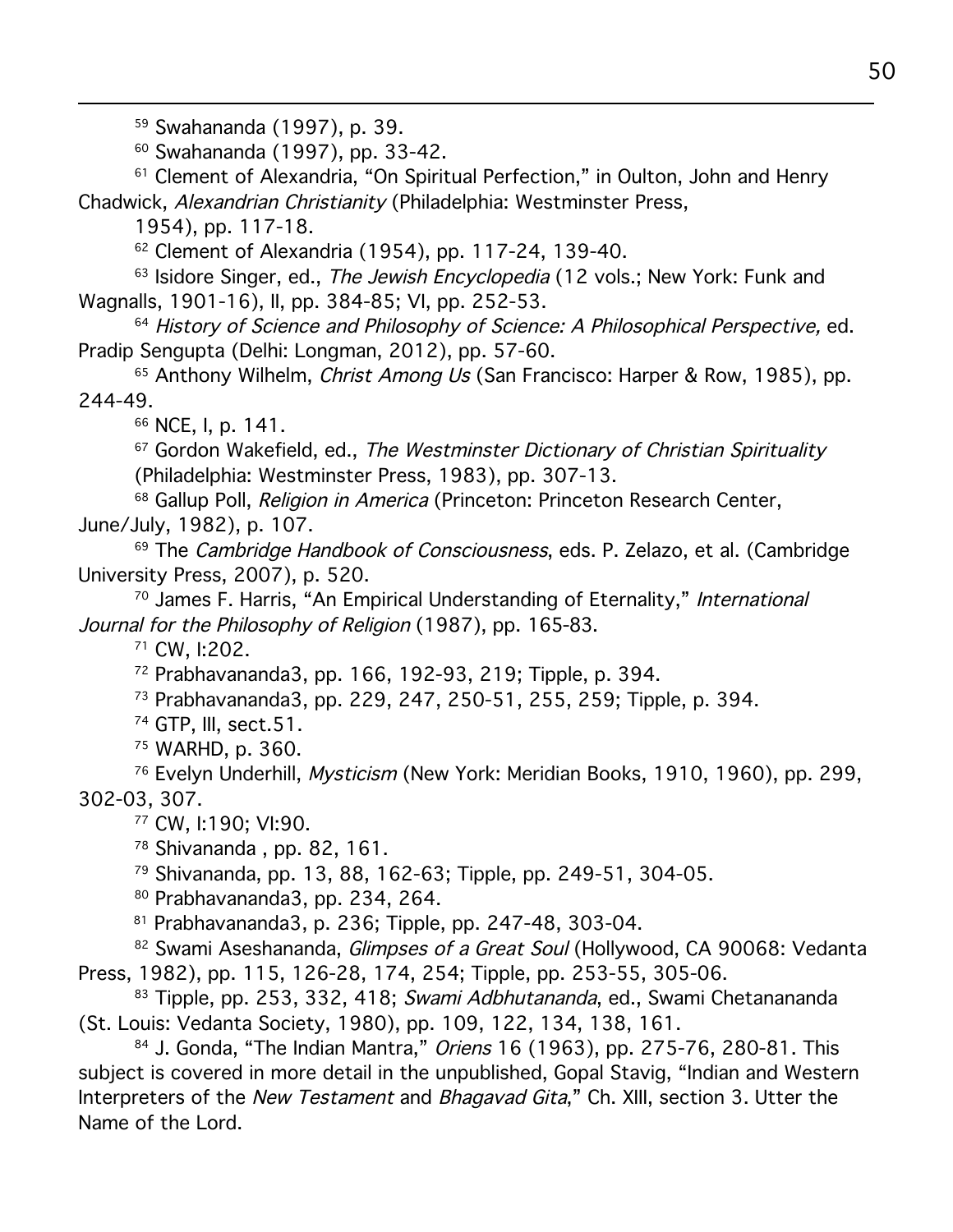[59] Swahananda (1997), p. 39.

[60] Swahananda (1997), pp. 33-42.

[61] Clement of Alexandria, "On Spiritual Perfection," in Oulton, John and Henry Chadwick, *Alexandrian Christianity* (Philadelphia: Westminster Press, 1954), pp. 117-18.

[62] Clement of Alexandria (1954), pp. 117-24, 139-40.

[63] Isidore Singer, ed., *The Jewish Encyclopedia* (12 vols.; New York: Funk and Wagnalls, 1901-16), II, pp. 384-85; VI, pp. 252-53.

[64] *History of Science and Philosophy of Science: A Philosophical Perspective,* ed. Pradip Sengupta (Delhi: Longman, 2012), pp. 57-60.

[65] Anthony Wilhelm, *Christ Among Us* (San Francisco: Harper & Row, 1985), pp. 244-49.

[66] NCE, I, p. 141.

[67] Gordon Wakefield, ed., *The Westminster Dictionary of Christian Spirituality* (Philadelphia: Westminster Press, 1983), pp. 307-13.

[68] Gallup Poll, *Religion in America* (Princeton: Princeton Research Center, June/July, 1982), p. 107.

[69] The *Cambridge Handbook of Consciousness*, eds. P. Zelazo, et al. (Cambridge University Press, 2007), p. 520.

[70] James F. Harris, "An Empirical Understanding of Eternality," *International Journal for the Philosophy of Religion* (1987), pp. 165-83.

[71] CW, I:202.

[72] Prabhavananda3, pp. 166, 192-93, 219; Tipple, p. 394.

[73] Prabhavananda3, pp. 229, 247, 250-51, 255, 259; Tipple, p. 394.

[74] GTP, III, sect.51.

[75] WARHD, p. 360.

[76] Evelyn Underhill, *Mysticism* (New York: Meridian Books, 1910, 1960), pp. 299, 302-03, 307.

[77] CW, I:190; VI:90.

[78] Shivananda , pp. 82, 161.

[79] Shivananda, pp. 13, 88, 162-63; Tipple, pp. 249-51, 304-05.

[80] Prabhavananda3, pp. 234, 264.

[81] Prabhavananda3, p. 236; Tipple, pp. 247-48, 303-04.

[82] Swami Aseshananda, *Glimpses of a Great Soul* (Hollywood, CA 90068: Vedanta Press, 1982), pp. 115, 126-28, 174, 254; Tipple, pp. 253-55, 305-06.

[83] Tipple, pp. 253, 332, 418; *Swami Adbhutananda*, ed., Swami Chetanananda (St. Louis: Vedanta Society, 1980), pp. 109, 122, 134, 138, 161.

[84] J. Gonda, "The Indian Mantra," *Oriens* 16 (1963), pp. 275-76, 280-81. This subject is covered in more detail in the unpublished, Gopal Stavig, "Indian and Western Interpreters of the *New Testament* and *Bhagavad Gita*," Ch. XIII, section 3. Utter the Name of the Lord.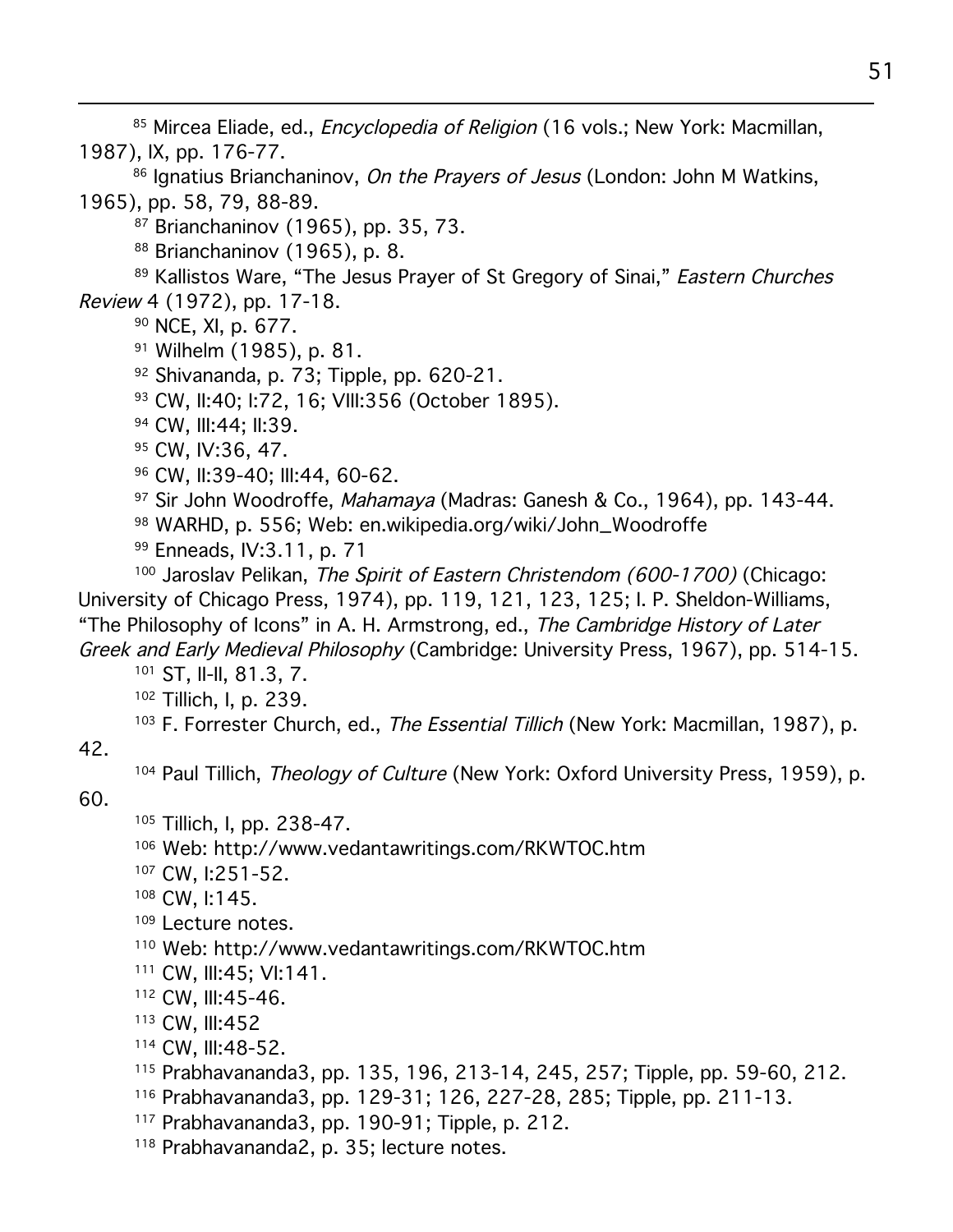[85] Mircea Eliade, ed., *Encyclopedia of Religion* (16 vols.; New York: Macmillan, 1987), IX, pp. 176-77.

[86] Ignatius Brianchaninov, *On the Prayers of Jesus* (London: John M Watkins, 1965), pp. 58, 79, 88-89.

[87] Brianchaninov (1965), pp. 35, 73.

[88] Brianchaninov (1965), p. 8.

[89] Kallistos Ware, "The Jesus Prayer of St Gregory of Sinai," *Eastern Churches Review* 4 (1972), pp. 17-18.

[90] NCE, XI, p. 677.

[91] Wilhelm (1985), p. 81.

[92] Shivananda, p. 73; Tipple, pp. 620-21.

[93] CW, II:40; I:72, 16; VIII:356 (October 1895).

[94] CW, III:44; II:39.

[95] CW, IV:36, 47.

[96] CW, II:39-40; III:44, 60-62.

[97] Sir John Woodroffe, *Mahamaya* (Madras: Ganesh & Co., 1964), pp. 143-44.

[98] WARHD, p. 556; Web: en.wikipedia.org/wiki/John_Woodroffe

[99] Enneads, IV:3.11, p. 71

[100] Jaroslav Pelikan, *The Spirit of Eastern Christendom (600-1700)* (Chicago: University of Chicago Press, 1974), pp. 119, 121, 123, 125; I. P. Sheldon-Williams, "The Philosophy of Icons" in A. H. Armstrong, ed., *The Cambridge History of Later Greek and Early Medieval Philosophy* (Cambridge: University Press, 1967), pp. 514-15.

[101] ST, II-II, 81.3, 7.

[102] Tillich, I, p. 239.

[103] F. Forrester Church, ed., *The Essential Tillich* (New York: Macmillan, 1987), p. 42.

[104] Paul Tillich, *Theology of Culture* (New York: Oxford University Press, 1959), p. 60.

[105] Tillich, I, pp. 238-47.

[106] Web: http://www.vedantawritings.com/RKWTOC.htm

[107] CW, I:251-52.

[108] CW, I:145.

[109] Lecture notes.

[110] Web: http://www.vedantawritings.com/RKWTOC.htm

[111] CW, III:45; VI:141.

[112] CW, III:45-46.

[113] CW, III:452

[114] CW, III:48-52.

[115] Prabhavananda3, pp. 135, 196, 213-14, 245, 257; Tipple, pp. 59-60, 212.

[116] Prabhavananda3, pp. 129-31; 126, 227-28, 285; Tipple, pp. 211-13.

[117] Prabhavananda3, pp. 190-91; Tipple, p. 212.

[118] Prabhavananda2, p. 35; lecture notes.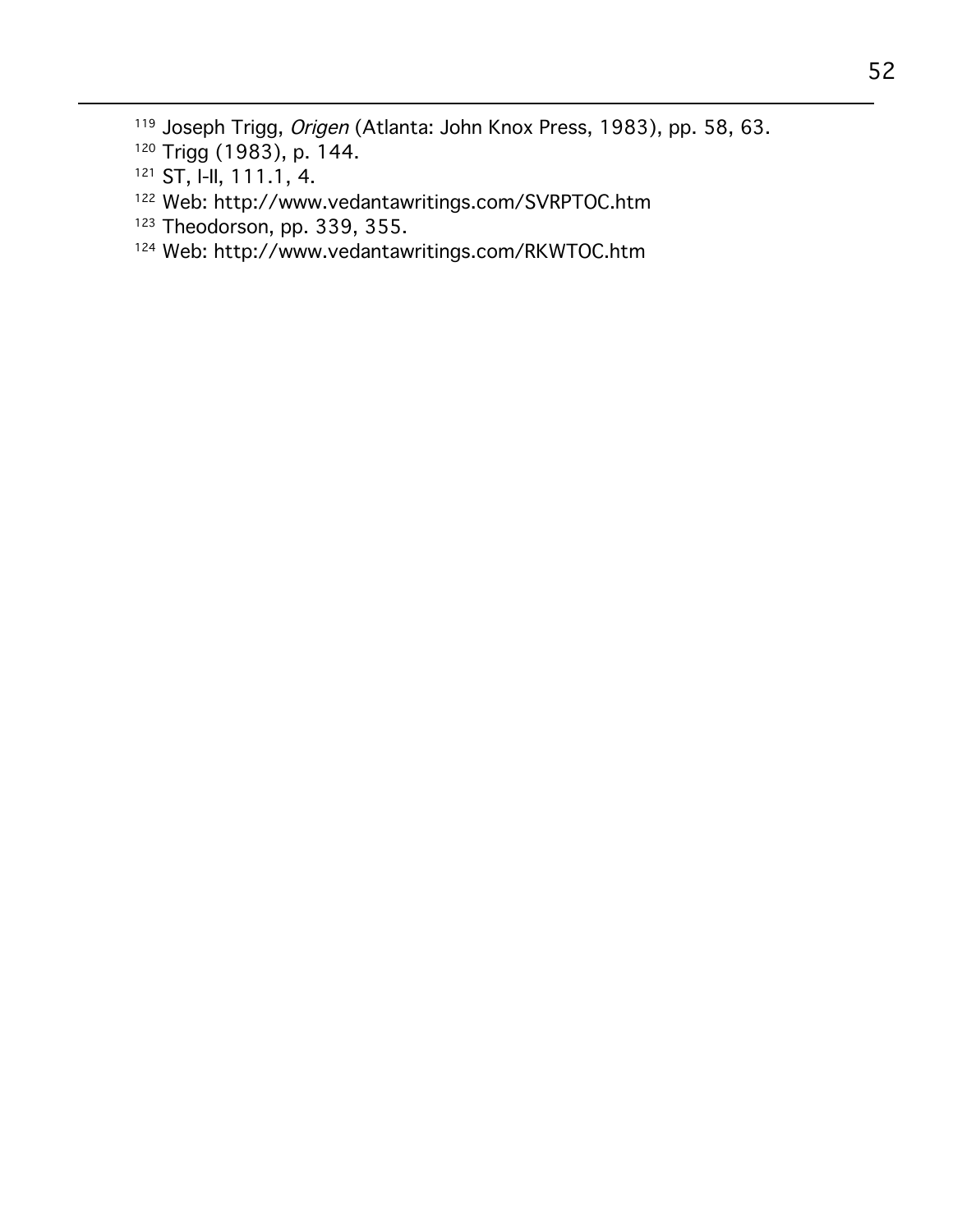[119] Joseph Trigg, *Origen* (Atlanta: John Knox Press, 1983), pp. 58, 63.
[120] Trigg (1983), p. 144.
[121] ST, I-II, 111.1, 4.
[122] Web: http://www.vedantawritings.com/SVRPTOC.htm
[123] Theodorson, pp. 339, 355.
[124] Web: http://www.vedantawritings.com/RKWTOC.htm